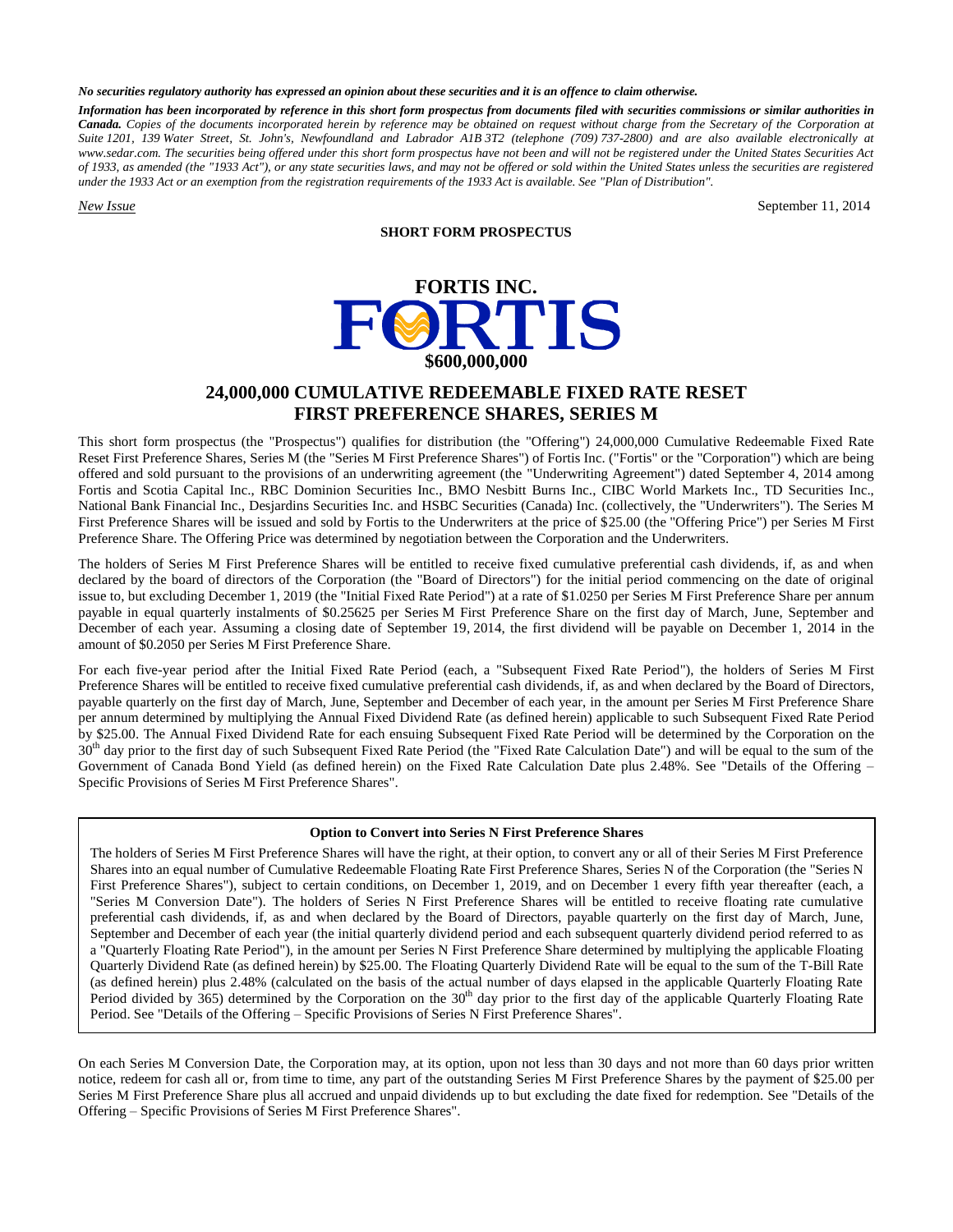*No securities regulatory authority has expressed an opinion about these securities and it is an offence to claim otherwise.*

***Information has been incorporated by reference in this short form prospectus from documents filed with securities commissions or similar authorities in Canada.*** *Copies of the documents incorporated herein by reference may be obtained on request without charge from the Secretary of the Corporation at Suite 1201, 139 Water Street, St. John's, Newfoundland and Labrador A1B 3T2 (telephone (709) 737-2800) and are also available electronically at www.sedar.com. The securities being offered under this short form prospectus have not been and will not be registered under the United States Securities Act of 1933, as amended (the "1933 Act"), or any state securities laws, and may not be offered or sold within the United States unless the securities are registered under the 1933 Act or an exemption from the registration requirements of the 1933 Act is available. See "Plan of Distribution".*

*New Issue* September 11, 2014

**SHORT FORM PROSPECTUS**

# FORTIS INC.

**FORTIS**

**$600,000,000**

## 24,000,000 CUMULATIVE REDEEMABLE FIXED RATE RESET FIRST PREFERENCE SHARES, SERIES M

This short form prospectus (the "Prospectus") qualifies for distribution (the "Offering") 24,000,000 Cumulative Redeemable Fixed Rate Reset First Preference Shares, Series M (the "Series M First Preference Shares") of Fortis Inc. ("Fortis" or the "Corporation") which are being offered and sold pursuant to the provisions of an underwriting agreement (the "Underwriting Agreement") dated September 4, 2014 among Fortis and Scotia Capital Inc., RBC Dominion Securities Inc., BMO Nesbitt Burns Inc., CIBC World Markets Inc., TD Securities Inc., National Bank Financial Inc., Desjardins Securities Inc. and HSBC Securities (Canada) Inc. (collectively, the "Underwriters"). The Series M First Preference Shares will be issued and sold by Fortis to the Underwriters at the price of $25.00 (the "Offering Price") per Series M First Preference Share. The Offering Price was determined by negotiation between the Corporation and the Underwriters.

The holders of Series M First Preference Shares will be entitled to receive fixed cumulative preferential cash dividends, if, as and when declared by the board of directors of the Corporation (the "Board of Directors") for the initial period commencing on the date of original issue to, but excluding December 1, 2019 (the "Initial Fixed Rate Period") at a rate of $1.0250 per Series M First Preference Share per annum payable in equal quarterly instalments of $0.25625 per Series M First Preference Share on the first day of March, June, September and December of each year. Assuming a closing date of September 19, 2014, the first dividend will be payable on December 1, 2014 in the amount of $0.2050 per Series M First Preference Share.

For each five-year period after the Initial Fixed Rate Period (each, a "Subsequent Fixed Rate Period"), the holders of Series M First Preference Shares will be entitled to receive fixed cumulative preferential cash dividends, if, as and when declared by the Board of Directors, payable quarterly on the first day of March, June, September and December of each year, in the amount per Series M First Preference Share per annum determined by multiplying the Annual Fixed Dividend Rate (as defined herein) applicable to such Subsequent Fixed Rate Period by $25.00. The Annual Fixed Dividend Rate for each ensuing Subsequent Fixed Rate Period will be determined by the Corporation on the 30th day prior to the first day of such Subsequent Fixed Rate Period (the "Fixed Rate Calculation Date") and will be equal to the sum of the Government of Canada Bond Yield (as defined herein) on the Fixed Rate Calculation Date plus 2.48%. See "Details of the Offering – Specific Provisions of Series M First Preference Shares".

**Option to Convert into Series N First Preference Shares**

The holders of Series M First Preference Shares will have the right, at their option, to convert any or all of their Series M First Preference Shares into an equal number of Cumulative Redeemable Floating Rate First Preference Shares, Series N of the Corporation (the "Series N First Preference Shares"), subject to certain conditions, on December 1, 2019, and on December 1 every fifth year thereafter (each, a "Series M Conversion Date"). The holders of Series N First Preference Shares will be entitled to receive floating rate cumulative preferential cash dividends, if, as and when declared by the Board of Directors, payable quarterly on the first day of March, June, September and December of each year (the initial quarterly dividend period and each subsequent quarterly dividend period referred to as a "Quarterly Floating Rate Period"), in the amount per Series N First Preference Share determined by multiplying the applicable Floating Quarterly Dividend Rate (as defined herein) by $25.00. The Floating Quarterly Dividend Rate will be equal to the sum of the T-Bill Rate (as defined herein) plus 2.48% (calculated on the basis of the actual number of days elapsed in the applicable Quarterly Floating Rate Period divided by 365) determined by the Corporation on the 30th day prior to the first day of the applicable Quarterly Floating Rate Period. See "Details of the Offering – Specific Provisions of Series N First Preference Shares".

On each Series M Conversion Date, the Corporation may, at its option, upon not less than 30 days and not more than 60 days prior written notice, redeem for cash all or, from time to time, any part of the outstanding Series M First Preference Shares by the payment of $25.00 per Series M First Preference Share plus all accrued and unpaid dividends up to but excluding the date fixed for redemption. See "Details of the Offering – Specific Provisions of Series M First Preference Shares".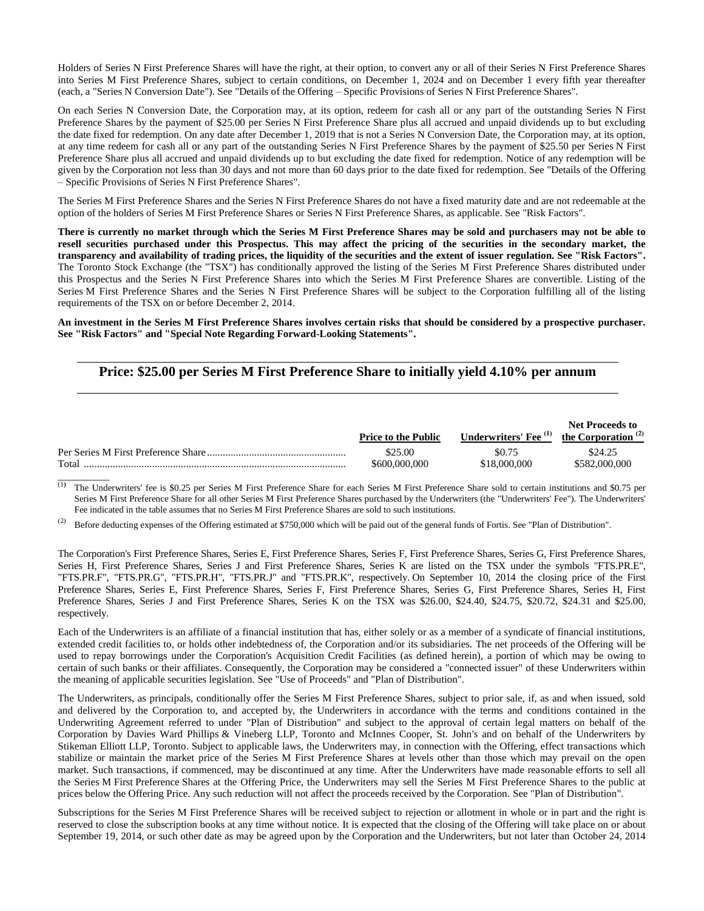Holders of Series N First Preference Shares will have the right, at their option, to convert any or all of their Series N First Preference Shares into Series M First Preference Shares, subject to certain conditions, on December 1, 2024 and on December 1 every fifth year thereafter (each, a "Series N Conversion Date"). See "Details of the Offering – Specific Provisions of Series N First Preference Shares".

On each Series N Conversion Date, the Corporation may, at its option, redeem for cash all or any part of the outstanding Series N First Preference Shares by the payment of $25.00 per Series N First Preference Share plus all accrued and unpaid dividends up to but excluding the date fixed for redemption. On any date after December 1, 2019 that is not a Series N Conversion Date, the Corporation may, at its option, at any time redeem for cash all or any part of the outstanding Series N First Preference Shares by the payment of $25.50 per Series N First Preference Share plus all accrued and unpaid dividends up to but excluding the date fixed for redemption. Notice of any redemption will be given by the Corporation not less than 30 days and not more than 60 days prior to the date fixed for redemption. See "Details of the Offering – Specific Provisions of Series N First Preference Shares".

The Series M First Preference Shares and the Series N First Preference Shares do not have a fixed maturity date and are not redeemable at the option of the holders of Series M First Preference Shares or Series N First Preference Shares, as applicable. See "Risk Factors".

**There is currently no market through which the Series M First Preference Shares may be sold and purchasers may not be able to resell securities purchased under this Prospectus. This may affect the pricing of the securities in the secondary market, the transparency and availability of trading prices, the liquidity of the securities and the extent of issuer regulation. See "Risk Factors".** The Toronto Stock Exchange (the "TSX") has conditionally approved the listing of the Series M First Preference Shares distributed under this Prospectus and the Series N First Preference Shares into which the Series M First Preference Shares are convertible. Listing of the Series M First Preference Shares and the Series N First Preference Shares will be subject to the Corporation fulfilling all of the listing requirements of the TSX on or before December 2, 2014.

**An investment in the Series M First Preference Shares involves certain risks that should be considered by a prospective purchaser. See "Risk Factors" and "Special Note Regarding Forward-Looking Statements".**

## Price: $25.00 per Series M First Preference Share to initially yield 4.10% per annum

| | Price to the Public | Underwriters' Fee [1] | Net Proceeds to the Corporation [2] |
|---|---|---|---|
| Per Series M First Preference Share | $25.00 | $0.75 | $24.25 |
| Total | $600,000,000 | $18,000,000 | $582,000,000 |

(1) The Underwriters' fee is $0.25 per Series M First Preference Share for each Series M First Preference Share sold to certain institutions and $0.75 per Series M First Preference Share for all other Series M First Preference Shares purchased by the Underwriters (the "Underwriters' Fee"). The Underwriters' Fee indicated in the table assumes that no Series M First Preference Shares are sold to such institutions.

(2) Before deducting expenses of the Offering estimated at $750,000 which will be paid out of the general funds of Fortis. See "Plan of Distribution".

The Corporation's First Preference Shares, Series E, First Preference Shares, Series F, First Preference Shares, Series G, First Preference Shares, Series H, First Preference Shares, Series J and First Preference Shares, Series K are listed on the TSX under the symbols "FTS.PR.E", "FTS.PR.F", "FTS.PR.G", "FTS.PR.H", "FTS.PR.J" and "FTS.PR.K", respectively. On September 10, 2014 the closing price of the First Preference Shares, Series E, First Preference Shares, Series F, First Preference Shares, Series G, First Preference Shares, Series H, First Preference Shares, Series J and First Preference Shares, Series K on the TSX was $26.00, $24.40, $24.75, $20.72, $24.31 and $25.00, respectively.

Each of the Underwriters is an affiliate of a financial institution that has, either solely or as a member of a syndicate of financial institutions, extended credit facilities to, or holds other indebtedness of, the Corporation and/or its subsidiaries. The net proceeds of the Offering will be used to repay borrowings under the Corporation's Acquisition Credit Facilities (as defined herein), a portion of which may be owing to certain of such banks or their affiliates. Consequently, the Corporation may be considered a "connected issuer" of these Underwriters within the meaning of applicable securities legislation. See "Use of Proceeds" and "Plan of Distribution".

The Underwriters, as principals, conditionally offer the Series M First Preference Shares, subject to prior sale, if, as and when issued, sold and delivered by the Corporation to, and accepted by, the Underwriters in accordance with the terms and conditions contained in the Underwriting Agreement referred to under "Plan of Distribution" and subject to the approval of certain legal matters on behalf of the Corporation by Davies Ward Phillips & Vineberg LLP, Toronto and McInnes Cooper, St. John's and on behalf of the Underwriters by Stikeman Elliott LLP, Toronto. Subject to applicable laws, the Underwriters may, in connection with the Offering, effect transactions which stabilize or maintain the market price of the Series M First Preference Shares at levels other than those which may prevail on the open market. Such transactions, if commenced, may be discontinued at any time. After the Underwriters have made reasonable efforts to sell all the Series M First Preference Shares at the Offering Price, the Underwriters may sell the Series M First Preference Shares to the public at prices below the Offering Price. Any such reduction will not affect the proceeds received by the Corporation. See "Plan of Distribution".

Subscriptions for the Series M First Preference Shares will be received subject to rejection or allotment in whole or in part and the right is reserved to close the subscription books at any time without notice. It is expected that the closing of the Offering will take place on or about September 19, 2014, or such other date as may be agreed upon by the Corporation and the Underwriters, but not later than October 24, 2014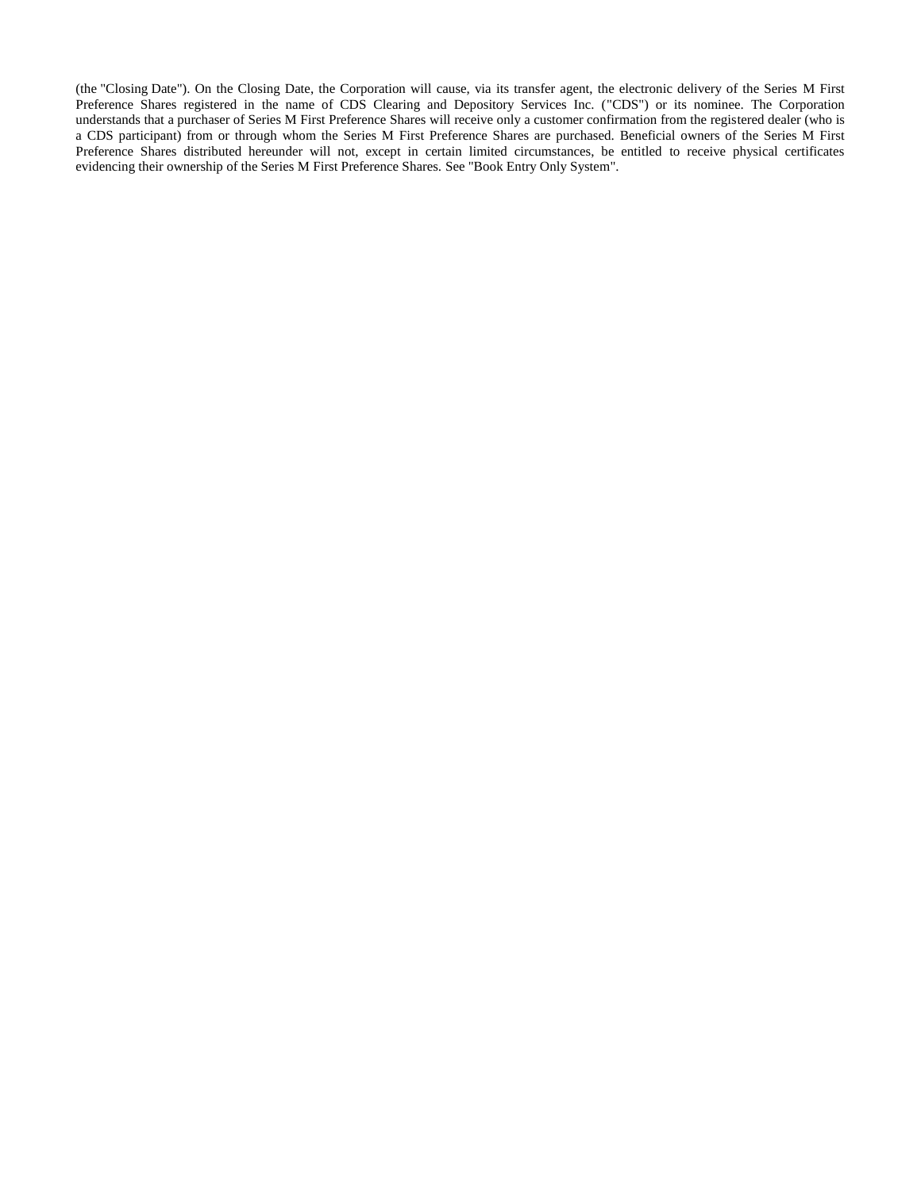(the "Closing Date"). On the Closing Date, the Corporation will cause, via its transfer agent, the electronic delivery of the Series M First Preference Shares registered in the name of CDS Clearing and Depository Services Inc. ("CDS") or its nominee. The Corporation understands that a purchaser of Series M First Preference Shares will receive only a customer confirmation from the registered dealer (who is a CDS participant) from or through whom the Series M First Preference Shares are purchased. Beneficial owners of the Series M First Preference Shares distributed hereunder will not, except in certain limited circumstances, be entitled to receive physical certificates evidencing their ownership of the Series M First Preference Shares. See "Book Entry Only System".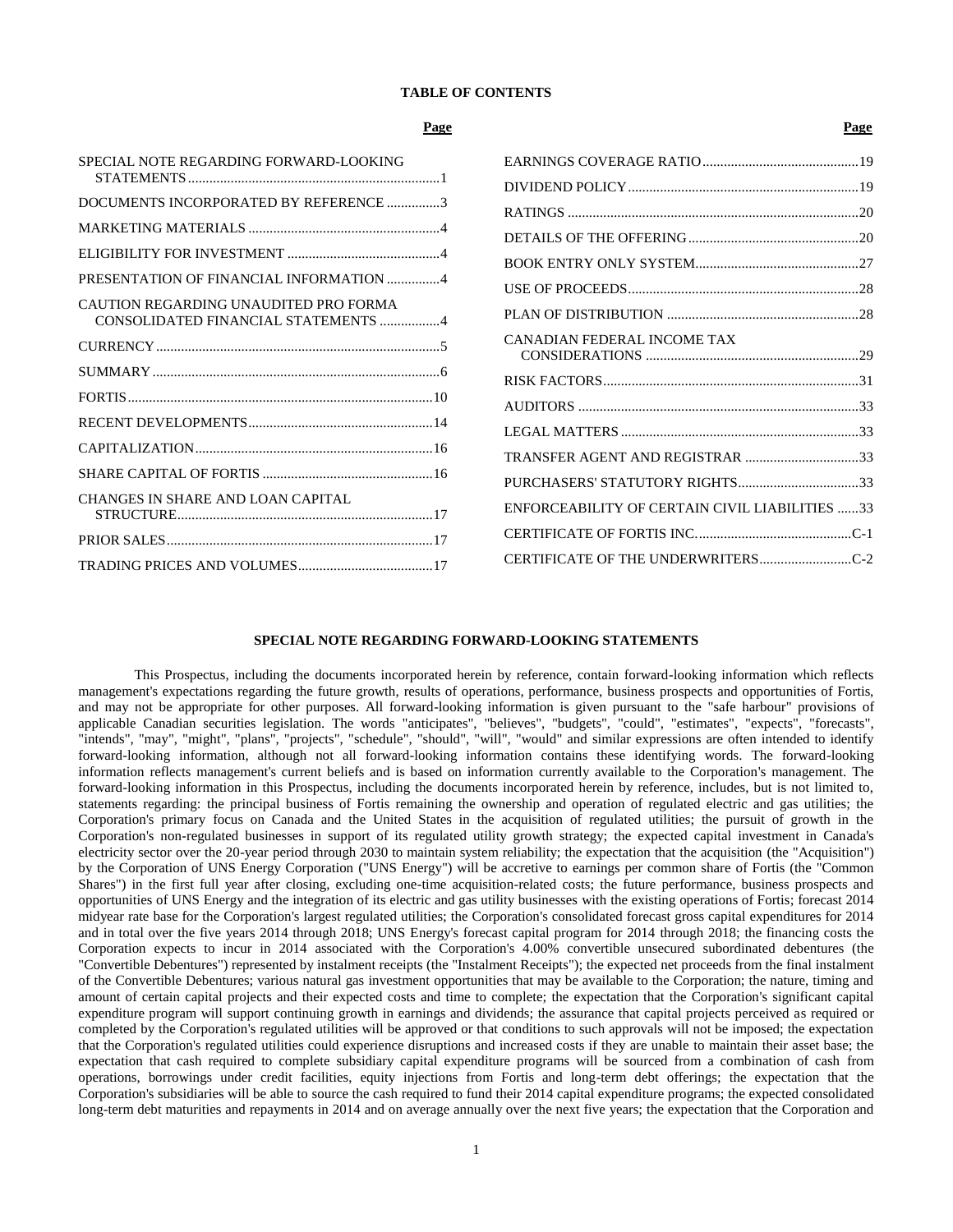**TABLE OF CONTENTS**

| | Page | | Page |
|---|---|---|---|
| SPECIAL NOTE REGARDING FORWARD-LOOKING STATEMENTS | 1 | EARNINGS COVERAGE RATIO | 19 |
| DOCUMENTS INCORPORATED BY REFERENCE | 3 | DIVIDEND POLICY | 19 |
| MARKETING MATERIALS | 4 | RATINGS | 20 |
| ELIGIBILITY FOR INVESTMENT | 4 | DETAILS OF THE OFFERING | 20 |
| PRESENTATION OF FINANCIAL INFORMATION | 4 | BOOK ENTRY ONLY SYSTEM | 27 |
| CAUTION REGARDING UNAUDITED PRO FORMA CONSOLIDATED FINANCIAL STATEMENTS | 4 | USE OF PROCEEDS | 28 |
| CURRENCY | 5 | PLAN OF DISTRIBUTION | 28 |
| SUMMARY | 6 | CANADIAN FEDERAL INCOME TAX CONSIDERATIONS | 29 |
| FORTIS | 10 | RISK FACTORS | 31 |
| RECENT DEVELOPMENTS | 14 | AUDITORS | 33 |
| CAPITALIZATION | 16 | LEGAL MATTERS | 33 |
| SHARE CAPITAL OF FORTIS | 16 | TRANSFER AGENT AND REGISTRAR | 33 |
| CHANGES IN SHARE AND LOAN CAPITAL STRUCTURE | 17 | PURCHASERS' STATUTORY RIGHTS | 33 |
| PRIOR SALES | 17 | ENFORCEABILITY OF CERTAIN CIVIL LIABILITIES | 33 |
| TRADING PRICES AND VOLUMES | 17 | CERTIFICATE OF FORTIS INC. | C-1 |
| | | CERTIFICATE OF THE UNDERWRITERS | C-2 |

## SPECIAL NOTE REGARDING FORWARD-LOOKING STATEMENTS

This Prospectus, including the documents incorporated herein by reference, contain forward-looking information which reflects management's expectations regarding the future growth, results of operations, performance, business prospects and opportunities of Fortis, and may not be appropriate for other purposes. All forward-looking information is given pursuant to the "safe harbour" provisions of applicable Canadian securities legislation. The words "anticipates", "believes", "budgets", "could", "estimates", "expects", "forecasts", "intends", "may", "might", "plans", "projects", "schedule", "should", "will", "would" and similar expressions are often intended to identify forward-looking information, although not all forward-looking information contains these identifying words. The forward-looking information reflects management's current beliefs and is based on information currently available to the Corporation's management. The forward-looking information in this Prospectus, including the documents incorporated herein by reference, includes, but is not limited to, statements regarding: the principal business of Fortis remaining the ownership and operation of regulated electric and gas utilities; the Corporation's primary focus on Canada and the United States in the acquisition of regulated utilities; the pursuit of growth in the Corporation's non-regulated businesses in support of its regulated utility growth strategy; the expected capital investment in Canada's electricity sector over the 20-year period through 2030 to maintain system reliability; the expectation that the acquisition (the "Acquisition") by the Corporation of UNS Energy Corporation ("UNS Energy") will be accretive to earnings per common share of Fortis (the "Common Shares") in the first full year after closing, excluding one-time acquisition-related costs; the future performance, business prospects and opportunities of UNS Energy and the integration of its electric and gas utility businesses with the existing operations of Fortis; forecast 2014 midyear rate base for the Corporation's largest regulated utilities; the Corporation's consolidated forecast gross capital expenditures for 2014 and in total over the five years 2014 through 2018; UNS Energy's forecast capital program for 2014 through 2018; the financing costs the Corporation expects to incur in 2014 associated with the Corporation's 4.00% convertible unsecured subordinated debentures (the "Convertible Debentures") represented by instalment receipts (the "Instalment Receipts"); the expected net proceeds from the final instalment of the Convertible Debentures; various natural gas investment opportunities that may be available to the Corporation; the nature, timing and amount of certain capital projects and their expected costs and time to complete; the expectation that the Corporation's significant capital expenditure program will support continuing growth in earnings and dividends; the assurance that capital projects perceived as required or completed by the Corporation's regulated utilities will be approved or that conditions to such approvals will not be imposed; the expectation that the Corporation's regulated utilities could experience disruptions and increased costs if they are unable to maintain their asset base; the expectation that cash required to complete subsidiary capital expenditure programs will be sourced from a combination of cash from operations, borrowings under credit facilities, equity injections from Fortis and long-term debt offerings; the expectation that the Corporation's subsidiaries will be able to source the cash required to fund their 2014 capital expenditure programs; the expected consolidated long-term debt maturities and repayments in 2014 and on average annually over the next five years; the expectation that the Corporation and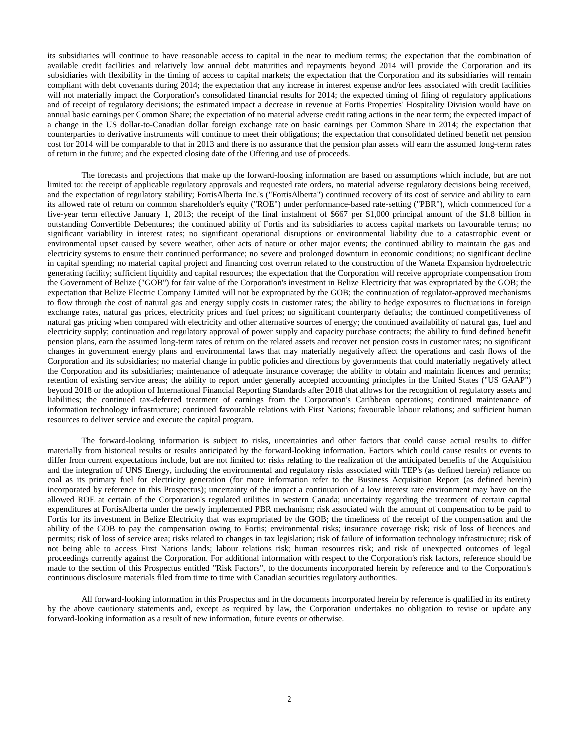its subsidiaries will continue to have reasonable access to capital in the near to medium terms; the expectation that the combination of available credit facilities and relatively low annual debt maturities and repayments beyond 2014 will provide the Corporation and its subsidiaries with flexibility in the timing of access to capital markets; the expectation that the Corporation and its subsidiaries will remain compliant with debt covenants during 2014; the expectation that any increase in interest expense and/or fees associated with credit facilities will not materially impact the Corporation's consolidated financial results for 2014; the expected timing of filing of regulatory applications and of receipt of regulatory decisions; the estimated impact a decrease in revenue at Fortis Properties' Hospitality Division would have on annual basic earnings per Common Share; the expectation of no material adverse credit rating actions in the near term; the expected impact of a change in the US dollar-to-Canadian dollar foreign exchange rate on basic earnings per Common Share in 2014; the expectation that counterparties to derivative instruments will continue to meet their obligations; the expectation that consolidated defined benefit net pension cost for 2014 will be comparable to that in 2013 and there is no assurance that the pension plan assets will earn the assumed long-term rates of return in the future; and the expected closing date of the Offering and use of proceeds.

The forecasts and projections that make up the forward-looking information are based on assumptions which include, but are not limited to: the receipt of applicable regulatory approvals and requested rate orders, no material adverse regulatory decisions being received, and the expectation of regulatory stability; FortisAlberta Inc.'s ("FortisAlberta") continued recovery of its cost of service and ability to earn its allowed rate of return on common shareholder's equity ("ROE") under performance-based rate-setting ("PBR"), which commenced for a five-year term effective January 1, 2013; the receipt of the final instalment of $667 per $1,000 principal amount of the $1.8 billion in outstanding Convertible Debentures; the continued ability of Fortis and its subsidiaries to access capital markets on favourable terms; no significant variability in interest rates; no significant operational disruptions or environmental liability due to a catastrophic event or environmental upset caused by severe weather, other acts of nature or other major events; the continued ability to maintain the gas and electricity systems to ensure their continued performance; no severe and prolonged downturn in economic conditions; no significant decline in capital spending; no material capital project and financing cost overrun related to the construction of the Waneta Expansion hydroelectric generating facility; sufficient liquidity and capital resources; the expectation that the Corporation will receive appropriate compensation from the Government of Belize ("GOB") for fair value of the Corporation's investment in Belize Electricity that was expropriated by the GOB; the expectation that Belize Electric Company Limited will not be expropriated by the GOB; the continuation of regulator-approved mechanisms to flow through the cost of natural gas and energy supply costs in customer rates; the ability to hedge exposures to fluctuations in foreign exchange rates, natural gas prices, electricity prices and fuel prices; no significant counterparty defaults; the continued competitiveness of natural gas pricing when compared with electricity and other alternative sources of energy; the continued availability of natural gas, fuel and electricity supply; continuation and regulatory approval of power supply and capacity purchase contracts; the ability to fund defined benefit pension plans, earn the assumed long-term rates of return on the related assets and recover net pension costs in customer rates; no significant changes in government energy plans and environmental laws that may materially negatively affect the operations and cash flows of the Corporation and its subsidiaries; no material change in public policies and directions by governments that could materially negatively affect the Corporation and its subsidiaries; maintenance of adequate insurance coverage; the ability to obtain and maintain licences and permits; retention of existing service areas; the ability to report under generally accepted accounting principles in the United States ("US GAAP") beyond 2018 or the adoption of International Financial Reporting Standards after 2018 that allows for the recognition of regulatory assets and liabilities; the continued tax-deferred treatment of earnings from the Corporation's Caribbean operations; continued maintenance of information technology infrastructure; continued favourable relations with First Nations; favourable labour relations; and sufficient human resources to deliver service and execute the capital program.

The forward-looking information is subject to risks, uncertainties and other factors that could cause actual results to differ materially from historical results or results anticipated by the forward-looking information. Factors which could cause results or events to differ from current expectations include, but are not limited to: risks relating to the realization of the anticipated benefits of the Acquisition and the integration of UNS Energy, including the environmental and regulatory risks associated with TEP's (as defined herein) reliance on coal as its primary fuel for electricity generation (for more information refer to the Business Acquisition Report (as defined herein) incorporated by reference in this Prospectus); uncertainty of the impact a continuation of a low interest rate environment may have on the allowed ROE at certain of the Corporation's regulated utilities in western Canada; uncertainty regarding the treatment of certain capital expenditures at FortisAlberta under the newly implemented PBR mechanism; risk associated with the amount of compensation to be paid to Fortis for its investment in Belize Electricity that was expropriated by the GOB; the timeliness of the receipt of the compensation and the ability of the GOB to pay the compensation owing to Fortis; environmental risks; insurance coverage risk; risk of loss of licences and permits; risk of loss of service area; risks related to changes in tax legislation; risk of failure of information technology infrastructure; risk of not being able to access First Nations lands; labour relations risk; human resources risk; and risk of unexpected outcomes of legal proceedings currently against the Corporation. For additional information with respect to the Corporation's risk factors, reference should be made to the section of this Prospectus entitled "Risk Factors", to the documents incorporated herein by reference and to the Corporation's continuous disclosure materials filed from time to time with Canadian securities regulatory authorities.

All forward-looking information in this Prospectus and in the documents incorporated herein by reference is qualified in its entirety by the above cautionary statements and, except as required by law, the Corporation undertakes no obligation to revise or update any forward-looking information as a result of new information, future events or otherwise.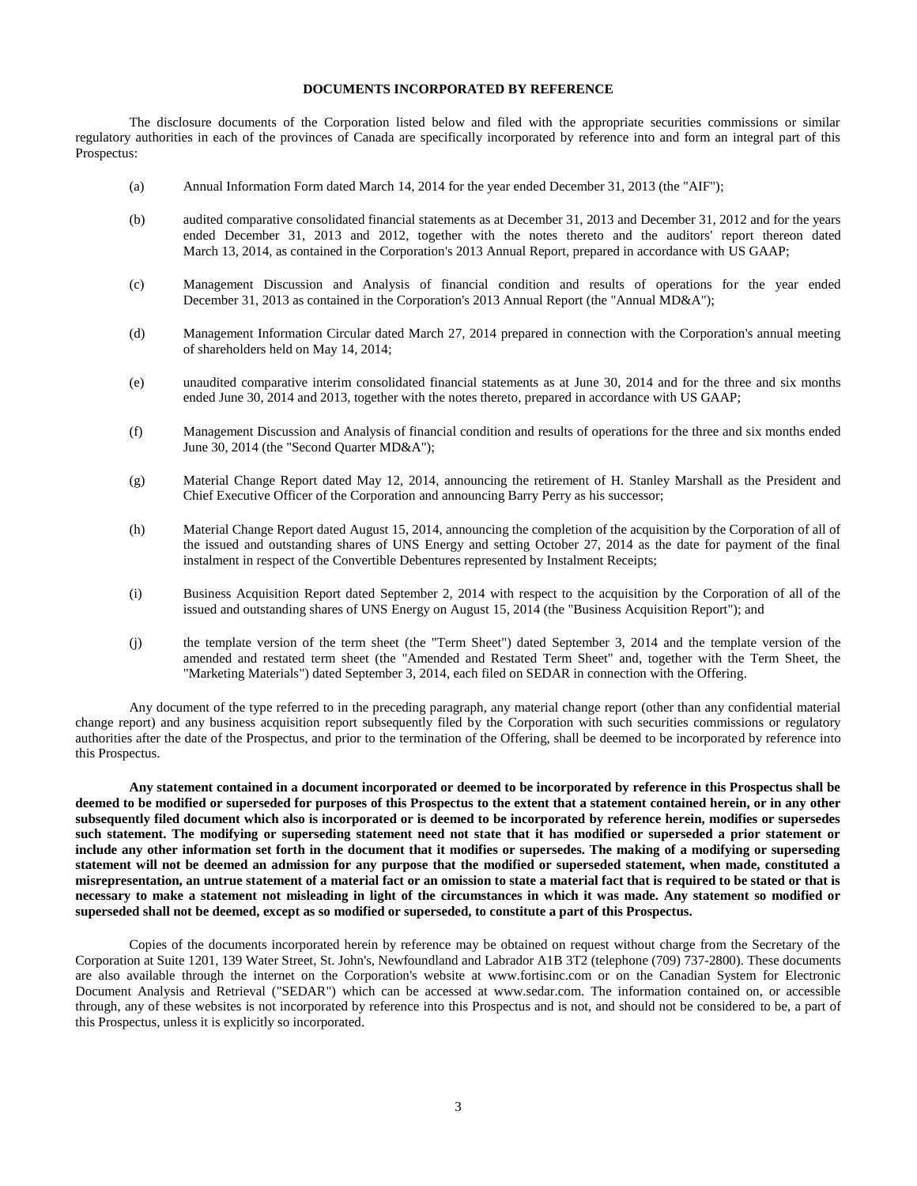## DOCUMENTS INCORPORATED BY REFERENCE

The disclosure documents of the Corporation listed below and filed with the appropriate securities commissions or similar regulatory authorities in each of the provinces of Canada are specifically incorporated by reference into and form an integral part of this Prospectus:

(a) Annual Information Form dated March 14, 2014 for the year ended December 31, 2013 (the "AIF");

(b) audited comparative consolidated financial statements as at December 31, 2013 and December 31, 2012 and for the years ended December 31, 2013 and 2012, together with the notes thereto and the auditors' report thereon dated March 13, 2014, as contained in the Corporation's 2013 Annual Report, prepared in accordance with US GAAP;

(c) Management Discussion and Analysis of financial condition and results of operations for the year ended December 31, 2013 as contained in the Corporation's 2013 Annual Report (the "Annual MD&A");

(d) Management Information Circular dated March 27, 2014 prepared in connection with the Corporation's annual meeting of shareholders held on May 14, 2014;

(e) unaudited comparative interim consolidated financial statements as at June 30, 2014 and for the three and six months ended June 30, 2014 and 2013, together with the notes thereto, prepared in accordance with US GAAP;

(f) Management Discussion and Analysis of financial condition and results of operations for the three and six months ended June 30, 2014 (the "Second Quarter MD&A");

(g) Material Change Report dated May 12, 2014, announcing the retirement of H. Stanley Marshall as the President and Chief Executive Officer of the Corporation and announcing Barry Perry as his successor;

(h) Material Change Report dated August 15, 2014, announcing the completion of the acquisition by the Corporation of all of the issued and outstanding shares of UNS Energy and setting October 27, 2014 as the date for payment of the final instalment in respect of the Convertible Debentures represented by Instalment Receipts;

(i) Business Acquisition Report dated September 2, 2014 with respect to the acquisition by the Corporation of all of the issued and outstanding shares of UNS Energy on August 15, 2014 (the "Business Acquisition Report"); and

(j) the template version of the term sheet (the "Term Sheet") dated September 3, 2014 and the template version of the amended and restated term sheet (the "Amended and Restated Term Sheet" and, together with the Term Sheet, the "Marketing Materials") dated September 3, 2014, each filed on SEDAR in connection with the Offering.

Any document of the type referred to in the preceding paragraph, any material change report (other than any confidential material change report) and any business acquisition report subsequently filed by the Corporation with such securities commissions or regulatory authorities after the date of the Prospectus, and prior to the termination of the Offering, shall be deemed to be incorporated by reference into this Prospectus.

**Any statement contained in a document incorporated or deemed to be incorporated by reference in this Prospectus shall be deemed to be modified or superseded for purposes of this Prospectus to the extent that a statement contained herein, or in any other subsequently filed document which also is incorporated or is deemed to be incorporated by reference herein, modifies or supersedes such statement. The modifying or superseding statement need not state that it has modified or superseded a prior statement or include any other information set forth in the document that it modifies or supersedes. The making of a modifying or superseding statement will not be deemed an admission for any purpose that the modified or superseded statement, when made, constituted a misrepresentation, an untrue statement of a material fact or an omission to state a material fact that is required to be stated or that is necessary to make a statement not misleading in light of the circumstances in which it was made. Any statement so modified or superseded shall not be deemed, except as so modified or superseded, to constitute a part of this Prospectus.**

Copies of the documents incorporated herein by reference may be obtained on request without charge from the Secretary of the Corporation at Suite 1201, 139 Water Street, St. John's, Newfoundland and Labrador A1B 3T2 (telephone (709) 737-2800). These documents are also available through the internet on the Corporation's website at www.fortisinc.com or on the Canadian System for Electronic Document Analysis and Retrieval ("SEDAR") which can be accessed at www.sedar.com. The information contained on, or accessible through, any of these websites is not incorporated by reference into this Prospectus and is not, and should not be considered to be, a part of this Prospectus, unless it is explicitly so incorporated.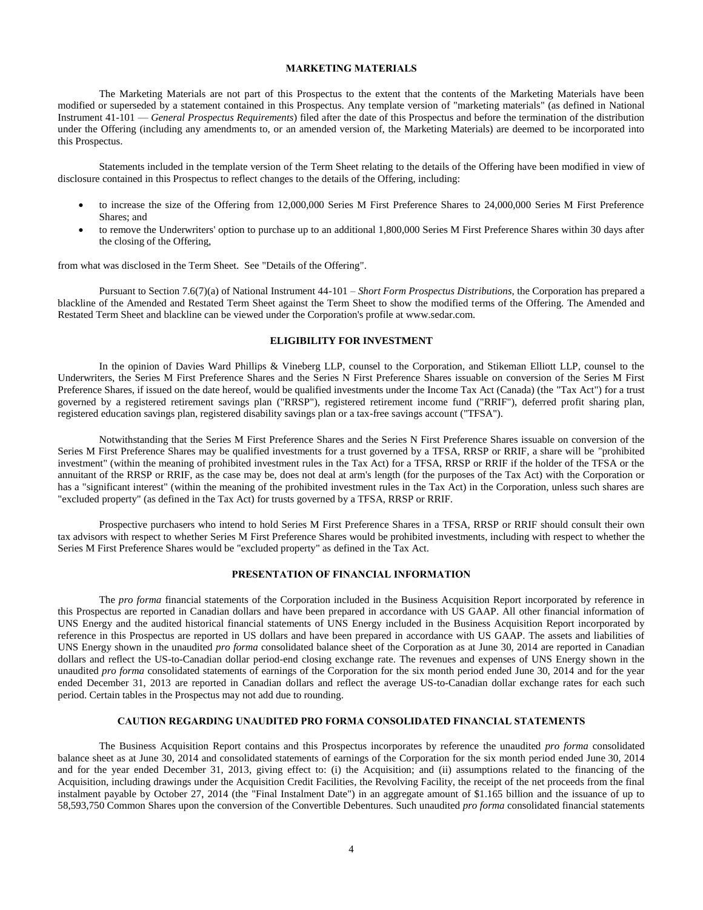## MARKETING MATERIALS

The Marketing Materials are not part of this Prospectus to the extent that the contents of the Marketing Materials have been modified or superseded by a statement contained in this Prospectus. Any template version of "marketing materials" (as defined in National Instrument 41-101 — *General Prospectus Requirements*) filed after the date of this Prospectus and before the termination of the distribution under the Offering (including any amendments to, or an amended version of, the Marketing Materials) are deemed to be incorporated into this Prospectus.

Statements included in the template version of the Term Sheet relating to the details of the Offering have been modified in view of disclosure contained in this Prospectus to reflect changes to the details of the Offering, including:

- to increase the size of the Offering from 12,000,000 Series M First Preference Shares to 24,000,000 Series M First Preference Shares; and
- to remove the Underwriters' option to purchase up to an additional 1,800,000 Series M First Preference Shares within 30 days after the closing of the Offering,

from what was disclosed in the Term Sheet. See "Details of the Offering".

Pursuant to Section 7.6(7)(a) of National Instrument 44-101 – *Short Form Prospectus Distributions*, the Corporation has prepared a blackline of the Amended and Restated Term Sheet against the Term Sheet to show the modified terms of the Offering. The Amended and Restated Term Sheet and blackline can be viewed under the Corporation's profile at www.sedar.com.

## ELIGIBILITY FOR INVESTMENT

In the opinion of Davies Ward Phillips & Vineberg LLP, counsel to the Corporation, and Stikeman Elliott LLP, counsel to the Underwriters, the Series M First Preference Shares and the Series N First Preference Shares issuable on conversion of the Series M First Preference Shares, if issued on the date hereof, would be qualified investments under the Income Tax Act (Canada) (the "Tax Act") for a trust governed by a registered retirement savings plan ("RRSP"), registered retirement income fund ("RRIF"), deferred profit sharing plan, registered education savings plan, registered disability savings plan or a tax-free savings account ("TFSA").

Notwithstanding that the Series M First Preference Shares and the Series N First Preference Shares issuable on conversion of the Series M First Preference Shares may be qualified investments for a trust governed by a TFSA, RRSP or RRIF, a share will be "prohibited investment" (within the meaning of prohibited investment rules in the Tax Act) for a TFSA, RRSP or RRIF if the holder of the TFSA or the annuitant of the RRSP or RRIF, as the case may be, does not deal at arm's length (for the purposes of the Tax Act) with the Corporation or has a "significant interest" (within the meaning of the prohibited investment rules in the Tax Act) in the Corporation, unless such shares are "excluded property" (as defined in the Tax Act) for trusts governed by a TFSA, RRSP or RRIF.

Prospective purchasers who intend to hold Series M First Preference Shares in a TFSA, RRSP or RRIF should consult their own tax advisors with respect to whether Series M First Preference Shares would be prohibited investments, including with respect to whether the Series M First Preference Shares would be "excluded property" as defined in the Tax Act.

## PRESENTATION OF FINANCIAL INFORMATION

The *pro forma* financial statements of the Corporation included in the Business Acquisition Report incorporated by reference in this Prospectus are reported in Canadian dollars and have been prepared in accordance with US GAAP. All other financial information of UNS Energy and the audited historical financial statements of UNS Energy included in the Business Acquisition Report incorporated by reference in this Prospectus are reported in US dollars and have been prepared in accordance with US GAAP. The assets and liabilities of UNS Energy shown in the unaudited *pro forma* consolidated balance sheet of the Corporation as at June 30, 2014 are reported in Canadian dollars and reflect the US-to-Canadian dollar period-end closing exchange rate. The revenues and expenses of UNS Energy shown in the unaudited *pro forma* consolidated statements of earnings of the Corporation for the six month period ended June 30, 2014 and for the year ended December 31, 2013 are reported in Canadian dollars and reflect the average US-to-Canadian dollar exchange rates for each such period. Certain tables in the Prospectus may not add due to rounding.

## CAUTION REGARDING UNAUDITED PRO FORMA CONSOLIDATED FINANCIAL STATEMENTS

The Business Acquisition Report contains and this Prospectus incorporates by reference the unaudited *pro forma* consolidated balance sheet as at June 30, 2014 and consolidated statements of earnings of the Corporation for the six month period ended June 30, 2014 and for the year ended December 31, 2013, giving effect to: (i) the Acquisition; and (ii) assumptions related to the financing of the Acquisition, including drawings under the Acquisition Credit Facilities, the Revolving Facility, the receipt of the net proceeds from the final instalment payable by October 27, 2014 (the "Final Instalment Date") in an aggregate amount of $1.165 billion and the issuance of up to 58,593,750 Common Shares upon the conversion of the Convertible Debentures. Such unaudited *pro forma* consolidated financial statements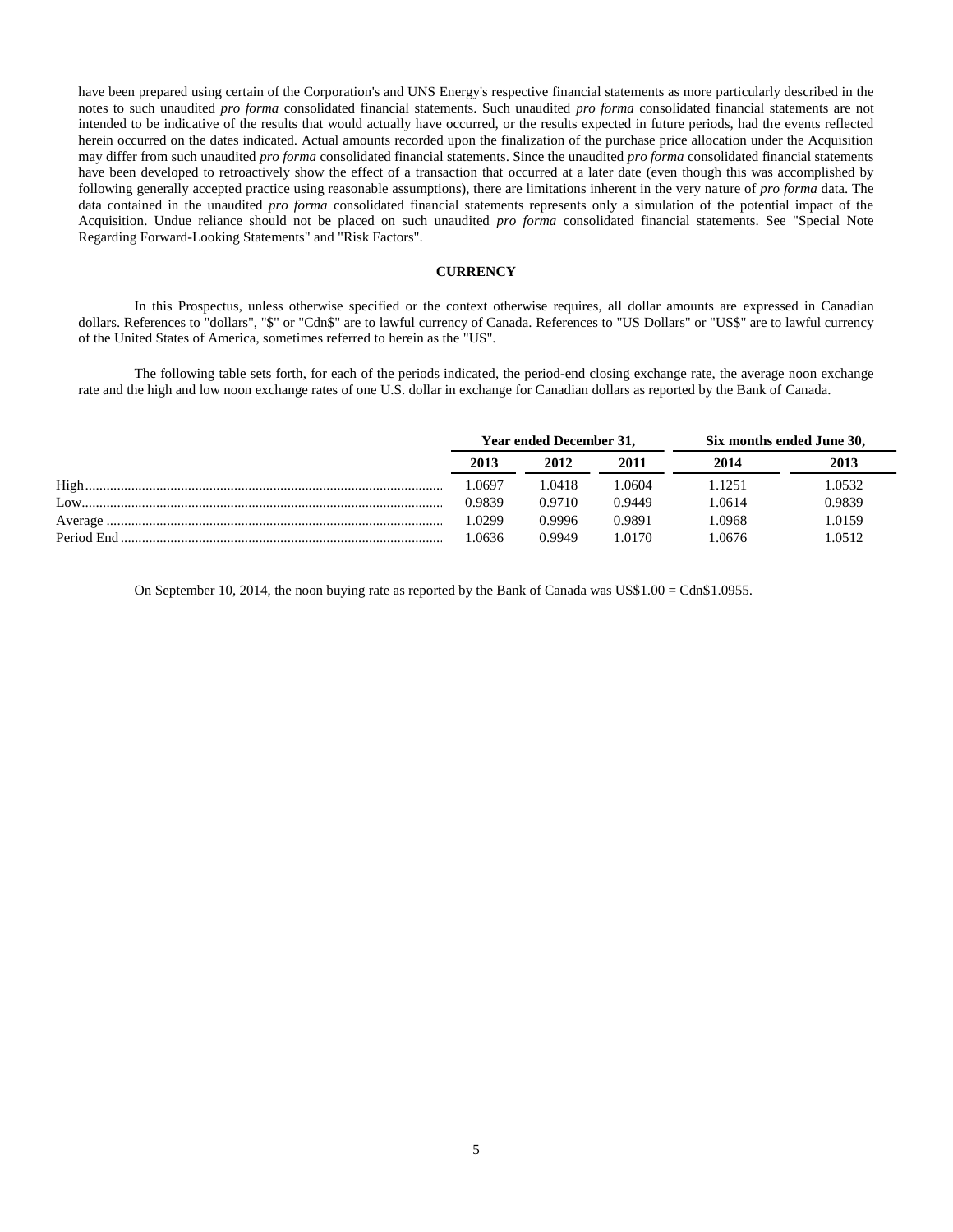have been prepared using certain of the Corporation's and UNS Energy's respective financial statements as more particularly described in the notes to such unaudited *pro forma* consolidated financial statements. Such unaudited *pro forma* consolidated financial statements are not intended to be indicative of the results that would actually have occurred, or the results expected in future periods, had the events reflected herein occurred on the dates indicated. Actual amounts recorded upon the finalization of the purchase price allocation under the Acquisition may differ from such unaudited *pro forma* consolidated financial statements. Since the unaudited *pro forma* consolidated financial statements have been developed to retroactively show the effect of a transaction that occurred at a later date (even though this was accomplished by following generally accepted practice using reasonable assumptions), there are limitations inherent in the very nature of *pro forma* data. The data contained in the unaudited *pro forma* consolidated financial statements represents only a simulation of the potential impact of the Acquisition. Undue reliance should not be placed on such unaudited *pro forma* consolidated financial statements. See "Special Note Regarding Forward-Looking Statements" and "Risk Factors".

## CURRENCY

In this Prospectus, unless otherwise specified or the context otherwise requires, all dollar amounts are expressed in Canadian dollars. References to "dollars", "$" or "Cdn$" are to lawful currency of Canada. References to "US Dollars" or "US$" are to lawful currency of the United States of America, sometimes referred to herein as the "US".

The following table sets forth, for each of the periods indicated, the period-end closing exchange rate, the average noon exchange rate and the high and low noon exchange rates of one U.S. dollar in exchange for Canadian dollars as reported by the Bank of Canada.

| | Year ended December 31, | | | Six months ended June 30, | |
|---|---|---|---|---|---|
| | **2013** | **2012** | **2011** | **2014** | **2013** |
| High | 1.0697 | 1.0418 | 1.0604 | 1.1251 | 1.0532 |
| Low | 0.9839 | 0.9710 | 0.9449 | 1.0614 | 0.9839 |
| Average | 1.0299 | 0.9996 | 0.9891 | 1.0968 | 1.0159 |
| Period End | 1.0636 | 0.9949 | 1.0170 | 1.0676 | 1.0512 |

On September 10, 2014, the noon buying rate as reported by the Bank of Canada was US$1.00 = Cdn$1.0955.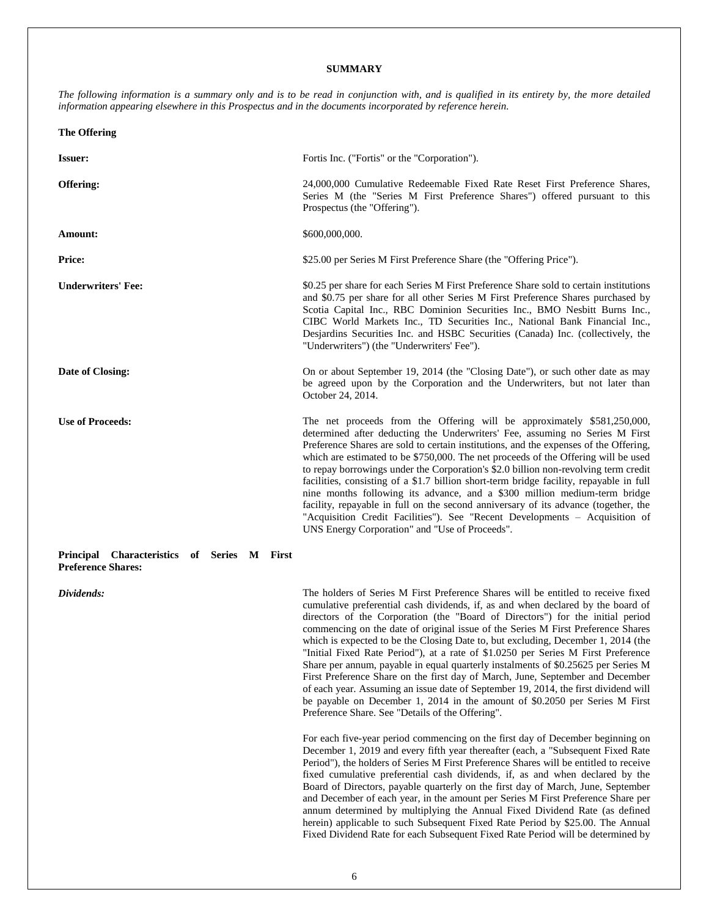## SUMMARY

*The following information is a summary only and is to be read in conjunction with, and is qualified in its entirety by, the more detailed information appearing elsewhere in this Prospectus and in the documents incorporated by reference herein.*

### The Offering

**Issuer:** Fortis Inc. ("Fortis" or the "Corporation").

**Offering:** 24,000,000 Cumulative Redeemable Fixed Rate Reset First Preference Shares, Series M (the "Series M First Preference Shares") offered pursuant to this Prospectus (the "Offering").

**Amount:** $600,000,000.

**Price:** $25.00 per Series M First Preference Share (the "Offering Price").

**Underwriters' Fee:** $0.25 per share for each Series M First Preference Share sold to certain institutions and $0.75 per share for all other Series M First Preference Shares purchased by Scotia Capital Inc., RBC Dominion Securities Inc., BMO Nesbitt Burns Inc., CIBC World Markets Inc., TD Securities Inc., National Bank Financial Inc., Desjardins Securities Inc. and HSBC Securities (Canada) Inc. (collectively, the "Underwriters") (the "Underwriters' Fee").

**Date of Closing:** On or about September 19, 2014 (the "Closing Date"), or such other date as may be agreed upon by the Corporation and the Underwriters, but not later than October 24, 2014.

**Use of Proceeds:** The net proceeds from the Offering will be approximately $581,250,000, determined after deducting the Underwriters' Fee, assuming no Series M First Preference Shares are sold to certain institutions, and the expenses of the Offering, which are estimated to be $750,000. The net proceeds of the Offering will be used to repay borrowings under the Corporation's $2.0 billion non-revolving term credit facilities, consisting of a $1.7 billion short-term bridge facility, repayable in full nine months following its advance, and a $300 million medium-term bridge facility, repayable in full on the second anniversary of its advance (together, the "Acquisition Credit Facilities"). See "Recent Developments – Acquisition of UNS Energy Corporation" and "Use of Proceeds".

**Principal Characteristics of Series M First Preference Shares:**

***Dividends:*** The holders of Series M First Preference Shares will be entitled to receive fixed cumulative preferential cash dividends, if, as and when declared by the board of directors of the Corporation (the "Board of Directors") for the initial period commencing on the date of original issue of the Series M First Preference Shares which is expected to be the Closing Date to, but excluding, December 1, 2014 (the "Initial Fixed Rate Period"), at a rate of $1.0250 per Series M First Preference Share per annum, payable in equal quarterly instalments of $0.25625 per Series M First Preference Share on the first day of March, June, September and December of each year. Assuming an issue date of September 19, 2014, the first dividend will be payable on December 1, 2014 in the amount of $0.2050 per Series M First Preference Share. See "Details of the Offering".

For each five-year period commencing on the first day of December beginning on December 1, 2019 and every fifth year thereafter (each, a "Subsequent Fixed Rate Period"), the holders of Series M First Preference Shares will be entitled to receive fixed cumulative preferential cash dividends, if, as and when declared by the Board of Directors, payable quarterly on the first day of March, June, September and December of each year, in the amount per Series M First Preference Share per annum determined by multiplying the Annual Fixed Dividend Rate (as defined herein) applicable to such Subsequent Fixed Rate Period by $25.00. The Annual Fixed Dividend Rate for each Subsequent Fixed Rate Period will be determined by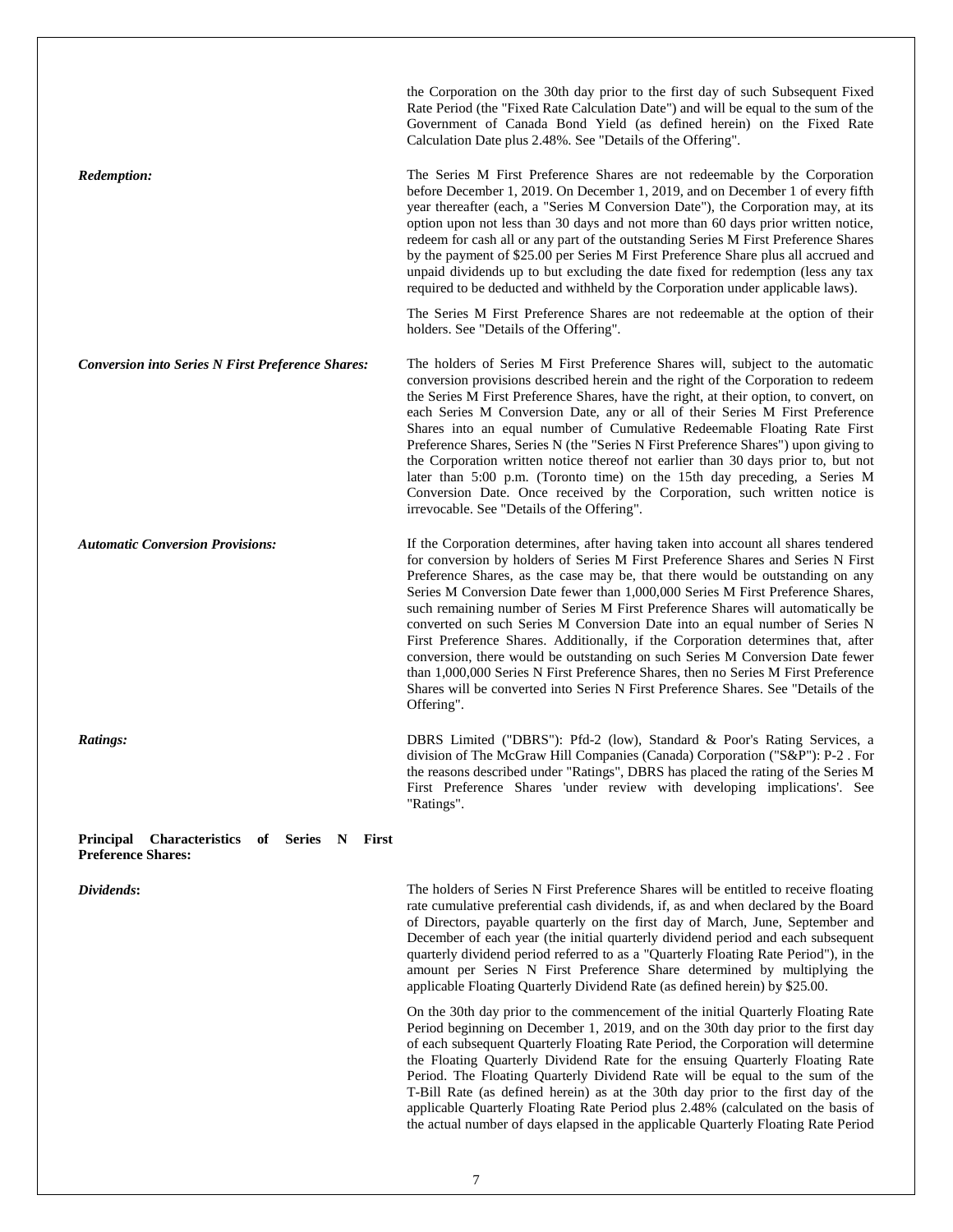the Corporation on the 30th day prior to the first day of such Subsequent Fixed Rate Period (the "Fixed Rate Calculation Date") and will be equal to the sum of the Government of Canada Bond Yield (as defined herein) on the Fixed Rate Calculation Date plus 2.48%. See "Details of the Offering".

***Redemption:***

The Series M First Preference Shares are not redeemable by the Corporation before December 1, 2019. On December 1, 2019, and on December 1 of every fifth year thereafter (each, a "Series M Conversion Date"), the Corporation may, at its option upon not less than 30 days and not more than 60 days prior written notice, redeem for cash all or any part of the outstanding Series M First Preference Shares by the payment of $25.00 per Series M First Preference Share plus all accrued and unpaid dividends up to but excluding the date fixed for redemption (less any tax required to be deducted and withheld by the Corporation under applicable laws).

The Series M First Preference Shares are not redeemable at the option of their holders. See "Details of the Offering".

***Conversion into Series N First Preference Shares:***

The holders of Series M First Preference Shares will, subject to the automatic conversion provisions described herein and the right of the Corporation to redeem the Series M First Preference Shares, have the right, at their option, to convert, on each Series M Conversion Date, any or all of their Series M First Preference Shares into an equal number of Cumulative Redeemable Floating Rate First Preference Shares, Series N (the "Series N First Preference Shares") upon giving to the Corporation written notice thereof not earlier than 30 days prior to, but not later than 5:00 p.m. (Toronto time) on the 15th day preceding, a Series M Conversion Date. Once received by the Corporation, such written notice is irrevocable. See "Details of the Offering".

***Automatic Conversion Provisions:***

If the Corporation determines, after having taken into account all shares tendered for conversion by holders of Series M First Preference Shares and Series N First Preference Shares, as the case may be, that there would be outstanding on any Series M Conversion Date fewer than 1,000,000 Series M First Preference Shares, such remaining number of Series M First Preference Shares will automatically be converted on such Series M Conversion Date into an equal number of Series N First Preference Shares. Additionally, if the Corporation determines that, after conversion, there would be outstanding on such Series M Conversion Date fewer than 1,000,000 Series N First Preference Shares, then no Series M First Preference Shares will be converted into Series N First Preference Shares. See "Details of the Offering".

***Ratings:***

DBRS Limited ("DBRS"): Pfd-2 (low), Standard & Poor's Rating Services, a division of The McGraw Hill Companies (Canada) Corporation ("S&P"): P-2 . For the reasons described under "Ratings", DBRS has placed the rating of the Series M First Preference Shares 'under review with developing implications'. See "Ratings".

**Principal Characteristics of Series N First Preference Shares:**

***Dividends*:**

The holders of Series N First Preference Shares will be entitled to receive floating rate cumulative preferential cash dividends, if, as and when declared by the Board of Directors, payable quarterly on the first day of March, June, September and December of each year (the initial quarterly dividend period and each subsequent quarterly dividend period referred to as a "Quarterly Floating Rate Period"), in the amount per Series N First Preference Share determined by multiplying the applicable Floating Quarterly Dividend Rate (as defined herein) by $25.00.

On the 30th day prior to the commencement of the initial Quarterly Floating Rate Period beginning on December 1, 2019, and on the 30th day prior to the first day of each subsequent Quarterly Floating Rate Period, the Corporation will determine the Floating Quarterly Dividend Rate for the ensuing Quarterly Floating Rate Period. The Floating Quarterly Dividend Rate will be equal to the sum of the T-Bill Rate (as defined herein) as at the 30th day prior to the first day of the applicable Quarterly Floating Rate Period plus 2.48% (calculated on the basis of the actual number of days elapsed in the applicable Quarterly Floating Rate Period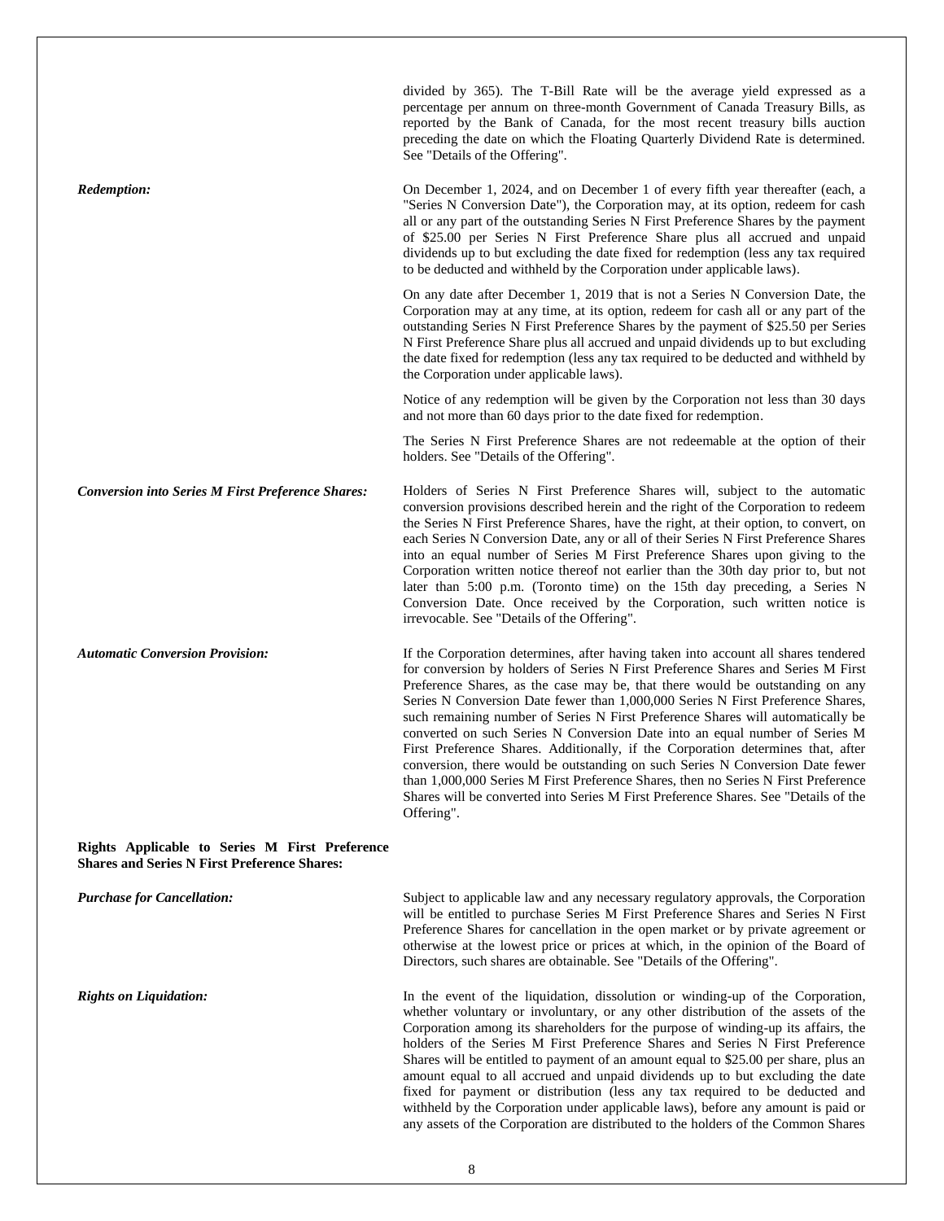divided by 365). The T-Bill Rate will be the average yield expressed as a percentage per annum on three-month Government of Canada Treasury Bills, as reported by the Bank of Canada, for the most recent treasury bills auction preceding the date on which the Floating Quarterly Dividend Rate is determined. See "Details of the Offering".

***Redemption:***

On December 1, 2024, and on December 1 of every fifth year thereafter (each, a "Series N Conversion Date"), the Corporation may, at its option, redeem for cash all or any part of the outstanding Series N First Preference Shares by the payment of $25.00 per Series N First Preference Share plus all accrued and unpaid dividends up to but excluding the date fixed for redemption (less any tax required to be deducted and withheld by the Corporation under applicable laws).

On any date after December 1, 2019 that is not a Series N Conversion Date, the Corporation may at any time, at its option, redeem for cash all or any part of the outstanding Series N First Preference Shares by the payment of $25.50 per Series N First Preference Share plus all accrued and unpaid dividends up to but excluding the date fixed for redemption (less any tax required to be deducted and withheld by the Corporation under applicable laws).

Notice of any redemption will be given by the Corporation not less than 30 days and not more than 60 days prior to the date fixed for redemption.

The Series N First Preference Shares are not redeemable at the option of their holders. See "Details of the Offering".

***Conversion into Series M First Preference Shares:***

Holders of Series N First Preference Shares will, subject to the automatic conversion provisions described herein and the right of the Corporation to redeem the Series N First Preference Shares, have the right, at their option, to convert, on each Series N Conversion Date, any or all of their Series N First Preference Shares into an equal number of Series M First Preference Shares upon giving to the Corporation written notice thereof not earlier than the 30th day prior to, but not later than 5:00 p.m. (Toronto time) on the 15th day preceding, a Series N Conversion Date. Once received by the Corporation, such written notice is irrevocable. See "Details of the Offering".

***Automatic Conversion Provision:***

If the Corporation determines, after having taken into account all shares tendered for conversion by holders of Series N First Preference Shares and Series M First Preference Shares, as the case may be, that there would be outstanding on any Series N Conversion Date fewer than 1,000,000 Series N First Preference Shares, such remaining number of Series N First Preference Shares will automatically be converted on such Series N Conversion Date into an equal number of Series M First Preference Shares. Additionally, if the Corporation determines that, after conversion, there would be outstanding on such Series N Conversion Date fewer than 1,000,000 Series M First Preference Shares, then no Series N First Preference Shares will be converted into Series M First Preference Shares. See "Details of the Offering".

**Rights Applicable to Series M First Preference Shares and Series N First Preference Shares:**

***Purchase for Cancellation:***

Subject to applicable law and any necessary regulatory approvals, the Corporation will be entitled to purchase Series M First Preference Shares and Series N First Preference Shares for cancellation in the open market or by private agreement or otherwise at the lowest price or prices at which, in the opinion of the Board of Directors, such shares are obtainable. See "Details of the Offering".

***Rights on Liquidation:***

In the event of the liquidation, dissolution or winding-up of the Corporation, whether voluntary or involuntary, or any other distribution of the assets of the Corporation among its shareholders for the purpose of winding-up its affairs, the holders of the Series M First Preference Shares and Series N First Preference Shares will be entitled to payment of an amount equal to $25.00 per share, plus an amount equal to all accrued and unpaid dividends up to but excluding the date fixed for payment or distribution (less any tax required to be deducted and withheld by the Corporation under applicable laws), before any amount is paid or any assets of the Corporation are distributed to the holders of the Common Shares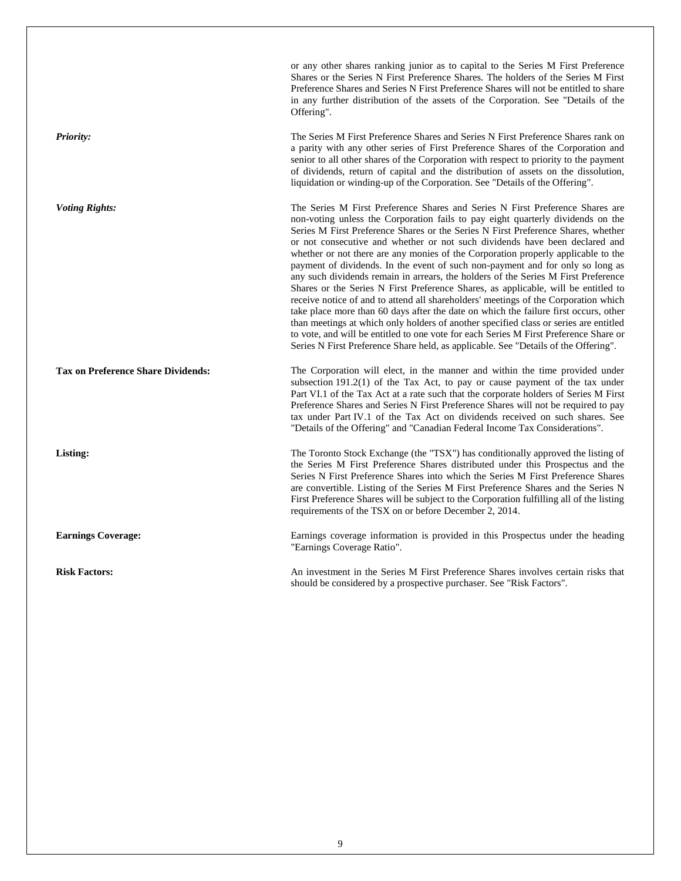or any other shares ranking junior as to capital to the Series M First Preference Shares or the Series N First Preference Shares. The holders of the Series M First Preference Shares and Series N First Preference Shares will not be entitled to share in any further distribution of the assets of the Corporation. See "Details of the Offering".

***Priority:*** The Series M First Preference Shares and Series N First Preference Shares rank on a parity with any other series of First Preference Shares of the Corporation and senior to all other shares of the Corporation with respect to priority to the payment of dividends, return of capital and the distribution of assets on the dissolution, liquidation or winding-up of the Corporation. See "Details of the Offering".

***Voting Rights:*** The Series M First Preference Shares and Series N First Preference Shares are non-voting unless the Corporation fails to pay eight quarterly dividends on the Series M First Preference Shares or the Series N First Preference Shares, whether or not consecutive and whether or not such dividends have been declared and whether or not there are any monies of the Corporation properly applicable to the payment of dividends. In the event of such non-payment and for only so long as any such dividends remain in arrears, the holders of the Series M First Preference Shares or the Series N First Preference Shares, as applicable, will be entitled to receive notice of and to attend all shareholders' meetings of the Corporation which take place more than 60 days after the date on which the failure first occurs, other than meetings at which only holders of another specified class or series are entitled to vote, and will be entitled to one vote for each Series M First Preference Share or Series N First Preference Share held, as applicable. See "Details of the Offering".

**Tax on Preference Share Dividends:** The Corporation will elect, in the manner and within the time provided under subsection 191.2(1) of the Tax Act, to pay or cause payment of the tax under Part VI.1 of the Tax Act at a rate such that the corporate holders of Series M First Preference Shares and Series N First Preference Shares will not be required to pay tax under Part IV.1 of the Tax Act on dividends received on such shares. See "Details of the Offering" and "Canadian Federal Income Tax Considerations".

**Listing:** The Toronto Stock Exchange (the "TSX") has conditionally approved the listing of the Series M First Preference Shares distributed under this Prospectus and the Series N First Preference Shares into which the Series M First Preference Shares are convertible. Listing of the Series M First Preference Shares and the Series N First Preference Shares will be subject to the Corporation fulfilling all of the listing requirements of the TSX on or before December 2, 2014.

**Earnings Coverage:** Earnings coverage information is provided in this Prospectus under the heading "Earnings Coverage Ratio".

**Risk Factors:** An investment in the Series M First Preference Shares involves certain risks that should be considered by a prospective purchaser. See "Risk Factors".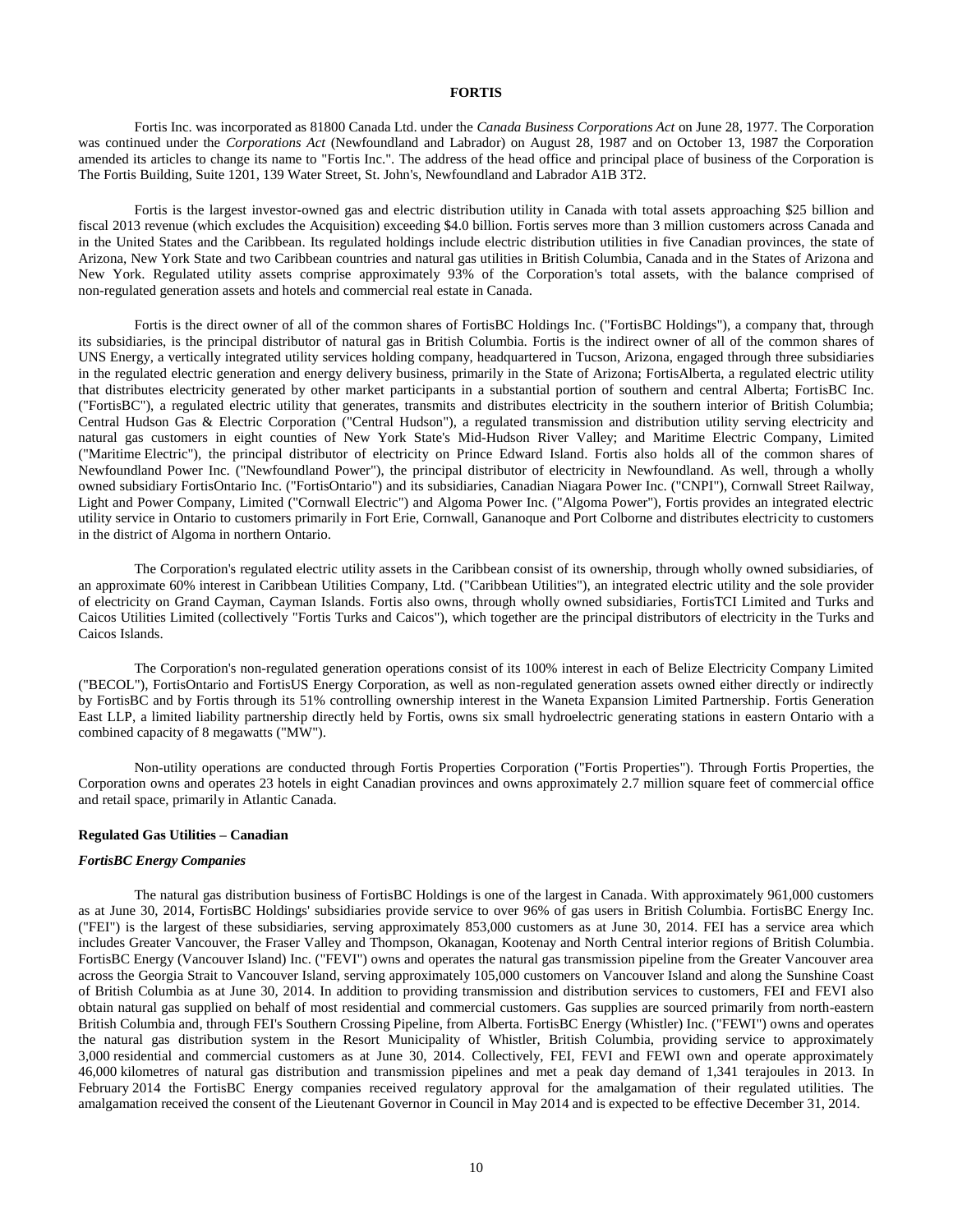## FORTIS

Fortis Inc. was incorporated as 81800 Canada Ltd. under the *Canada Business Corporations Act* on June 28, 1977. The Corporation was continued under the *Corporations Act* (Newfoundland and Labrador) on August 28, 1987 and on October 13, 1987 the Corporation amended its articles to change its name to "Fortis Inc.". The address of the head office and principal place of business of the Corporation is The Fortis Building, Suite 1201, 139 Water Street, St. John's, Newfoundland and Labrador A1B 3T2.

Fortis is the largest investor-owned gas and electric distribution utility in Canada with total assets approaching $25 billion and fiscal 2013 revenue (which excludes the Acquisition) exceeding $4.0 billion. Fortis serves more than 3 million customers across Canada and in the United States and the Caribbean. Its regulated holdings include electric distribution utilities in five Canadian provinces, the state of Arizona, New York State and two Caribbean countries and natural gas utilities in British Columbia, Canada and in the States of Arizona and New York. Regulated utility assets comprise approximately 93% of the Corporation's total assets, with the balance comprised of non-regulated generation assets and hotels and commercial real estate in Canada.

Fortis is the direct owner of all of the common shares of FortisBC Holdings Inc. ("FortisBC Holdings"), a company that, through its subsidiaries, is the principal distributor of natural gas in British Columbia. Fortis is the indirect owner of all of the common shares of UNS Energy, a vertically integrated utility services holding company, headquartered in Tucson, Arizona, engaged through three subsidiaries in the regulated electric generation and energy delivery business, primarily in the State of Arizona; FortisAlberta, a regulated electric utility that distributes electricity generated by other market participants in a substantial portion of southern and central Alberta; FortisBC Inc. ("FortisBC"), a regulated electric utility that generates, transmits and distributes electricity in the southern interior of British Columbia; Central Hudson Gas & Electric Corporation ("Central Hudson"), a regulated transmission and distribution utility serving electricity and natural gas customers in eight counties of New York State's Mid-Hudson River Valley; and Maritime Electric Company, Limited ("Maritime Electric"), the principal distributor of electricity on Prince Edward Island. Fortis also holds all of the common shares of Newfoundland Power Inc. ("Newfoundland Power"), the principal distributor of electricity in Newfoundland. As well, through a wholly owned subsidiary FortisOntario Inc. ("FortisOntario") and its subsidiaries, Canadian Niagara Power Inc. ("CNPI"), Cornwall Street Railway, Light and Power Company, Limited ("Cornwall Electric") and Algoma Power Inc. ("Algoma Power"), Fortis provides an integrated electric utility service in Ontario to customers primarily in Fort Erie, Cornwall, Gananoque and Port Colborne and distributes electricity to customers in the district of Algoma in northern Ontario.

The Corporation's regulated electric utility assets in the Caribbean consist of its ownership, through wholly owned subsidiaries, of an approximate 60% interest in Caribbean Utilities Company, Ltd. ("Caribbean Utilities"), an integrated electric utility and the sole provider of electricity on Grand Cayman, Cayman Islands. Fortis also owns, through wholly owned subsidiaries, FortisTCI Limited and Turks and Caicos Utilities Limited (collectively "Fortis Turks and Caicos"), which together are the principal distributors of electricity in the Turks and Caicos Islands.

The Corporation's non-regulated generation operations consist of its 100% interest in each of Belize Electricity Company Limited ("BECOL"), FortisOntario and FortisUS Energy Corporation, as well as non-regulated generation assets owned either directly or indirectly by FortisBC and by Fortis through its 51% controlling ownership interest in the Waneta Expansion Limited Partnership. Fortis Generation East LLP, a limited liability partnership directly held by Fortis, owns six small hydroelectric generating stations in eastern Ontario with a combined capacity of 8 megawatts ("MW").

Non-utility operations are conducted through Fortis Properties Corporation ("Fortis Properties"). Through Fortis Properties, the Corporation owns and operates 23 hotels in eight Canadian provinces and owns approximately 2.7 million square feet of commercial office and retail space, primarily in Atlantic Canada.

### Regulated Gas Utilities – Canadian

#### *FortisBC Energy Companies*

The natural gas distribution business of FortisBC Holdings is one of the largest in Canada. With approximately 961,000 customers as at June 30, 2014, FortisBC Holdings' subsidiaries provide service to over 96% of gas users in British Columbia. FortisBC Energy Inc. ("FEI") is the largest of these subsidiaries, serving approximately 853,000 customers as at June 30, 2014. FEI has a service area which includes Greater Vancouver, the Fraser Valley and Thompson, Okanagan, Kootenay and North Central interior regions of British Columbia. FortisBC Energy (Vancouver Island) Inc. ("FEVI") owns and operates the natural gas transmission pipeline from the Greater Vancouver area across the Georgia Strait to Vancouver Island, serving approximately 105,000 customers on Vancouver Island and along the Sunshine Coast of British Columbia as at June 30, 2014. In addition to providing transmission and distribution services to customers, FEI and FEVI also obtain natural gas supplied on behalf of most residential and commercial customers. Gas supplies are sourced primarily from north-eastern British Columbia and, through FEI's Southern Crossing Pipeline, from Alberta. FortisBC Energy (Whistler) Inc. ("FEWI") owns and operates the natural gas distribution system in the Resort Municipality of Whistler, British Columbia, providing service to approximately 3,000 residential and commercial customers as at June 30, 2014. Collectively, FEI, FEVI and FEWI own and operate approximately 46,000 kilometres of natural gas distribution and transmission pipelines and met a peak day demand of 1,341 terajoules in 2013. In February 2014 the FortisBC Energy companies received regulatory approval for the amalgamation of their regulated utilities. The amalgamation received the consent of the Lieutenant Governor in Council in May 2014 and is expected to be effective December 31, 2014.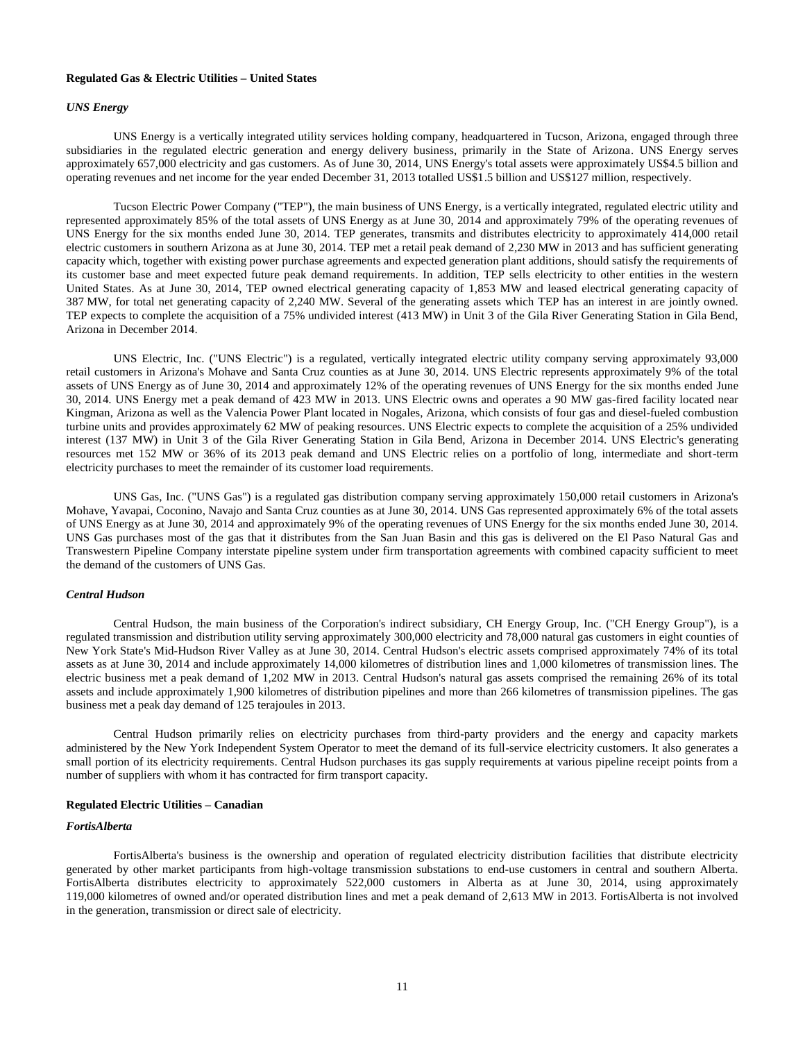**Regulated Gas & Electric Utilities – United States**

***UNS Energy***

UNS Energy is a vertically integrated utility services holding company, headquartered in Tucson, Arizona, engaged through three subsidiaries in the regulated electric generation and energy delivery business, primarily in the State of Arizona. UNS Energy serves approximately 657,000 electricity and gas customers. As of June 30, 2014, UNS Energy's total assets were approximately US$4.5 billion and operating revenues and net income for the year ended December 31, 2013 totalled US$1.5 billion and US$127 million, respectively.

Tucson Electric Power Company ("TEP"), the main business of UNS Energy, is a vertically integrated, regulated electric utility and represented approximately 85% of the total assets of UNS Energy as at June 30, 2014 and approximately 79% of the operating revenues of UNS Energy for the six months ended June 30, 2014. TEP generates, transmits and distributes electricity to approximately 414,000 retail electric customers in southern Arizona as at June 30, 2014. TEP met a retail peak demand of 2,230 MW in 2013 and has sufficient generating capacity which, together with existing power purchase agreements and expected generation plant additions, should satisfy the requirements of its customer base and meet expected future peak demand requirements. In addition, TEP sells electricity to other entities in the western United States. As at June 30, 2014, TEP owned electrical generating capacity of 1,853 MW and leased electrical generating capacity of 387 MW, for total net generating capacity of 2,240 MW. Several of the generating assets which TEP has an interest in are jointly owned. TEP expects to complete the acquisition of a 75% undivided interest (413 MW) in Unit 3 of the Gila River Generating Station in Gila Bend, Arizona in December 2014.

UNS Electric, Inc. ("UNS Electric") is a regulated, vertically integrated electric utility company serving approximately 93,000 retail customers in Arizona's Mohave and Santa Cruz counties as at June 30, 2014. UNS Electric represents approximately 9% of the total assets of UNS Energy as of June 30, 2014 and approximately 12% of the operating revenues of UNS Energy for the six months ended June 30, 2014. UNS Energy met a peak demand of 423 MW in 2013. UNS Electric owns and operates a 90 MW gas-fired facility located near Kingman, Arizona as well as the Valencia Power Plant located in Nogales, Arizona, which consists of four gas and diesel-fueled combustion turbine units and provides approximately 62 MW of peaking resources. UNS Electric expects to complete the acquisition of a 25% undivided interest (137 MW) in Unit 3 of the Gila River Generating Station in Gila Bend, Arizona in December 2014. UNS Electric's generating resources met 152 MW or 36% of its 2013 peak demand and UNS Electric relies on a portfolio of long, intermediate and short-term electricity purchases to meet the remainder of its customer load requirements.

UNS Gas, Inc. ("UNS Gas") is a regulated gas distribution company serving approximately 150,000 retail customers in Arizona's Mohave, Yavapai, Coconino, Navajo and Santa Cruz counties as at June 30, 2014. UNS Gas represented approximately 6% of the total assets of UNS Energy as at June 30, 2014 and approximately 9% of the operating revenues of UNS Energy for the six months ended June 30, 2014. UNS Gas purchases most of the gas that it distributes from the San Juan Basin and this gas is delivered on the El Paso Natural Gas and Transwestern Pipeline Company interstate pipeline system under firm transportation agreements with combined capacity sufficient to meet the demand of the customers of UNS Gas.

***Central Hudson***

Central Hudson, the main business of the Corporation's indirect subsidiary, CH Energy Group, Inc. ("CH Energy Group"), is a regulated transmission and distribution utility serving approximately 300,000 electricity and 78,000 natural gas customers in eight counties of New York State's Mid-Hudson River Valley as at June 30, 2014. Central Hudson's electric assets comprised approximately 74% of its total assets as at June 30, 2014 and include approximately 14,000 kilometres of distribution lines and 1,000 kilometres of transmission lines. The electric business met a peak demand of 1,202 MW in 2013. Central Hudson's natural gas assets comprised the remaining 26% of its total assets and include approximately 1,900 kilometres of distribution pipelines and more than 266 kilometres of transmission pipelines. The gas business met a peak day demand of 125 terajoules in 2013.

Central Hudson primarily relies on electricity purchases from third-party providers and the energy and capacity markets administered by the New York Independent System Operator to meet the demand of its full-service electricity customers. It also generates a small portion of its electricity requirements. Central Hudson purchases its gas supply requirements at various pipeline receipt points from a number of suppliers with whom it has contracted for firm transport capacity.

**Regulated Electric Utilities – Canadian**

***FortisAlberta***

FortisAlberta's business is the ownership and operation of regulated electricity distribution facilities that distribute electricity generated by other market participants from high-voltage transmission substations to end-use customers in central and southern Alberta. FortisAlberta distributes electricity to approximately 522,000 customers in Alberta as at June 30, 2014, using approximately 119,000 kilometres of owned and/or operated distribution lines and met a peak demand of 2,613 MW in 2013. FortisAlberta is not involved in the generation, transmission or direct sale of electricity.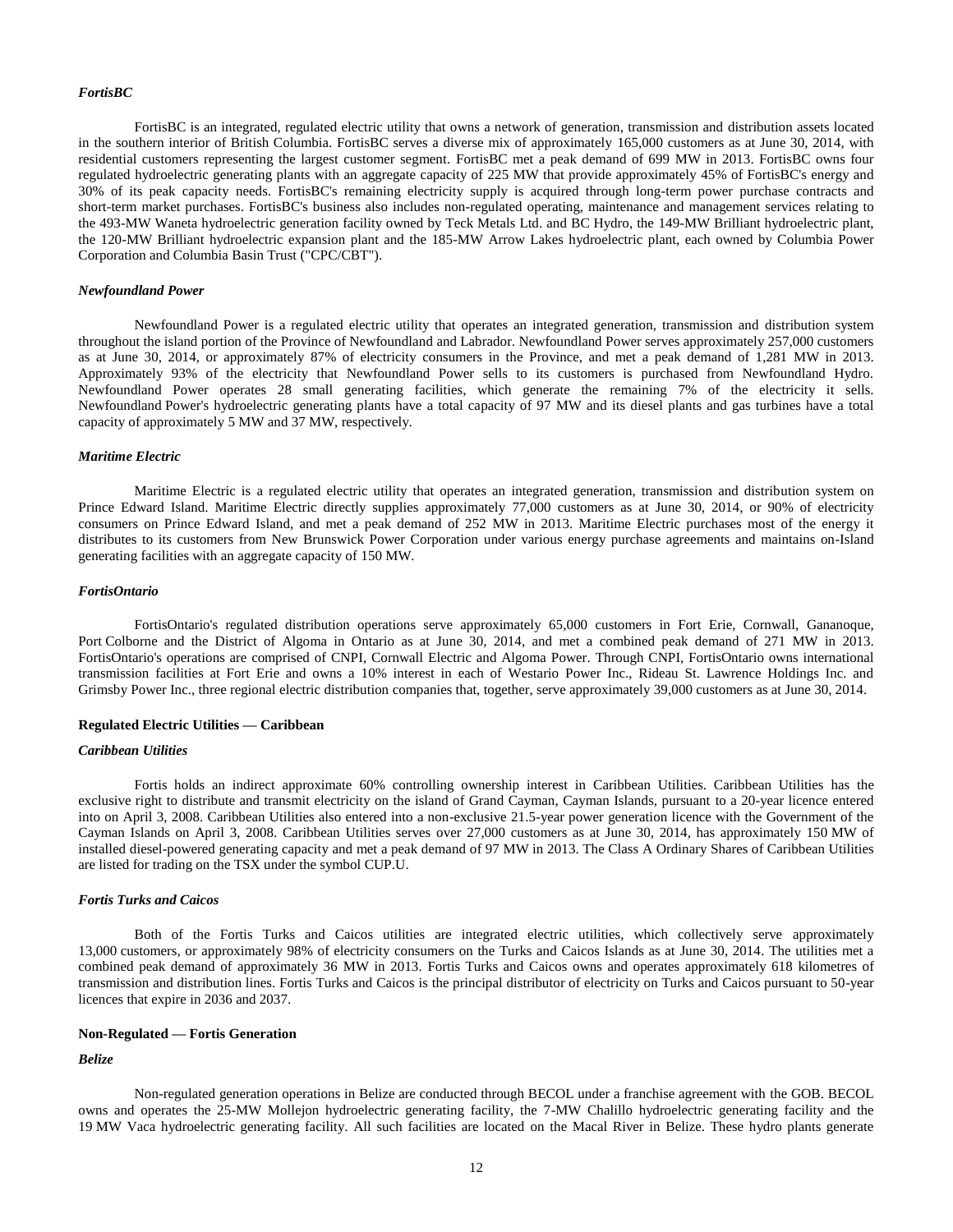### *FortisBC*

FortisBC is an integrated, regulated electric utility that owns a network of generation, transmission and distribution assets located in the southern interior of British Columbia. FortisBC serves a diverse mix of approximately 165,000 customers as at June 30, 2014, with residential customers representing the largest customer segment. FortisBC met a peak demand of 699 MW in 2013. FortisBC owns four regulated hydroelectric generating plants with an aggregate capacity of 225 MW that provide approximately 45% of FortisBC's energy and 30% of its peak capacity needs. FortisBC's remaining electricity supply is acquired through long-term power purchase contracts and short-term market purchases. FortisBC's business also includes non-regulated operating, maintenance and management services relating to the 493-MW Waneta hydroelectric generation facility owned by Teck Metals Ltd. and BC Hydro, the 149-MW Brilliant hydroelectric plant, the 120-MW Brilliant hydroelectric expansion plant and the 185-MW Arrow Lakes hydroelectric plant, each owned by Columbia Power Corporation and Columbia Basin Trust ("CPC/CBT").

### *Newfoundland Power*

Newfoundland Power is a regulated electric utility that operates an integrated generation, transmission and distribution system throughout the island portion of the Province of Newfoundland and Labrador. Newfoundland Power serves approximately 257,000 customers as at June 30, 2014, or approximately 87% of electricity consumers in the Province, and met a peak demand of 1,281 MW in 2013. Approximately 93% of the electricity that Newfoundland Power sells to its customers is purchased from Newfoundland Hydro. Newfoundland Power operates 28 small generating facilities, which generate the remaining 7% of the electricity it sells. Newfoundland Power's hydroelectric generating plants have a total capacity of 97 MW and its diesel plants and gas turbines have a total capacity of approximately 5 MW and 37 MW, respectively.

### *Maritime Electric*

Maritime Electric is a regulated electric utility that operates an integrated generation, transmission and distribution system on Prince Edward Island. Maritime Electric directly supplies approximately 77,000 customers as at June 30, 2014, or 90% of electricity consumers on Prince Edward Island, and met a peak demand of 252 MW in 2013. Maritime Electric purchases most of the energy it distributes to its customers from New Brunswick Power Corporation under various energy purchase agreements and maintains on-Island generating facilities with an aggregate capacity of 150 MW.

### *FortisOntario*

FortisOntario's regulated distribution operations serve approximately 65,000 customers in Fort Erie, Cornwall, Gananoque, Port Colborne and the District of Algoma in Ontario as at June 30, 2014, and met a combined peak demand of 271 MW in 2013. FortisOntario's operations are comprised of CNPI, Cornwall Electric and Algoma Power. Through CNPI, FortisOntario owns international transmission facilities at Fort Erie and owns a 10% interest in each of Westario Power Inc., Rideau St. Lawrence Holdings Inc. and Grimsby Power Inc., three regional electric distribution companies that, together, serve approximately 39,000 customers as at June 30, 2014.

## Regulated Electric Utilities — Caribbean

### *Caribbean Utilities*

Fortis holds an indirect approximate 60% controlling ownership interest in Caribbean Utilities. Caribbean Utilities has the exclusive right to distribute and transmit electricity on the island of Grand Cayman, Cayman Islands, pursuant to a 20-year licence entered into on April 3, 2008. Caribbean Utilities also entered into a non-exclusive 21.5-year power generation licence with the Government of the Cayman Islands on April 3, 2008. Caribbean Utilities serves over 27,000 customers as at June 30, 2014, has approximately 150 MW of installed diesel-powered generating capacity and met a peak demand of 97 MW in 2013. The Class A Ordinary Shares of Caribbean Utilities are listed for trading on the TSX under the symbol CUP.U.

### *Fortis Turks and Caicos*

Both of the Fortis Turks and Caicos utilities are integrated electric utilities, which collectively serve approximately 13,000 customers, or approximately 98% of electricity consumers on the Turks and Caicos Islands as at June 30, 2014. The utilities met a combined peak demand of approximately 36 MW in 2013. Fortis Turks and Caicos owns and operates approximately 618 kilometres of transmission and distribution lines. Fortis Turks and Caicos is the principal distributor of electricity on Turks and Caicos pursuant to 50-year licences that expire in 2036 and 2037.

## Non-Regulated — Fortis Generation

### *Belize*

Non-regulated generation operations in Belize are conducted through BECOL under a franchise agreement with the GOB. BECOL owns and operates the 25-MW Mollejon hydroelectric generating facility, the 7-MW Chalillo hydroelectric generating facility and the 19 MW Vaca hydroelectric generating facility. All such facilities are located on the Macal River in Belize. These hydro plants generate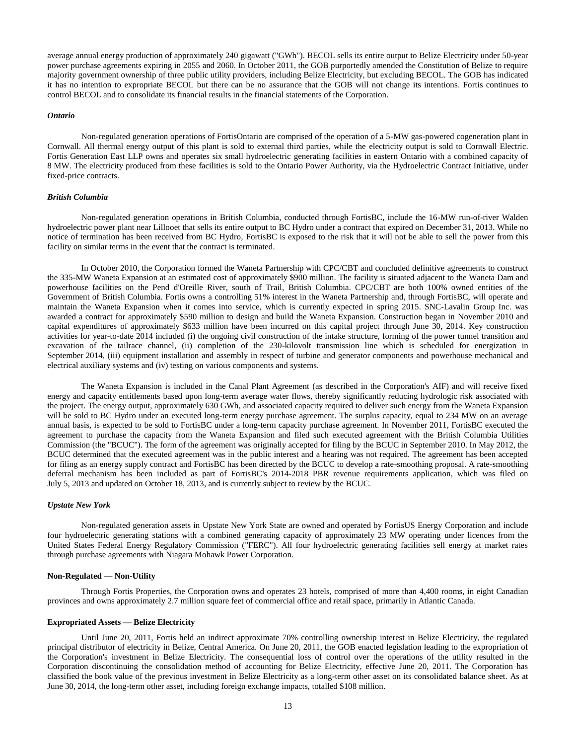average annual energy production of approximately 240 gigawatt ("GWh"). BECOL sells its entire output to Belize Electricity under 50-year power purchase agreements expiring in 2055 and 2060. In October 2011, the GOB purportedly amended the Constitution of Belize to require majority government ownership of three public utility providers, including Belize Electricity, but excluding BECOL. The GOB has indicated it has no intention to expropriate BECOL but there can be no assurance that the GOB will not change its intentions. Fortis continues to control BECOL and to consolidate its financial results in the financial statements of the Corporation.

***Ontario***

Non-regulated generation operations of FortisOntario are comprised of the operation of a 5-MW gas-powered cogeneration plant in Cornwall. All thermal energy output of this plant is sold to external third parties, while the electricity output is sold to Cornwall Electric. Fortis Generation East LLP owns and operates six small hydroelectric generating facilities in eastern Ontario with a combined capacity of 8 MW. The electricity produced from these facilities is sold to the Ontario Power Authority, via the Hydroelectric Contract Initiative, under fixed-price contracts.

***British Columbia***

Non-regulated generation operations in British Columbia, conducted through FortisBC, include the 16-MW run-of-river Walden hydroelectric power plant near Lillooet that sells its entire output to BC Hydro under a contract that expired on December 31, 2013. While no notice of termination has been received from BC Hydro, FortisBC is exposed to the risk that it will not be able to sell the power from this facility on similar terms in the event that the contract is terminated.

In October 2010, the Corporation formed the Waneta Partnership with CPC/CBT and concluded definitive agreements to construct the 335-MW Waneta Expansion at an estimated cost of approximately $900 million. The facility is situated adjacent to the Waneta Dam and powerhouse facilities on the Pend d'Oreille River, south of Trail, British Columbia. CPC/CBT are both 100% owned entities of the Government of British Columbia. Fortis owns a controlling 51% interest in the Waneta Partnership and, through FortisBC, will operate and maintain the Waneta Expansion when it comes into service, which is currently expected in spring 2015. SNC-Lavalin Group Inc. was awarded a contract for approximately $590 million to design and build the Waneta Expansion. Construction began in November 2010 and capital expenditures of approximately $633 million have been incurred on this capital project through June 30, 2014. Key construction activities for year-to-date 2014 included (i) the ongoing civil construction of the intake structure, forming of the power tunnel transition and excavation of the tailrace channel, (ii) completion of the 230-kilovolt transmission line which is scheduled for energization in September 2014, (iii) equipment installation and assembly in respect of turbine and generator components and powerhouse mechanical and electrical auxiliary systems and (iv) testing on various components and systems.

The Waneta Expansion is included in the Canal Plant Agreement (as described in the Corporation's AIF) and will receive fixed energy and capacity entitlements based upon long-term average water flows, thereby significantly reducing hydrologic risk associated with the project. The energy output, approximately 630 GWh, and associated capacity required to deliver such energy from the Waneta Expansion will be sold to BC Hydro under an executed long-term energy purchase agreement. The surplus capacity, equal to 234 MW on an average annual basis, is expected to be sold to FortisBC under a long-term capacity purchase agreement. In November 2011, FortisBC executed the agreement to purchase the capacity from the Waneta Expansion and filed such executed agreement with the British Columbia Utilities Commission (the "BCUC"). The form of the agreement was originally accepted for filing by the BCUC in September 2010. In May 2012, the BCUC determined that the executed agreement was in the public interest and a hearing was not required. The agreement has been accepted for filing as an energy supply contract and FortisBC has been directed by the BCUC to develop a rate-smoothing proposal. A rate-smoothing deferral mechanism has been included as part of FortisBC's 2014-2018 PBR revenue requirements application, which was filed on July 5, 2013 and updated on October 18, 2013, and is currently subject to review by the BCUC.

***Upstate New York***

Non-regulated generation assets in Upstate New York State are owned and operated by FortisUS Energy Corporation and include four hydroelectric generating stations with a combined generating capacity of approximately 23 MW operating under licences from the United States Federal Energy Regulatory Commission ("FERC"). All four hydroelectric generating facilities sell energy at market rates through purchase agreements with Niagara Mohawk Power Corporation.

**Non-Regulated — Non-Utility**

Through Fortis Properties, the Corporation owns and operates 23 hotels, comprised of more than 4,400 rooms, in eight Canadian provinces and owns approximately 2.7 million square feet of commercial office and retail space, primarily in Atlantic Canada.

**Expropriated Assets — Belize Electricity**

Until June 20, 2011, Fortis held an indirect approximate 70% controlling ownership interest in Belize Electricity, the regulated principal distributor of electricity in Belize, Central America. On June 20, 2011, the GOB enacted legislation leading to the expropriation of the Corporation's investment in Belize Electricity. The consequential loss of control over the operations of the utility resulted in the Corporation discontinuing the consolidation method of accounting for Belize Electricity, effective June 20, 2011. The Corporation has classified the book value of the previous investment in Belize Electricity as a long-term other asset on its consolidated balance sheet. As at June 30, 2014, the long-term other asset, including foreign exchange impacts, totalled $108 million.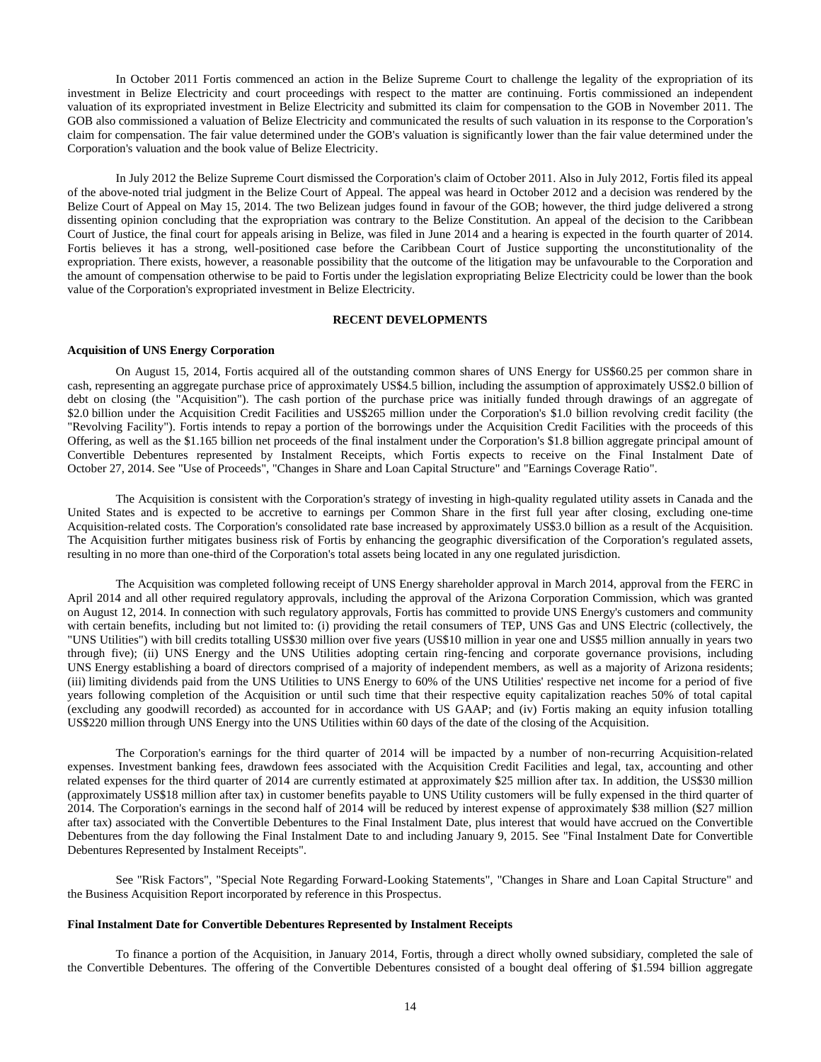In October 2011 Fortis commenced an action in the Belize Supreme Court to challenge the legality of the expropriation of its investment in Belize Electricity and court proceedings with respect to the matter are continuing. Fortis commissioned an independent valuation of its expropriated investment in Belize Electricity and submitted its claim for compensation to the GOB in November 2011. The GOB also commissioned a valuation of Belize Electricity and communicated the results of such valuation in its response to the Corporation's claim for compensation. The fair value determined under the GOB's valuation is significantly lower than the fair value determined under the Corporation's valuation and the book value of Belize Electricity.

In July 2012 the Belize Supreme Court dismissed the Corporation's claim of October 2011. Also in July 2012, Fortis filed its appeal of the above-noted trial judgment in the Belize Court of Appeal. The appeal was heard in October 2012 and a decision was rendered by the Belize Court of Appeal on May 15, 2014. The two Belizean judges found in favour of the GOB; however, the third judge delivered a strong dissenting opinion concluding that the expropriation was contrary to the Belize Constitution. An appeal of the decision to the Caribbean Court of Justice, the final court for appeals arising in Belize, was filed in June 2014 and a hearing is expected in the fourth quarter of 2014. Fortis believes it has a strong, well-positioned case before the Caribbean Court of Justice supporting the unconstitutionality of the expropriation. There exists, however, a reasonable possibility that the outcome of the litigation may be unfavourable to the Corporation and the amount of compensation otherwise to be paid to Fortis under the legislation expropriating Belize Electricity could be lower than the book value of the Corporation's expropriated investment in Belize Electricity.

## RECENT DEVELOPMENTS

### Acquisition of UNS Energy Corporation

On August 15, 2014, Fortis acquired all of the outstanding common shares of UNS Energy for US$60.25 per common share in cash, representing an aggregate purchase price of approximately US$4.5 billion, including the assumption of approximately US$2.0 billion of debt on closing (the "Acquisition"). The cash portion of the purchase price was initially funded through drawings of an aggregate of $2.0 billion under the Acquisition Credit Facilities and US$265 million under the Corporation's $1.0 billion revolving credit facility (the "Revolving Facility"). Fortis intends to repay a portion of the borrowings under the Acquisition Credit Facilities with the proceeds of this Offering, as well as the $1.165 billion net proceeds of the final instalment under the Corporation's $1.8 billion aggregate principal amount of Convertible Debentures represented by Instalment Receipts, which Fortis expects to receive on the Final Instalment Date of October 27, 2014. See "Use of Proceeds", "Changes in Share and Loan Capital Structure" and "Earnings Coverage Ratio".

The Acquisition is consistent with the Corporation's strategy of investing in high-quality regulated utility assets in Canada and the United States and is expected to be accretive to earnings per Common Share in the first full year after closing, excluding one-time Acquisition-related costs. The Corporation's consolidated rate base increased by approximately US$3.0 billion as a result of the Acquisition. The Acquisition further mitigates business risk of Fortis by enhancing the geographic diversification of the Corporation's regulated assets, resulting in no more than one-third of the Corporation's total assets being located in any one regulated jurisdiction.

The Acquisition was completed following receipt of UNS Energy shareholder approval in March 2014, approval from the FERC in April 2014 and all other required regulatory approvals, including the approval of the Arizona Corporation Commission, which was granted on August 12, 2014. In connection with such regulatory approvals, Fortis has committed to provide UNS Energy's customers and community with certain benefits, including but not limited to: (i) providing the retail consumers of TEP, UNS Gas and UNS Electric (collectively, the "UNS Utilities") with bill credits totalling US$30 million over five years (US$10 million in year one and US$5 million annually in years two through five); (ii) UNS Energy and the UNS Utilities adopting certain ring-fencing and corporate governance provisions, including UNS Energy establishing a board of directors comprised of a majority of independent members, as well as a majority of Arizona residents; (iii) limiting dividends paid from the UNS Utilities to UNS Energy to 60% of the UNS Utilities' respective net income for a period of five years following completion of the Acquisition or until such time that their respective equity capitalization reaches 50% of total capital (excluding any goodwill recorded) as accounted for in accordance with US GAAP; and (iv) Fortis making an equity infusion totalling US$220 million through UNS Energy into the UNS Utilities within 60 days of the date of the closing of the Acquisition.

The Corporation's earnings for the third quarter of 2014 will be impacted by a number of non-recurring Acquisition-related expenses. Investment banking fees, drawdown fees associated with the Acquisition Credit Facilities and legal, tax, accounting and other related expenses for the third quarter of 2014 are currently estimated at approximately $25 million after tax. In addition, the US$30 million (approximately US$18 million after tax) in customer benefits payable to UNS Utility customers will be fully expensed in the third quarter of 2014. The Corporation's earnings in the second half of 2014 will be reduced by interest expense of approximately $38 million ($27 million after tax) associated with the Convertible Debentures to the Final Instalment Date, plus interest that would have accrued on the Convertible Debentures from the day following the Final Instalment Date to and including January 9, 2015. See "Final Instalment Date for Convertible Debentures Represented by Instalment Receipts".

See "Risk Factors", "Special Note Regarding Forward-Looking Statements", "Changes in Share and Loan Capital Structure" and the Business Acquisition Report incorporated by reference in this Prospectus.

### Final Instalment Date for Convertible Debentures Represented by Instalment Receipts

To finance a portion of the Acquisition, in January 2014, Fortis, through a direct wholly owned subsidiary, completed the sale of the Convertible Debentures. The offering of the Convertible Debentures consisted of a bought deal offering of $1.594 billion aggregate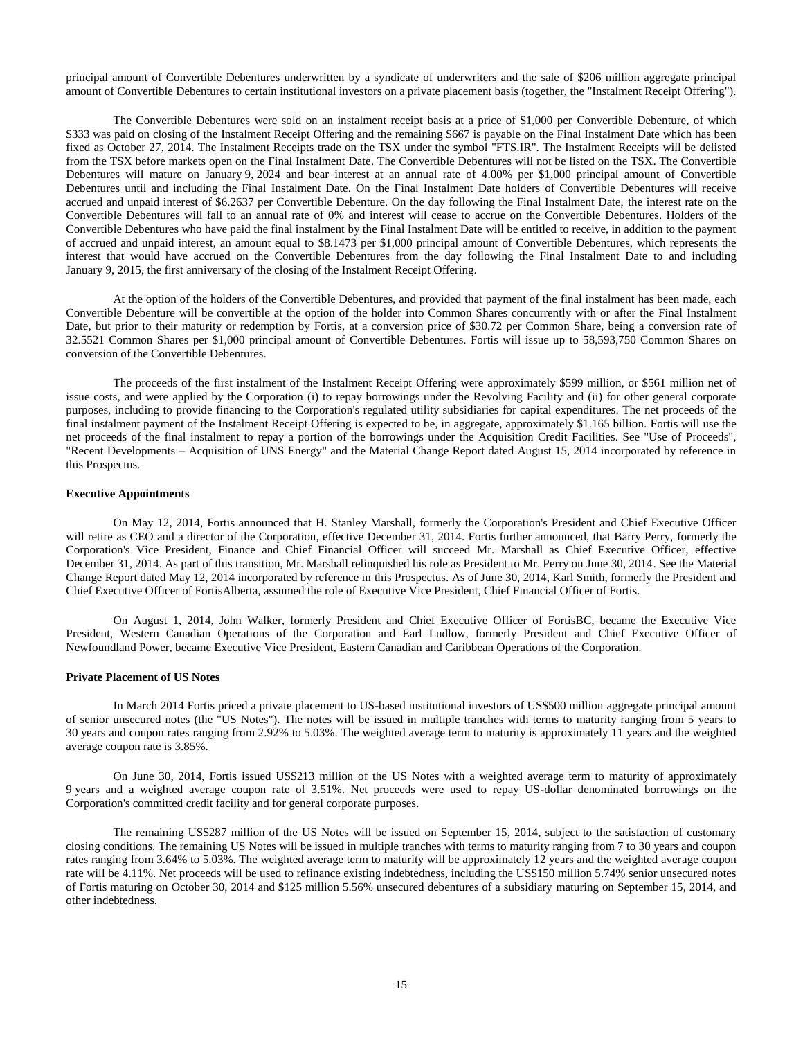principal amount of Convertible Debentures underwritten by a syndicate of underwriters and the sale of $206 million aggregate principal amount of Convertible Debentures to certain institutional investors on a private placement basis (together, the "Instalment Receipt Offering").

The Convertible Debentures were sold on an instalment receipt basis at a price of $1,000 per Convertible Debenture, of which $333 was paid on closing of the Instalment Receipt Offering and the remaining $667 is payable on the Final Instalment Date which has been fixed as October 27, 2014. The Instalment Receipts trade on the TSX under the symbol "FTS.IR". The Instalment Receipts will be delisted from the TSX before markets open on the Final Instalment Date. The Convertible Debentures will not be listed on the TSX. The Convertible Debentures will mature on January 9, 2024 and bear interest at an annual rate of 4.00% per $1,000 principal amount of Convertible Debentures until and including the Final Instalment Date. On the Final Instalment Date holders of Convertible Debentures will receive accrued and unpaid interest of $6.2637 per Convertible Debenture. On the day following the Final Instalment Date, the interest rate on the Convertible Debentures will fall to an annual rate of 0% and interest will cease to accrue on the Convertible Debentures. Holders of the Convertible Debentures who have paid the final instalment by the Final Instalment Date will be entitled to receive, in addition to the payment of accrued and unpaid interest, an amount equal to $8.1473 per $1,000 principal amount of Convertible Debentures, which represents the interest that would have accrued on the Convertible Debentures from the day following the Final Instalment Date to and including January 9, 2015, the first anniversary of the closing of the Instalment Receipt Offering.

At the option of the holders of the Convertible Debentures, and provided that payment of the final instalment has been made, each Convertible Debenture will be convertible at the option of the holder into Common Shares concurrently with or after the Final Instalment Date, but prior to their maturity or redemption by Fortis, at a conversion price of $30.72 per Common Share, being a conversion rate of 32.5521 Common Shares per $1,000 principal amount of Convertible Debentures. Fortis will issue up to 58,593,750 Common Shares on conversion of the Convertible Debentures.

The proceeds of the first instalment of the Instalment Receipt Offering were approximately $599 million, or $561 million net of issue costs, and were applied by the Corporation (i) to repay borrowings under the Revolving Facility and (ii) for other general corporate purposes, including to provide financing to the Corporation's regulated utility subsidiaries for capital expenditures. The net proceeds of the final instalment payment of the Instalment Receipt Offering is expected to be, in aggregate, approximately $1.165 billion. Fortis will use the net proceeds of the final instalment to repay a portion of the borrowings under the Acquisition Credit Facilities. See "Use of Proceeds", "Recent Developments – Acquisition of UNS Energy" and the Material Change Report dated August 15, 2014 incorporated by reference in this Prospectus.

**Executive Appointments**

On May 12, 2014, Fortis announced that H. Stanley Marshall, formerly the Corporation's President and Chief Executive Officer will retire as CEO and a director of the Corporation, effective December 31, 2014. Fortis further announced, that Barry Perry, formerly the Corporation's Vice President, Finance and Chief Financial Officer will succeed Mr. Marshall as Chief Executive Officer, effective December 31, 2014. As part of this transition, Mr. Marshall relinquished his role as President to Mr. Perry on June 30, 2014. See the Material Change Report dated May 12, 2014 incorporated by reference in this Prospectus. As of June 30, 2014, Karl Smith, formerly the President and Chief Executive Officer of FortisAlberta, assumed the role of Executive Vice President, Chief Financial Officer of Fortis.

On August 1, 2014, John Walker, formerly President and Chief Executive Officer of FortisBC, became the Executive Vice President, Western Canadian Operations of the Corporation and Earl Ludlow, formerly President and Chief Executive Officer of Newfoundland Power, became Executive Vice President, Eastern Canadian and Caribbean Operations of the Corporation.

**Private Placement of US Notes**

In March 2014 Fortis priced a private placement to US-based institutional investors of US$500 million aggregate principal amount of senior unsecured notes (the "US Notes"). The notes will be issued in multiple tranches with terms to maturity ranging from 5 years to 30 years and coupon rates ranging from 2.92% to 5.03%. The weighted average term to maturity is approximately 11 years and the weighted average coupon rate is 3.85%.

On June 30, 2014, Fortis issued US$213 million of the US Notes with a weighted average term to maturity of approximately 9 years and a weighted average coupon rate of 3.51%. Net proceeds were used to repay US-dollar denominated borrowings on the Corporation's committed credit facility and for general corporate purposes.

The remaining US$287 million of the US Notes will be issued on September 15, 2014, subject to the satisfaction of customary closing conditions. The remaining US Notes will be issued in multiple tranches with terms to maturity ranging from 7 to 30 years and coupon rates ranging from 3.64% to 5.03%. The weighted average term to maturity will be approximately 12 years and the weighted average coupon rate will be 4.11%. Net proceeds will be used to refinance existing indebtedness, including the US$150 million 5.74% senior unsecured notes of Fortis maturing on October 30, 2014 and $125 million 5.56% unsecured debentures of a subsidiary maturing on September 15, 2014, and other indebtedness.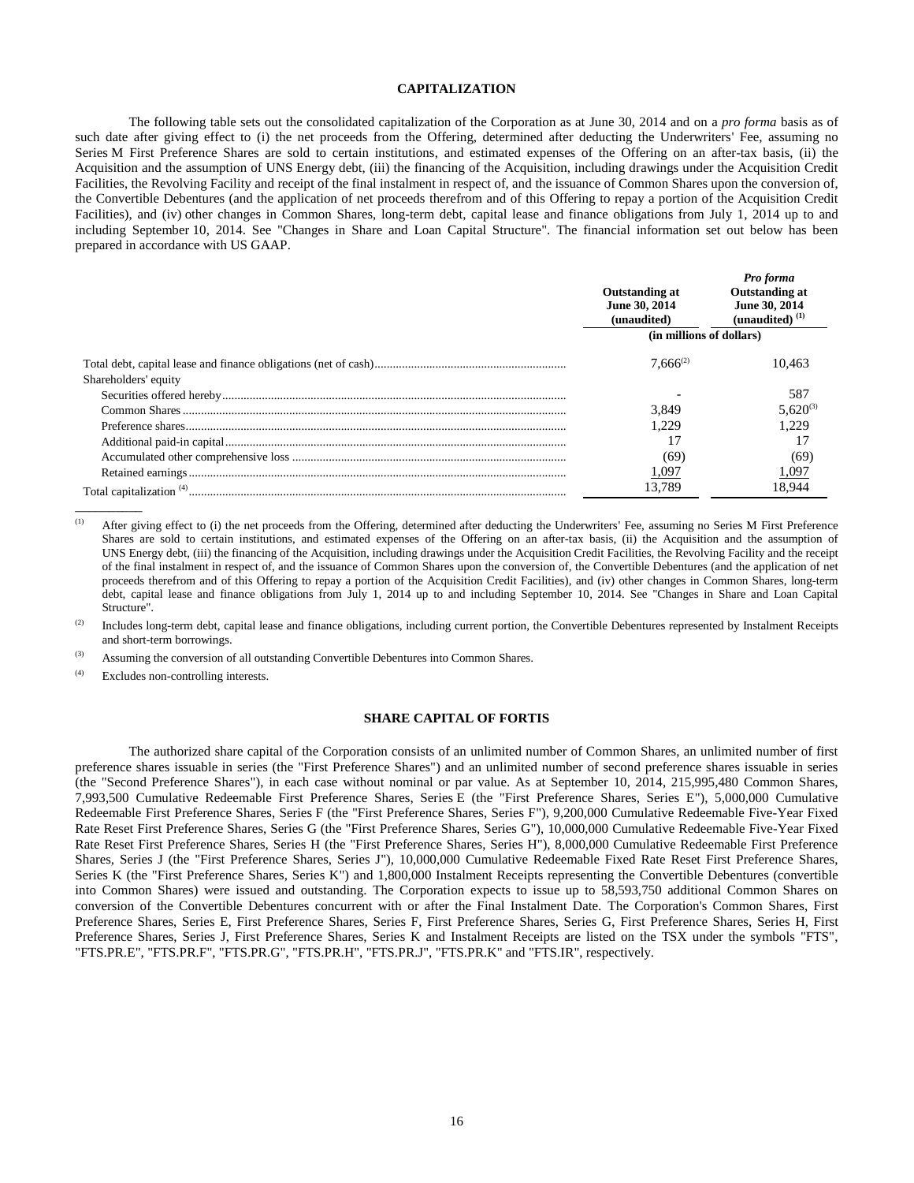## CAPITALIZATION

The following table sets out the consolidated capitalization of the Corporation as at June 30, 2014 and on a *pro forma* basis as of such date after giving effect to (i) the net proceeds from the Offering, determined after deducting the Underwriters' Fee, assuming no Series M First Preference Shares are sold to certain institutions, and estimated expenses of the Offering on an after-tax basis, (ii) the Acquisition and the assumption of UNS Energy debt, (iii) the financing of the Acquisition, including drawings under the Acquisition Credit Facilities, the Revolving Facility and receipt of the final instalment in respect of, and the issuance of Common Shares upon the conversion of, the Convertible Debentures (and the application of net proceeds therefrom and of this Offering to repay a portion of the Acquisition Credit Facilities), and (iv) other changes in Common Shares, long-term debt, capital lease and finance obligations from July 1, 2014 up to and including September 10, 2014. See "Changes in Share and Loan Capital Structure". The financial information set out below has been prepared in accordance with US GAAP.

| | Outstanding at June 30, 2014 (unaudited) | *Pro forma* Outstanding at June 30, 2014 (unaudited) [(1)] |
|---|---|---|
| | (in millions of dollars) | |
| Total debt, capital lease and finance obligations (net of cash) | 7,666[(2)] | 10,463 |
| Shareholders' equity | | |
| Securities offered hereby | - | 587 |
| Common Shares | 3,849 | 5,620[(3)] |
| Preference shares | 1,229 | 1,229 |
| Additional paid-in capital | 17 | 17 |
| Accumulated other comprehensive loss | (69) | (69) |
| Retained earnings | 1,097 | 1,097 |
| Total capitalization [(4)] | 13,789 | 18,944 |

(1) After giving effect to (i) the net proceeds from the Offering, determined after deducting the Underwriters' Fee, assuming no Series M First Preference Shares are sold to certain institutions, and estimated expenses of the Offering on an after-tax basis, (ii) the Acquisition and the assumption of UNS Energy debt, (iii) the financing of the Acquisition, including drawings under the Acquisition Credit Facilities, the Revolving Facility and the receipt of the final instalment in respect of, and the issuance of Common Shares upon the conversion of, the Convertible Debentures (and the application of net proceeds therefrom and of this Offering to repay a portion of the Acquisition Credit Facilities), and (iv) other changes in Common Shares, long-term debt, capital lease and finance obligations from July 1, 2014 up to and including September 10, 2014. See "Changes in Share and Loan Capital Structure".

(2) Includes long-term debt, capital lease and finance obligations, including current portion, the Convertible Debentures represented by Instalment Receipts and short-term borrowings.

(3) Assuming the conversion of all outstanding Convertible Debentures into Common Shares.

(4) Excludes non-controlling interests.

## SHARE CAPITAL OF FORTIS

The authorized share capital of the Corporation consists of an unlimited number of Common Shares, an unlimited number of first preference shares issuable in series (the "First Preference Shares") and an unlimited number of second preference shares issuable in series (the "Second Preference Shares"), in each case without nominal or par value. As at September 10, 2014, 215,995,480 Common Shares, 7,993,500 Cumulative Redeemable First Preference Shares, Series E (the "First Preference Shares, Series E"), 5,000,000 Cumulative Redeemable First Preference Shares, Series F (the "First Preference Shares, Series F"), 9,200,000 Cumulative Redeemable Five-Year Fixed Rate Reset First Preference Shares, Series G (the "First Preference Shares, Series G"), 10,000,000 Cumulative Redeemable Five-Year Fixed Rate Reset First Preference Shares, Series H (the "First Preference Shares, Series H"), 8,000,000 Cumulative Redeemable First Preference Shares, Series J (the "First Preference Shares, Series J"), 10,000,000 Cumulative Redeemable Fixed Rate Reset First Preference Shares, Series K (the "First Preference Shares, Series K") and 1,800,000 Instalment Receipts representing the Convertible Debentures (convertible into Common Shares) were issued and outstanding. The Corporation expects to issue up to 58,593,750 additional Common Shares on conversion of the Convertible Debentures concurrent with or after the Final Instalment Date. The Corporation's Common Shares, First Preference Shares, Series E, First Preference Shares, Series F, First Preference Shares, Series G, First Preference Shares, Series H, First Preference Shares, Series J, First Preference Shares, Series K and Instalment Receipts are listed on the TSX under the symbols "FTS", "FTS.PR.E", "FTS.PR.F", "FTS.PR.G", "FTS.PR.H", "FTS.PR.J", "FTS.PR.K" and "FTS.IR", respectively.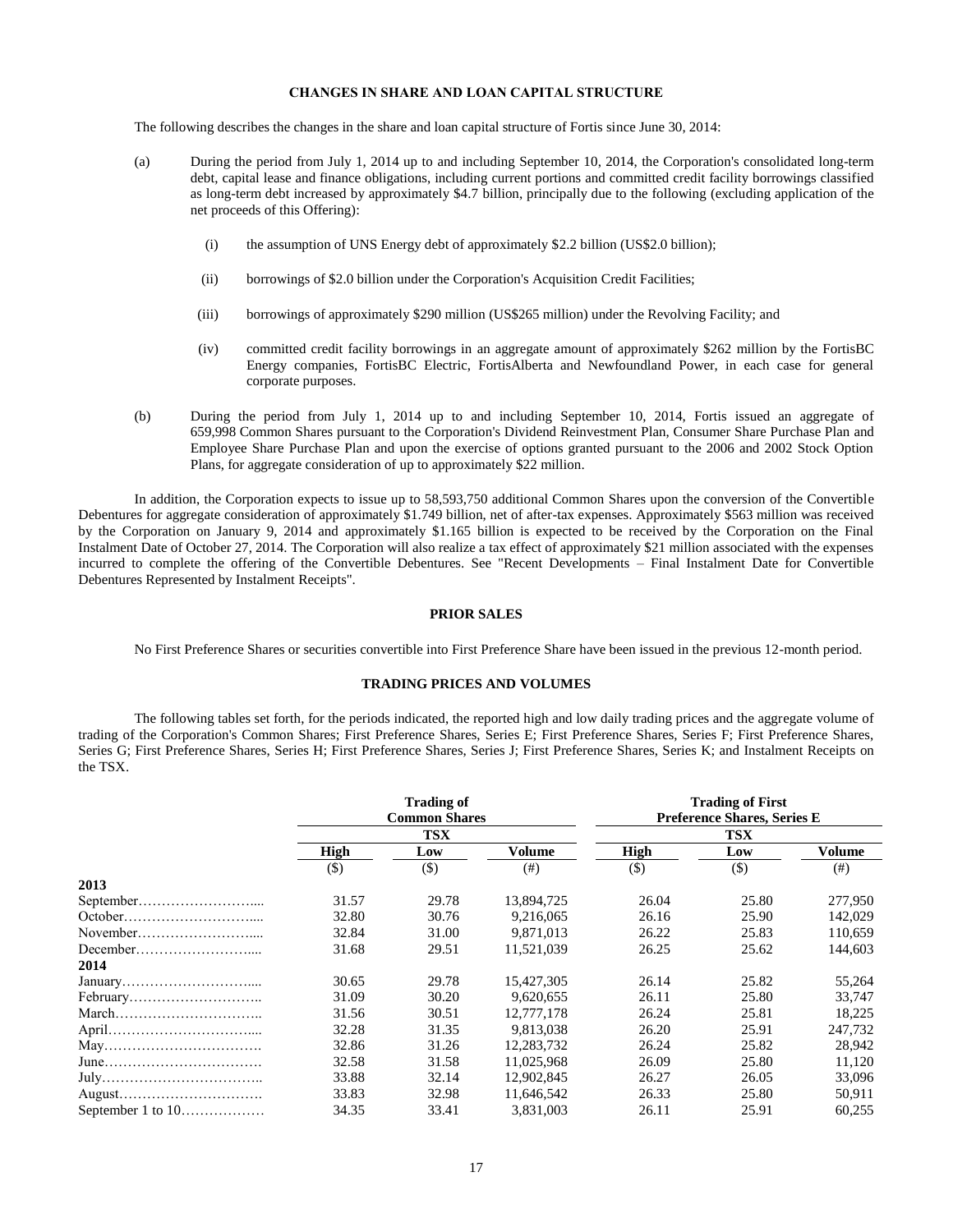## CHANGES IN SHARE AND LOAN CAPITAL STRUCTURE

The following describes the changes in the share and loan capital structure of Fortis since June 30, 2014:

(a) During the period from July 1, 2014 up to and including September 10, 2014, the Corporation's consolidated long-term debt, capital lease and finance obligations, including current portions and committed credit facility borrowings classified as long-term debt increased by approximately $4.7 billion, principally due to the following (excluding application of the net proceeds of this Offering):

   (i) the assumption of UNS Energy debt of approximately $2.2 billion (US$2.0 billion);

   (ii) borrowings of $2.0 billion under the Corporation's Acquisition Credit Facilities;

   (iii) borrowings of approximately $290 million (US$265 million) under the Revolving Facility; and

   (iv) committed credit facility borrowings in an aggregate amount of approximately $262 million by the FortisBC Energy companies, FortisBC Electric, FortisAlberta and Newfoundland Power, in each case for general corporate purposes.

(b) During the period from July 1, 2014 up to and including September 10, 2014, Fortis issued an aggregate of 659,998 Common Shares pursuant to the Corporation's Dividend Reinvestment Plan, Consumer Share Purchase Plan and Employee Share Purchase Plan and upon the exercise of options granted pursuant to the 2006 and 2002 Stock Option Plans, for aggregate consideration of up to approximately $22 million.

In addition, the Corporation expects to issue up to 58,593,750 additional Common Shares upon the conversion of the Convertible Debentures for aggregate consideration of approximately $1.749 billion, net of after-tax expenses. Approximately $563 million was received by the Corporation on January 9, 2014 and approximately $1.165 billion is expected to be received by the Corporation on the Final Instalment Date of October 27, 2014. The Corporation will also realize a tax effect of approximately $21 million associated with the expenses incurred to complete the offering of the Convertible Debentures. See "Recent Developments – Final Instalment Date for Convertible Debentures Represented by Instalment Receipts".

## PRIOR SALES

No First Preference Shares or securities convertible into First Preference Share have been issued in the previous 12-month period.

## TRADING PRICES AND VOLUMES

The following tables set forth, for the periods indicated, the reported high and low daily trading prices and the aggregate volume of trading of the Corporation's Common Shares; First Preference Shares, Series E; First Preference Shares, Series F; First Preference Shares, Series G; First Preference Shares, Series H; First Preference Shares, Series J; First Preference Shares, Series K; and Instalment Receipts on the TSX.

| | Trading of Common Shares | | | Trading of First Preference Shares, Series E | | |
|---|---|---|---|---|---|---|
| | TSX | | | TSX | | |
| | High | Low | Volume | High | Low | Volume |
| | ($) | ($) | (#) | ($) | ($) | (#) |
| **2013** | | | | | | |
| September | 31.57 | 29.78 | 13,894,725 | 26.04 | 25.80 | 277,950 |
| October | 32.80 | 30.76 | 9,216,065 | 26.16 | 25.90 | 142,029 |
| November | 32.84 | 31.00 | 9,871,013 | 26.22 | 25.83 | 110,659 |
| December | 31.68 | 29.51 | 11,521,039 | 26.25 | 25.62 | 144,603 |
| **2014** | | | | | | |
| January | 30.65 | 29.78 | 15,427,305 | 26.14 | 25.82 | 55,264 |
| February | 31.09 | 30.20 | 9,620,655 | 26.11 | 25.80 | 33,747 |
| March | 31.56 | 30.51 | 12,777,178 | 26.24 | 25.81 | 18,225 |
| April | 32.28 | 31.35 | 9,813,038 | 26.20 | 25.91 | 247,732 |
| May | 32.86 | 31.26 | 12,283,732 | 26.24 | 25.82 | 28,942 |
| June | 32.58 | 31.58 | 11,025,968 | 26.09 | 25.80 | 11,120 |
| July | 33.88 | 32.14 | 12,902,845 | 26.27 | 26.05 | 33,096 |
| August | 33.83 | 32.98 | 11,646,542 | 26.33 | 25.80 | 50,911 |
| September 1 to 10 | 34.35 | 33.41 | 3,831,003 | 26.11 | 25.91 | 60,255 |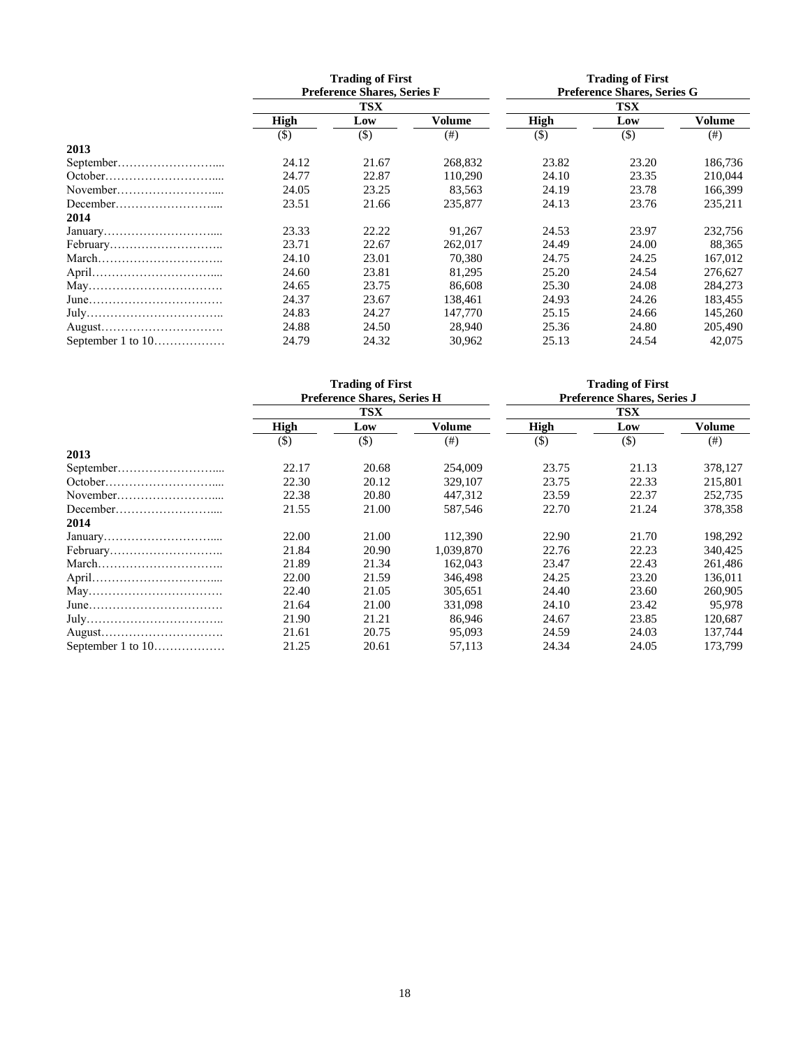| | Trading of First Preference Shares, Series F | | | Trading of First Preference Shares, Series G | | |
|---|---|---|---|---|---|---|
| | TSX | | | TSX | | |
| | High | Low | Volume | High | Low | Volume |
| | ($) | ($) | (#) | ($) | ($) | (#) |
| **2013** | | | | | | |
| September | 24.12 | 21.67 | 268,832 | 23.82 | 23.20 | 186,736 |
| October | 24.77 | 22.87 | 110,290 | 24.10 | 23.35 | 210,044 |
| November | 24.05 | 23.25 | 83,563 | 24.19 | 23.78 | 166,399 |
| December | 23.51 | 21.66 | 235,877 | 24.13 | 23.76 | 235,211 |
| **2014** | | | | | | |
| January | 23.33 | 22.22 | 91,267 | 24.53 | 23.97 | 232,756 |
| February | 23.71 | 22.67 | 262,017 | 24.49 | 24.00 | 88,365 |
| March | 24.10 | 23.01 | 70,380 | 24.75 | 24.25 | 167,012 |
| April | 24.60 | 23.81 | 81,295 | 25.20 | 24.54 | 276,627 |
| May | 24.65 | 23.75 | 86,608 | 25.30 | 24.08 | 284,273 |
| June | 24.37 | 23.67 | 138,461 | 24.93 | 24.26 | 183,455 |
| July | 24.83 | 24.27 | 147,770 | 25.15 | 24.66 | 145,260 |
| August | 24.88 | 24.50 | 28,940 | 25.36 | 24.80 | 205,490 |
| September 1 to 10 | 24.79 | 24.32 | 30,962 | 25.13 | 24.54 | 42,075 |

| | Trading of First Preference Shares, Series H | | | Trading of First Preference Shares, Series J | | |
|---|---|---|---|---|---|---|
| | TSX | | | TSX | | |
| | High | Low | Volume | High | Low | Volume |
| | ($) | ($) | (#) | ($) | ($) | (#) |
| **2013** | | | | | | |
| September | 22.17 | 20.68 | 254,009 | 23.75 | 21.13 | 378,127 |
| October | 22.30 | 20.12 | 329,107 | 23.75 | 22.33 | 215,801 |
| November | 22.38 | 20.80 | 447,312 | 23.59 | 22.37 | 252,735 |
| December | 21.55 | 21.00 | 587,546 | 22.70 | 21.24 | 378,358 |
| **2014** | | | | | | |
| January | 22.00 | 21.00 | 112,390 | 22.90 | 21.70 | 198,292 |
| February | 21.84 | 20.90 | 1,039,870 | 22.76 | 22.23 | 340,425 |
| March | 21.89 | 21.34 | 162,043 | 23.47 | 22.43 | 261,486 |
| April | 22.00 | 21.59 | 346,498 | 24.25 | 23.20 | 136,011 |
| May | 22.40 | 21.05 | 305,651 | 24.40 | 23.60 | 260,905 |
| June | 21.64 | 21.00 | 331,098 | 24.10 | 23.42 | 95,978 |
| July | 21.90 | 21.21 | 86,946 | 24.67 | 23.85 | 120,687 |
| August | 21.61 | 20.75 | 95,093 | 24.59 | 24.03 | 137,744 |
| September 1 to 10 | 21.25 | 20.61 | 57,113 | 24.34 | 24.05 | 173,799 |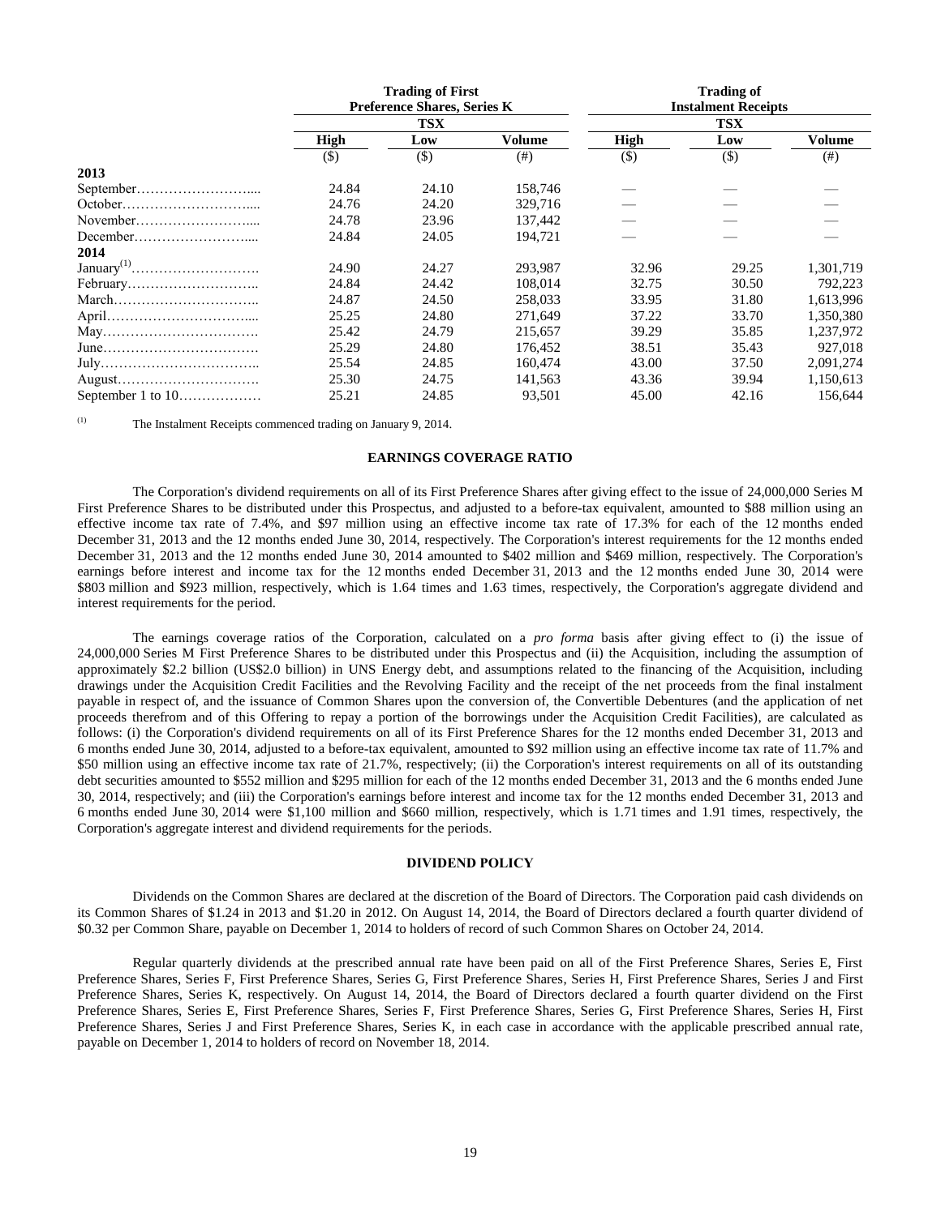| | Trading of First Preference Shares, Series K | | | Trading of Instalment Receipts | | |
|---|---|---|---|---|---|---|
| | TSX | | | TSX | | |
| | High | Low | Volume | High | Low | Volume |
| | ($) | ($) | (#) | ($) | ($) | (#) |
| **2013** | | | | | | |
| September | 24.84 | 24.10 | 158,746 | — | — | — |
| October | 24.76 | 24.20 | 329,716 | — | — | — |
| November | 24.78 | 23.96 | 137,442 | — | — | — |
| December | 24.84 | 24.05 | 194,721 | — | — | — |
| **2014** | | | | | | |
| January(1) | 24.90 | 24.27 | 293,987 | 32.96 | 29.25 | 1,301,719 |
| February | 24.84 | 24.42 | 108,014 | 32.75 | 30.50 | 792,223 |
| March | 24.87 | 24.50 | 258,033 | 33.95 | 31.80 | 1,613,996 |
| April | 25.25 | 24.80 | 271,649 | 37.22 | 33.70 | 1,350,380 |
| May | 25.42 | 24.79 | 215,657 | 39.29 | 35.85 | 1,237,972 |
| June | 25.29 | 24.80 | 176,452 | 38.51 | 35.43 | 927,018 |
| July | 25.54 | 24.85 | 160,474 | 43.00 | 37.50 | 2,091,274 |
| August | 25.30 | 24.75 | 141,563 | 43.36 | 39.94 | 1,150,613 |
| September 1 to 10 | 25.21 | 24.85 | 93,501 | 45.00 | 42.16 | 156,644 |

(1) The Instalment Receipts commenced trading on January 9, 2014.

## EARNINGS COVERAGE RATIO

The Corporation's dividend requirements on all of its First Preference Shares after giving effect to the issue of 24,000,000 Series M First Preference Shares to be distributed under this Prospectus, and adjusted to a before-tax equivalent, amounted to $88 million using an effective income tax rate of 7.4%, and $97 million using an effective income tax rate of 17.3% for each of the 12 months ended December 31, 2013 and the 12 months ended June 30, 2014, respectively. The Corporation's interest requirements for the 12 months ended December 31, 2013 and the 12 months ended June 30, 2014 amounted to $402 million and $469 million, respectively. The Corporation's earnings before interest and income tax for the 12 months ended December 31, 2013 and the 12 months ended June 30, 2014 were $803 million and $923 million, respectively, which is 1.64 times and 1.63 times, respectively, the Corporation's aggregate dividend and interest requirements for the period.

The earnings coverage ratios of the Corporation, calculated on a *pro forma* basis after giving effect to (i) the issue of 24,000,000 Series M First Preference Shares to be distributed under this Prospectus and (ii) the Acquisition, including the assumption of approximately $2.2 billion (US$2.0 billion) in UNS Energy debt, and assumptions related to the financing of the Acquisition, including drawings under the Acquisition Credit Facilities and the Revolving Facility and the receipt of the net proceeds from the final instalment payable in respect of, and the issuance of Common Shares upon the conversion of, the Convertible Debentures (and the application of net proceeds therefrom and of this Offering to repay a portion of the borrowings under the Acquisition Credit Facilities), are calculated as follows: (i) the Corporation's dividend requirements on all of its First Preference Shares for the 12 months ended December 31, 2013 and 6 months ended June 30, 2014, adjusted to a before-tax equivalent, amounted to $92 million using an effective income tax rate of 11.7% and $50 million using an effective income tax rate of 21.7%, respectively; (ii) the Corporation's interest requirements on all of its outstanding debt securities amounted to $552 million and $295 million for each of the 12 months ended December 31, 2013 and the 6 months ended June 30, 2014, respectively; and (iii) the Corporation's earnings before interest and income tax for the 12 months ended December 31, 2013 and 6 months ended June 30, 2014 were $1,100 million and $660 million, respectively, which is 1.71 times and 1.91 times, respectively, the Corporation's aggregate interest and dividend requirements for the periods.

## DIVIDEND POLICY

Dividends on the Common Shares are declared at the discretion of the Board of Directors. The Corporation paid cash dividends on its Common Shares of $1.24 in 2013 and $1.20 in 2012. On August 14, 2014, the Board of Directors declared a fourth quarter dividend of $0.32 per Common Share, payable on December 1, 2014 to holders of record of such Common Shares on October 24, 2014.

Regular quarterly dividends at the prescribed annual rate have been paid on all of the First Preference Shares, Series E, First Preference Shares, Series F, First Preference Shares, Series G, First Preference Shares, Series H, First Preference Shares, Series J and First Preference Shares, Series K, respectively. On August 14, 2014, the Board of Directors declared a fourth quarter dividend on the First Preference Shares, Series E, First Preference Shares, Series F, First Preference Shares, Series G, First Preference Shares, Series H, First Preference Shares, Series J and First Preference Shares, Series K, in each case in accordance with the applicable prescribed annual rate, payable on December 1, 2014 to holders of record on November 18, 2014.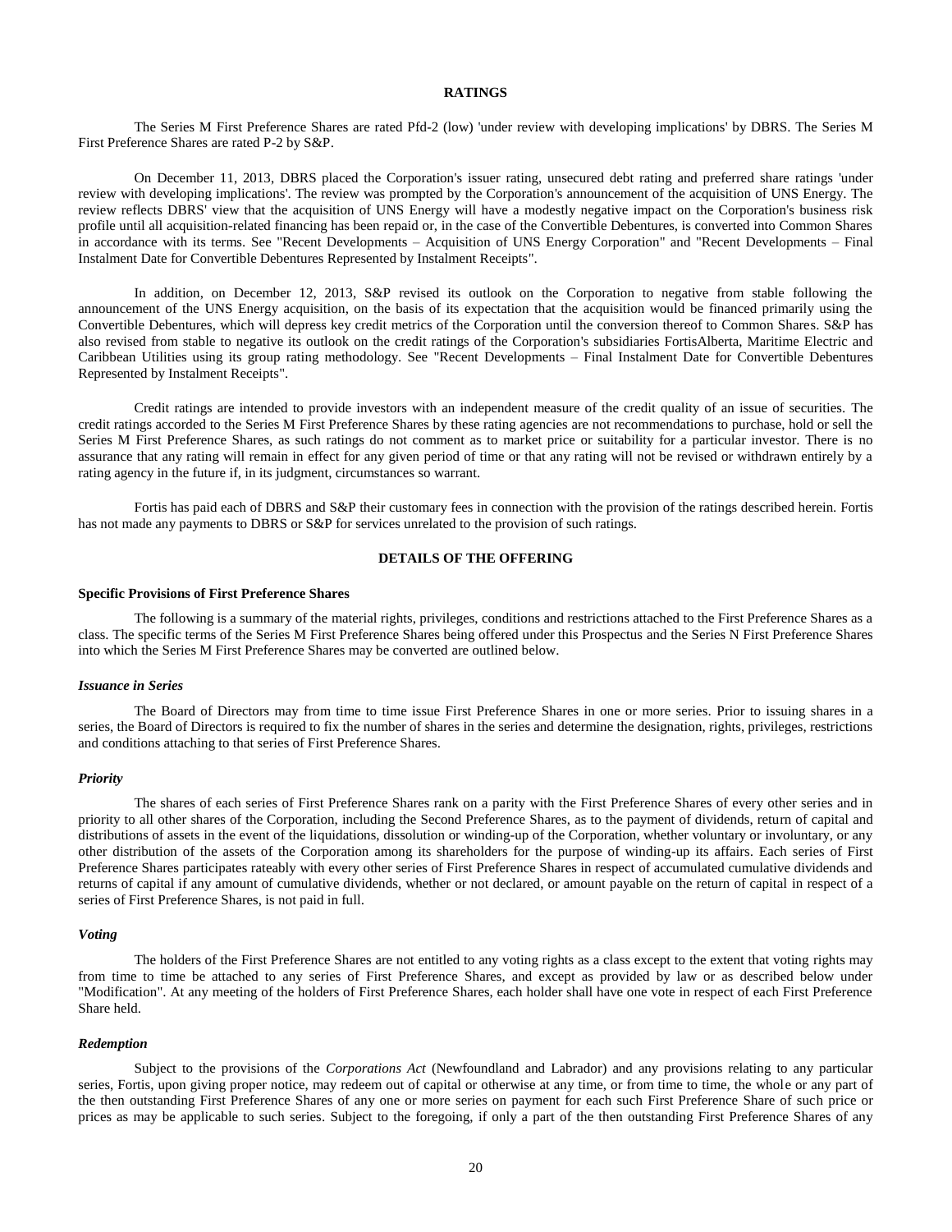## RATINGS

The Series M First Preference Shares are rated Pfd-2 (low) 'under review with developing implications' by DBRS. The Series M First Preference Shares are rated P-2 by S&P.

On December 11, 2013, DBRS placed the Corporation's issuer rating, unsecured debt rating and preferred share ratings 'under review with developing implications'. The review was prompted by the Corporation's announcement of the acquisition of UNS Energy. The review reflects DBRS' view that the acquisition of UNS Energy will have a modestly negative impact on the Corporation's business risk profile until all acquisition-related financing has been repaid or, in the case of the Convertible Debentures, is converted into Common Shares in accordance with its terms. See "Recent Developments – Acquisition of UNS Energy Corporation" and "Recent Developments – Final Instalment Date for Convertible Debentures Represented by Instalment Receipts".

In addition, on December 12, 2013, S&P revised its outlook on the Corporation to negative from stable following the announcement of the UNS Energy acquisition, on the basis of its expectation that the acquisition would be financed primarily using the Convertible Debentures, which will depress key credit metrics of the Corporation until the conversion thereof to Common Shares. S&P has also revised from stable to negative its outlook on the credit ratings of the Corporation's subsidiaries FortisAlberta, Maritime Electric and Caribbean Utilities using its group rating methodology. See "Recent Developments – Final Instalment Date for Convertible Debentures Represented by Instalment Receipts".

Credit ratings are intended to provide investors with an independent measure of the credit quality of an issue of securities. The credit ratings accorded to the Series M First Preference Shares by these rating agencies are not recommendations to purchase, hold or sell the Series M First Preference Shares, as such ratings do not comment as to market price or suitability for a particular investor. There is no assurance that any rating will remain in effect for any given period of time or that any rating will not be revised or withdrawn entirely by a rating agency in the future if, in its judgment, circumstances so warrant.

Fortis has paid each of DBRS and S&P their customary fees in connection with the provision of the ratings described herein. Fortis has not made any payments to DBRS or S&P for services unrelated to the provision of such ratings.

## DETAILS OF THE OFFERING

### Specific Provisions of First Preference Shares

The following is a summary of the material rights, privileges, conditions and restrictions attached to the First Preference Shares as a class. The specific terms of the Series M First Preference Shares being offered under this Prospectus and the Series N First Preference Shares into which the Series M First Preference Shares may be converted are outlined below.

#### *Issuance in Series*

The Board of Directors may from time to time issue First Preference Shares in one or more series. Prior to issuing shares in a series, the Board of Directors is required to fix the number of shares in the series and determine the designation, rights, privileges, restrictions and conditions attaching to that series of First Preference Shares.

#### *Priority*

The shares of each series of First Preference Shares rank on a parity with the First Preference Shares of every other series and in priority to all other shares of the Corporation, including the Second Preference Shares, as to the payment of dividends, return of capital and distributions of assets in the event of the liquidations, dissolution or winding-up of the Corporation, whether voluntary or involuntary, or any other distribution of the assets of the Corporation among its shareholders for the purpose of winding-up its affairs. Each series of First Preference Shares participates rateably with every other series of First Preference Shares in respect of accumulated cumulative dividends and returns of capital if any amount of cumulative dividends, whether or not declared, or amount payable on the return of capital in respect of a series of First Preference Shares, is not paid in full.

#### *Voting*

The holders of the First Preference Shares are not entitled to any voting rights as a class except to the extent that voting rights may from time to time be attached to any series of First Preference Shares, and except as provided by law or as described below under "Modification". At any meeting of the holders of First Preference Shares, each holder shall have one vote in respect of each First Preference Share held.

#### *Redemption*

Subject to the provisions of the *Corporations Act* (Newfoundland and Labrador) and any provisions relating to any particular series, Fortis, upon giving proper notice, may redeem out of capital or otherwise at any time, or from time to time, the whole or any part of the then outstanding First Preference Shares of any one or more series on payment for each such First Preference Share of such price or prices as may be applicable to such series. Subject to the foregoing, if only a part of the then outstanding First Preference Shares of any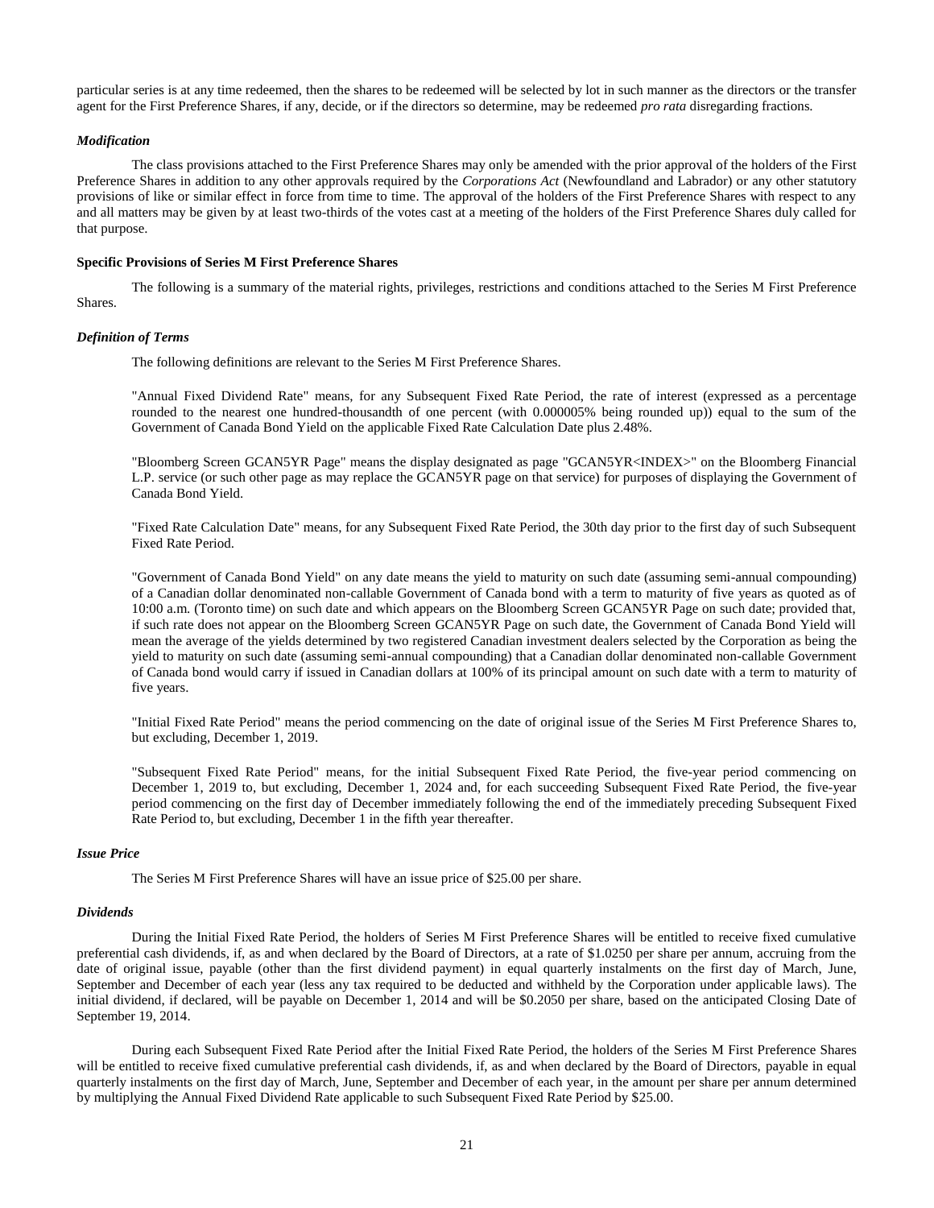particular series is at any time redeemed, then the shares to be redeemed will be selected by lot in such manner as the directors or the transfer agent for the First Preference Shares, if any, decide, or if the directors so determine, may be redeemed *pro rata* disregarding fractions.

***Modification***

The class provisions attached to the First Preference Shares may only be amended with the prior approval of the holders of the First Preference Shares in addition to any other approvals required by the *Corporations Act* (Newfoundland and Labrador) or any other statutory provisions of like or similar effect in force from time to time. The approval of the holders of the First Preference Shares with respect to any and all matters may be given by at least two-thirds of the votes cast at a meeting of the holders of the First Preference Shares duly called for that purpose.

**Specific Provisions of Series M First Preference Shares**

The following is a summary of the material rights, privileges, restrictions and conditions attached to the Series M First Preference Shares.

***Definition of Terms***

The following definitions are relevant to the Series M First Preference Shares.

"Annual Fixed Dividend Rate" means, for any Subsequent Fixed Rate Period, the rate of interest (expressed as a percentage rounded to the nearest one hundred-thousandth of one percent (with 0.000005% being rounded up)) equal to the sum of the Government of Canada Bond Yield on the applicable Fixed Rate Calculation Date plus 2.48%.

"Bloomberg Screen GCAN5YR Page" means the display designated as page "GCAN5YR<INDEX>" on the Bloomberg Financial L.P. service (or such other page as may replace the GCAN5YR page on that service) for purposes of displaying the Government of Canada Bond Yield.

"Fixed Rate Calculation Date" means, for any Subsequent Fixed Rate Period, the 30th day prior to the first day of such Subsequent Fixed Rate Period.

"Government of Canada Bond Yield" on any date means the yield to maturity on such date (assuming semi-annual compounding) of a Canadian dollar denominated non-callable Government of Canada bond with a term to maturity of five years as quoted as of 10:00 a.m. (Toronto time) on such date and which appears on the Bloomberg Screen GCAN5YR Page on such date; provided that, if such rate does not appear on the Bloomberg Screen GCAN5YR Page on such date, the Government of Canada Bond Yield will mean the average of the yields determined by two registered Canadian investment dealers selected by the Corporation as being the yield to maturity on such date (assuming semi-annual compounding) that a Canadian dollar denominated non-callable Government of Canada bond would carry if issued in Canadian dollars at 100% of its principal amount on such date with a term to maturity of five years.

"Initial Fixed Rate Period" means the period commencing on the date of original issue of the Series M First Preference Shares to, but excluding, December 1, 2019.

"Subsequent Fixed Rate Period" means, for the initial Subsequent Fixed Rate Period, the five-year period commencing on December 1, 2019 to, but excluding, December 1, 2024 and, for each succeeding Subsequent Fixed Rate Period, the five-year period commencing on the first day of December immediately following the end of the immediately preceding Subsequent Fixed Rate Period to, but excluding, December 1 in the fifth year thereafter.

***Issue Price***

The Series M First Preference Shares will have an issue price of $25.00 per share.

***Dividends***

During the Initial Fixed Rate Period, the holders of Series M First Preference Shares will be entitled to receive fixed cumulative preferential cash dividends, if, as and when declared by the Board of Directors, at a rate of $1.0250 per share per annum, accruing from the date of original issue, payable (other than the first dividend payment) in equal quarterly instalments on the first day of March, June, September and December of each year (less any tax required to be deducted and withheld by the Corporation under applicable laws). The initial dividend, if declared, will be payable on December 1, 2014 and will be $0.2050 per share, based on the anticipated Closing Date of September 19, 2014.

During each Subsequent Fixed Rate Period after the Initial Fixed Rate Period, the holders of the Series M First Preference Shares will be entitled to receive fixed cumulative preferential cash dividends, if, as and when declared by the Board of Directors, payable in equal quarterly instalments on the first day of March, June, September and December of each year, in the amount per share per annum determined by multiplying the Annual Fixed Dividend Rate applicable to such Subsequent Fixed Rate Period by $25.00.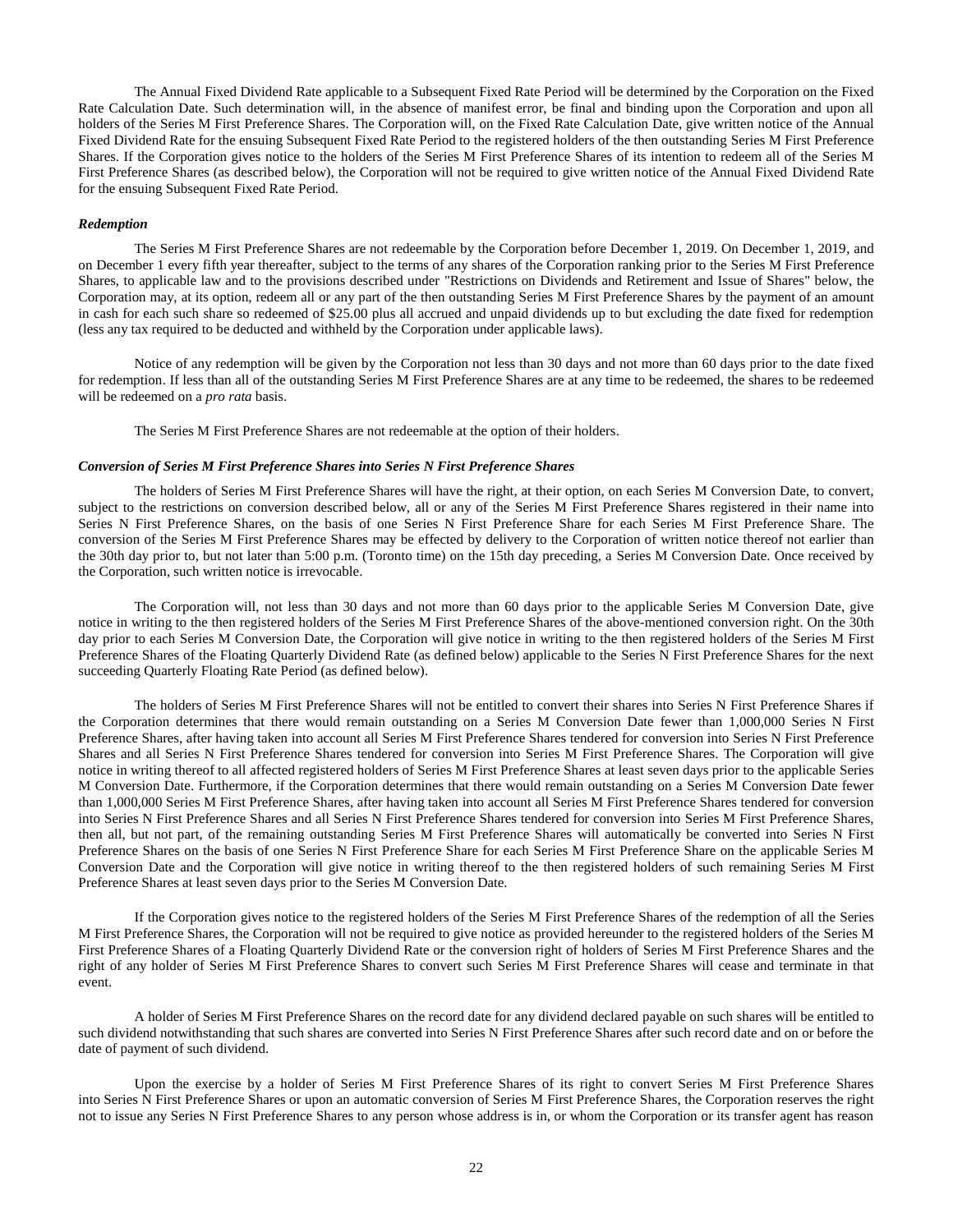The Annual Fixed Dividend Rate applicable to a Subsequent Fixed Rate Period will be determined by the Corporation on the Fixed Rate Calculation Date. Such determination will, in the absence of manifest error, be final and binding upon the Corporation and upon all holders of the Series M First Preference Shares. The Corporation will, on the Fixed Rate Calculation Date, give written notice of the Annual Fixed Dividend Rate for the ensuing Subsequent Fixed Rate Period to the registered holders of the then outstanding Series M First Preference Shares. If the Corporation gives notice to the holders of the Series M First Preference Shares of its intention to redeem all of the Series M First Preference Shares (as described below), the Corporation will not be required to give written notice of the Annual Fixed Dividend Rate for the ensuing Subsequent Fixed Rate Period.

***Redemption***

The Series M First Preference Shares are not redeemable by the Corporation before December 1, 2019. On December 1, 2019, and on December 1 every fifth year thereafter, subject to the terms of any shares of the Corporation ranking prior to the Series M First Preference Shares, to applicable law and to the provisions described under "Restrictions on Dividends and Retirement and Issue of Shares" below, the Corporation may, at its option, redeem all or any part of the then outstanding Series M First Preference Shares by the payment of an amount in cash for each such share so redeemed of $25.00 plus all accrued and unpaid dividends up to but excluding the date fixed for redemption (less any tax required to be deducted and withheld by the Corporation under applicable laws).

Notice of any redemption will be given by the Corporation not less than 30 days and not more than 60 days prior to the date fixed for redemption. If less than all of the outstanding Series M First Preference Shares are at any time to be redeemed, the shares to be redeemed will be redeemed on a *pro rata* basis.

The Series M First Preference Shares are not redeemable at the option of their holders.

***Conversion of Series M First Preference Shares into Series N First Preference Shares***

The holders of Series M First Preference Shares will have the right, at their option, on each Series M Conversion Date, to convert, subject to the restrictions on conversion described below, all or any of the Series M First Preference Shares registered in their name into Series N First Preference Shares, on the basis of one Series N First Preference Share for each Series M First Preference Share. The conversion of the Series M First Preference Shares may be effected by delivery to the Corporation of written notice thereof not earlier than the 30th day prior to, but not later than 5:00 p.m. (Toronto time) on the 15th day preceding, a Series M Conversion Date. Once received by the Corporation, such written notice is irrevocable.

The Corporation will, not less than 30 days and not more than 60 days prior to the applicable Series M Conversion Date, give notice in writing to the then registered holders of the Series M First Preference Shares of the above-mentioned conversion right. On the 30th day prior to each Series M Conversion Date, the Corporation will give notice in writing to the then registered holders of the Series M First Preference Shares of the Floating Quarterly Dividend Rate (as defined below) applicable to the Series N First Preference Shares for the next succeeding Quarterly Floating Rate Period (as defined below).

The holders of Series M First Preference Shares will not be entitled to convert their shares into Series N First Preference Shares if the Corporation determines that there would remain outstanding on a Series M Conversion Date fewer than 1,000,000 Series N First Preference Shares, after having taken into account all Series M First Preference Shares tendered for conversion into Series N First Preference Shares and all Series N First Preference Shares tendered for conversion into Series M First Preference Shares. The Corporation will give notice in writing thereof to all affected registered holders of Series M First Preference Shares at least seven days prior to the applicable Series M Conversion Date. Furthermore, if the Corporation determines that there would remain outstanding on a Series M Conversion Date fewer than 1,000,000 Series M First Preference Shares, after having taken into account all Series M First Preference Shares tendered for conversion into Series N First Preference Shares and all Series N First Preference Shares tendered for conversion into Series M First Preference Shares, then all, but not part, of the remaining outstanding Series M First Preference Shares will automatically be converted into Series N First Preference Shares on the basis of one Series N First Preference Share for each Series M First Preference Share on the applicable Series M Conversion Date and the Corporation will give notice in writing thereof to the then registered holders of such remaining Series M First Preference Shares at least seven days prior to the Series M Conversion Date.

If the Corporation gives notice to the registered holders of the Series M First Preference Shares of the redemption of all the Series M First Preference Shares, the Corporation will not be required to give notice as provided hereunder to the registered holders of the Series M First Preference Shares of a Floating Quarterly Dividend Rate or the conversion right of holders of Series M First Preference Shares and the right of any holder of Series M First Preference Shares to convert such Series M First Preference Shares will cease and terminate in that event.

A holder of Series M First Preference Shares on the record date for any dividend declared payable on such shares will be entitled to such dividend notwithstanding that such shares are converted into Series N First Preference Shares after such record date and on or before the date of payment of such dividend.

Upon the exercise by a holder of Series M First Preference Shares of its right to convert Series M First Preference Shares into Series N First Preference Shares or upon an automatic conversion of Series M First Preference Shares, the Corporation reserves the right not to issue any Series N First Preference Shares to any person whose address is in, or whom the Corporation or its transfer agent has reason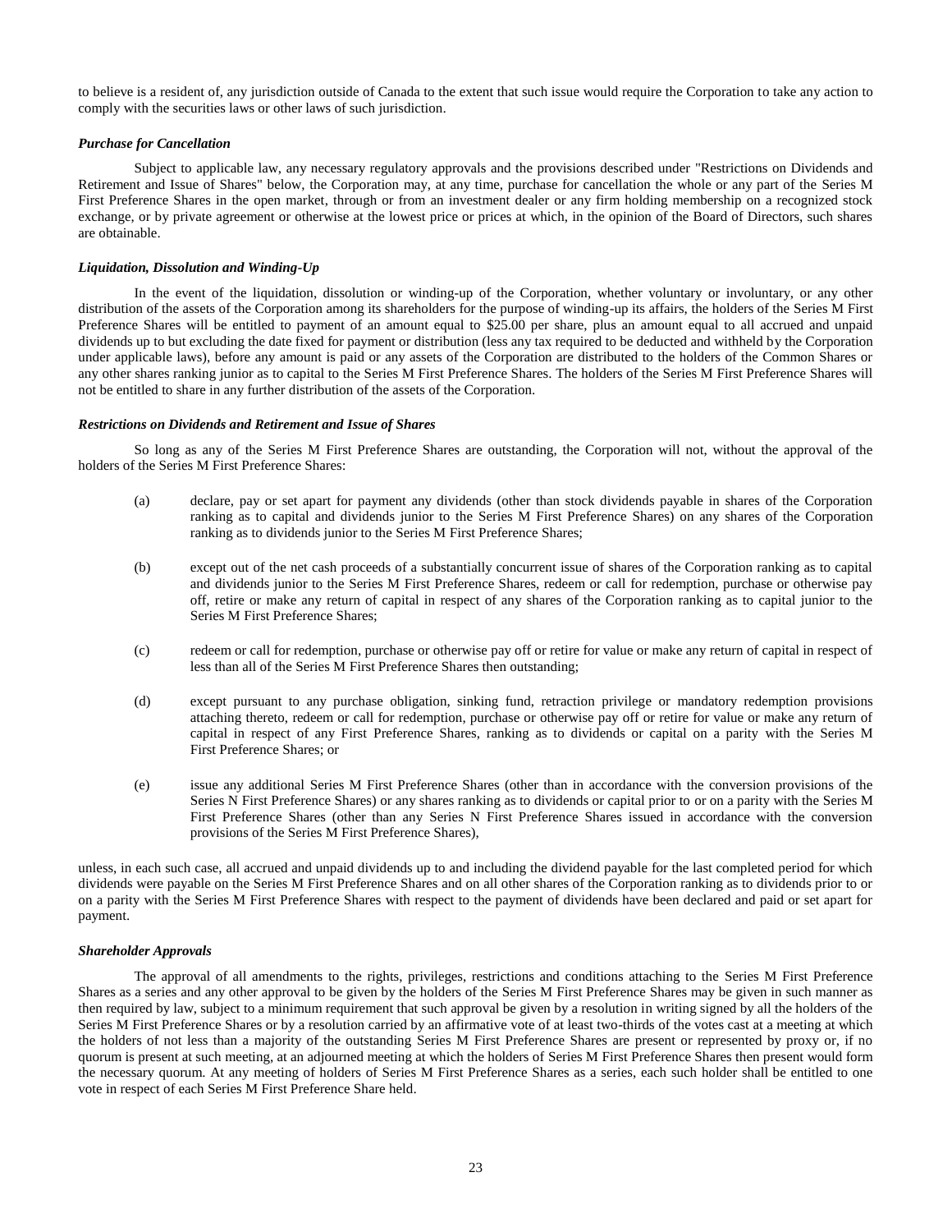to believe is a resident of, any jurisdiction outside of Canada to the extent that such issue would require the Corporation to take any action to comply with the securities laws or other laws of such jurisdiction.

***Purchase for Cancellation***

Subject to applicable law, any necessary regulatory approvals and the provisions described under "Restrictions on Dividends and Retirement and Issue of Shares" below, the Corporation may, at any time, purchase for cancellation the whole or any part of the Series M First Preference Shares in the open market, through or from an investment dealer or any firm holding membership on a recognized stock exchange, or by private agreement or otherwise at the lowest price or prices at which, in the opinion of the Board of Directors, such shares are obtainable.

***Liquidation, Dissolution and Winding-Up***

In the event of the liquidation, dissolution or winding-up of the Corporation, whether voluntary or involuntary, or any other distribution of the assets of the Corporation among its shareholders for the purpose of winding-up its affairs, the holders of the Series M First Preference Shares will be entitled to payment of an amount equal to $25.00 per share, plus an amount equal to all accrued and unpaid dividends up to but excluding the date fixed for payment or distribution (less any tax required to be deducted and withheld by the Corporation under applicable laws), before any amount is paid or any assets of the Corporation are distributed to the holders of the Common Shares or any other shares ranking junior as to capital to the Series M First Preference Shares. The holders of the Series M First Preference Shares will not be entitled to share in any further distribution of the assets of the Corporation.

***Restrictions on Dividends and Retirement and Issue of Shares***

So long as any of the Series M First Preference Shares are outstanding, the Corporation will not, without the approval of the holders of the Series M First Preference Shares:

(a) declare, pay or set apart for payment any dividends (other than stock dividends payable in shares of the Corporation ranking as to capital and dividends junior to the Series M First Preference Shares) on any shares of the Corporation ranking as to dividends junior to the Series M First Preference Shares;

(b) except out of the net cash proceeds of a substantially concurrent issue of shares of the Corporation ranking as to capital and dividends junior to the Series M First Preference Shares, redeem or call for redemption, purchase or otherwise pay off, retire or make any return of capital in respect of any shares of the Corporation ranking as to capital junior to the Series M First Preference Shares;

(c) redeem or call for redemption, purchase or otherwise pay off or retire for value or make any return of capital in respect of less than all of the Series M First Preference Shares then outstanding;

(d) except pursuant to any purchase obligation, sinking fund, retraction privilege or mandatory redemption provisions attaching thereto, redeem or call for redemption, purchase or otherwise pay off or retire for value or make any return of capital in respect of any First Preference Shares, ranking as to dividends or capital on a parity with the Series M First Preference Shares; or

(e) issue any additional Series M First Preference Shares (other than in accordance with the conversion provisions of the Series N First Preference Shares) or any shares ranking as to dividends or capital prior to or on a parity with the Series M First Preference Shares (other than any Series N First Preference Shares issued in accordance with the conversion provisions of the Series M First Preference Shares),

unless, in each such case, all accrued and unpaid dividends up to and including the dividend payable for the last completed period for which dividends were payable on the Series M First Preference Shares and on all other shares of the Corporation ranking as to dividends prior to or on a parity with the Series M First Preference Shares with respect to the payment of dividends have been declared and paid or set apart for payment.

***Shareholder Approvals***

The approval of all amendments to the rights, privileges, restrictions and conditions attaching to the Series M First Preference Shares as a series and any other approval to be given by the holders of the Series M First Preference Shares may be given in such manner as then required by law, subject to a minimum requirement that such approval be given by a resolution in writing signed by all the holders of the Series M First Preference Shares or by a resolution carried by an affirmative vote of at least two-thirds of the votes cast at a meeting at which the holders of not less than a majority of the outstanding Series M First Preference Shares are present or represented by proxy or, if no quorum is present at such meeting, at an adjourned meeting at which the holders of Series M First Preference Shares then present would form the necessary quorum. At any meeting of holders of Series M First Preference Shares as a series, each such holder shall be entitled to one vote in respect of each Series M First Preference Share held.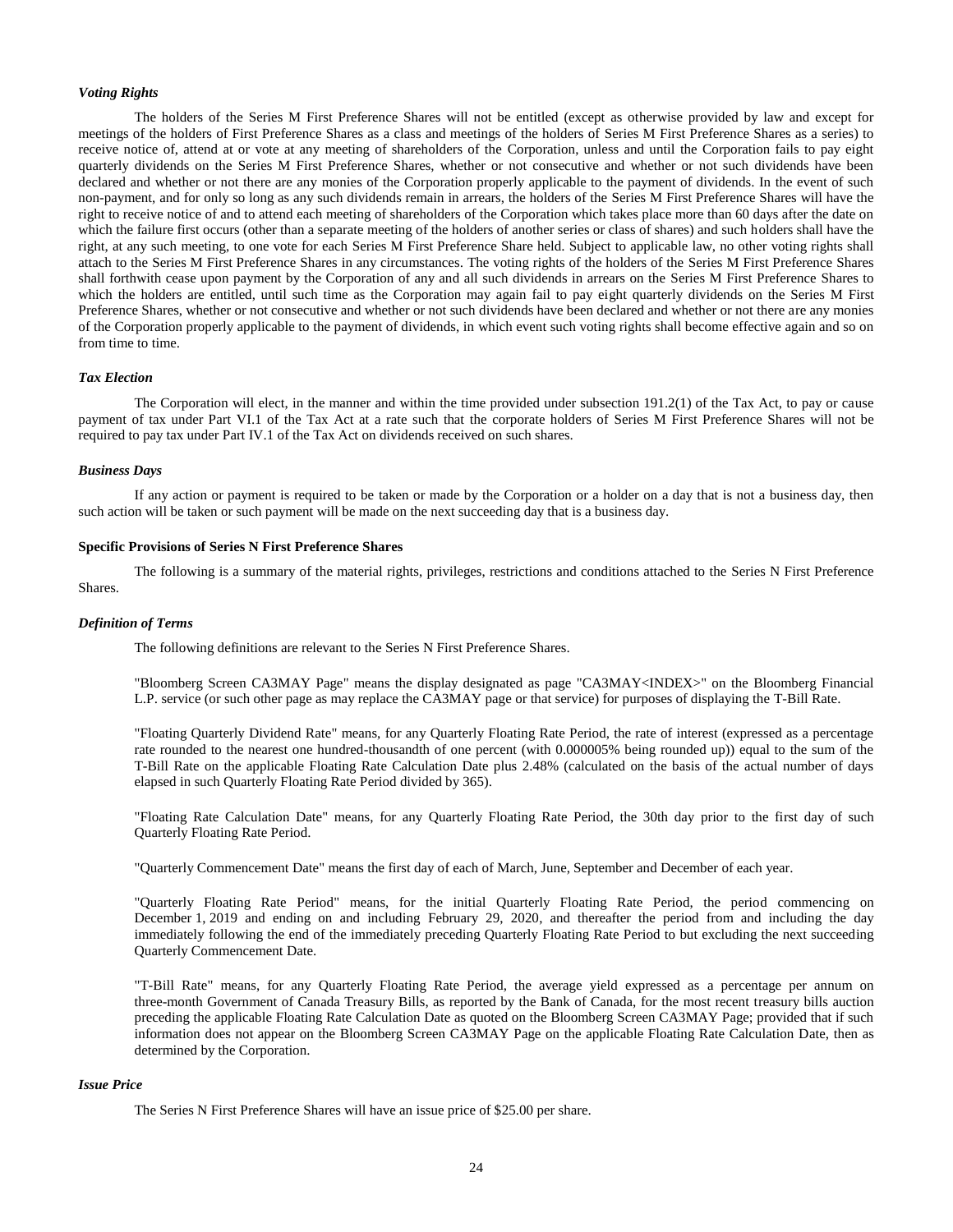***Voting Rights***

The holders of the Series M First Preference Shares will not be entitled (except as otherwise provided by law and except for meetings of the holders of First Preference Shares as a class and meetings of the holders of Series M First Preference Shares as a series) to receive notice of, attend at or vote at any meeting of shareholders of the Corporation, unless and until the Corporation fails to pay eight quarterly dividends on the Series M First Preference Shares, whether or not consecutive and whether or not such dividends have been declared and whether or not there are any monies of the Corporation properly applicable to the payment of dividends. In the event of such non-payment, and for only so long as any such dividends remain in arrears, the holders of the Series M First Preference Shares will have the right to receive notice of and to attend each meeting of shareholders of the Corporation which takes place more than 60 days after the date on which the failure first occurs (other than a separate meeting of the holders of another series or class of shares) and such holders shall have the right, at any such meeting, to one vote for each Series M First Preference Share held. Subject to applicable law, no other voting rights shall attach to the Series M First Preference Shares in any circumstances. The voting rights of the holders of the Series M First Preference Shares shall forthwith cease upon payment by the Corporation of any and all such dividends in arrears on the Series M First Preference Shares to which the holders are entitled, until such time as the Corporation may again fail to pay eight quarterly dividends on the Series M First Preference Shares, whether or not consecutive and whether or not such dividends have been declared and whether or not there are any monies of the Corporation properly applicable to the payment of dividends, in which event such voting rights shall become effective again and so on from time to time.

***Tax Election***

The Corporation will elect, in the manner and within the time provided under subsection 191.2(1) of the Tax Act, to pay or cause payment of tax under Part VI.1 of the Tax Act at a rate such that the corporate holders of Series M First Preference Shares will not be required to pay tax under Part IV.1 of the Tax Act on dividends received on such shares.

***Business Days***

If any action or payment is required to be taken or made by the Corporation or a holder on a day that is not a business day, then such action will be taken or such payment will be made on the next succeeding day that is a business day.

**Specific Provisions of Series N First Preference Shares**

The following is a summary of the material rights, privileges, restrictions and conditions attached to the Series N First Preference Shares.

***Definition of Terms***

The following definitions are relevant to the Series N First Preference Shares.

"Bloomberg Screen CA3MAY Page" means the display designated as page "CA3MAY<INDEX>" on the Bloomberg Financial L.P. service (or such other page as may replace the CA3MAY page or that service) for purposes of displaying the T-Bill Rate.

"Floating Quarterly Dividend Rate" means, for any Quarterly Floating Rate Period, the rate of interest (expressed as a percentage rate rounded to the nearest one hundred-thousandth of one percent (with 0.000005% being rounded up)) equal to the sum of the T-Bill Rate on the applicable Floating Rate Calculation Date plus 2.48% (calculated on the basis of the actual number of days elapsed in such Quarterly Floating Rate Period divided by 365).

"Floating Rate Calculation Date" means, for any Quarterly Floating Rate Period, the 30th day prior to the first day of such Quarterly Floating Rate Period.

"Quarterly Commencement Date" means the first day of each of March, June, September and December of each year.

"Quarterly Floating Rate Period" means, for the initial Quarterly Floating Rate Period, the period commencing on December 1, 2019 and ending on and including February 29, 2020, and thereafter the period from and including the day immediately following the end of the immediately preceding Quarterly Floating Rate Period to but excluding the next succeeding Quarterly Commencement Date.

"T-Bill Rate" means, for any Quarterly Floating Rate Period, the average yield expressed as a percentage per annum on three-month Government of Canada Treasury Bills, as reported by the Bank of Canada, for the most recent treasury bills auction preceding the applicable Floating Rate Calculation Date as quoted on the Bloomberg Screen CA3MAY Page; provided that if such information does not appear on the Bloomberg Screen CA3MAY Page on the applicable Floating Rate Calculation Date, then as determined by the Corporation.

***Issue Price***

The Series N First Preference Shares will have an issue price of $25.00 per share.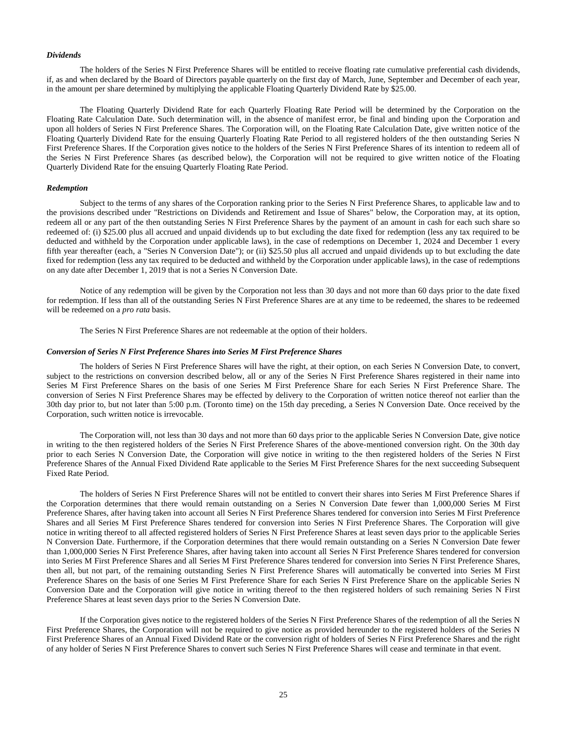***Dividends***

The holders of the Series N First Preference Shares will be entitled to receive floating rate cumulative preferential cash dividends, if, as and when declared by the Board of Directors payable quarterly on the first day of March, June, September and December of each year, in the amount per share determined by multiplying the applicable Floating Quarterly Dividend Rate by $25.00.

The Floating Quarterly Dividend Rate for each Quarterly Floating Rate Period will be determined by the Corporation on the Floating Rate Calculation Date. Such determination will, in the absence of manifest error, be final and binding upon the Corporation and upon all holders of Series N First Preference Shares. The Corporation will, on the Floating Rate Calculation Date, give written notice of the Floating Quarterly Dividend Rate for the ensuing Quarterly Floating Rate Period to all registered holders of the then outstanding Series N First Preference Shares. If the Corporation gives notice to the holders of the Series N First Preference Shares of its intention to redeem all of the Series N First Preference Shares (as described below), the Corporation will not be required to give written notice of the Floating Quarterly Dividend Rate for the ensuing Quarterly Floating Rate Period.

***Redemption***

Subject to the terms of any shares of the Corporation ranking prior to the Series N First Preference Shares, to applicable law and to the provisions described under "Restrictions on Dividends and Retirement and Issue of Shares" below, the Corporation may, at its option, redeem all or any part of the then outstanding Series N First Preference Shares by the payment of an amount in cash for each such share so redeemed of: (i) $25.00 plus all accrued and unpaid dividends up to but excluding the date fixed for redemption (less any tax required to be deducted and withheld by the Corporation under applicable laws), in the case of redemptions on December 1, 2024 and December 1 every fifth year thereafter (each, a "Series N Conversion Date"); or (ii) $25.50 plus all accrued and unpaid dividends up to but excluding the date fixed for redemption (less any tax required to be deducted and withheld by the Corporation under applicable laws), in the case of redemptions on any date after December 1, 2019 that is not a Series N Conversion Date.

Notice of any redemption will be given by the Corporation not less than 30 days and not more than 60 days prior to the date fixed for redemption. If less than all of the outstanding Series N First Preference Shares are at any time to be redeemed, the shares to be redeemed will be redeemed on a *pro rata* basis.

The Series N First Preference Shares are not redeemable at the option of their holders.

***Conversion of Series N First Preference Shares into Series M First Preference Shares***

The holders of Series N First Preference Shares will have the right, at their option, on each Series N Conversion Date, to convert, subject to the restrictions on conversion described below, all or any of the Series N First Preference Shares registered in their name into Series M First Preference Shares on the basis of one Series M First Preference Share for each Series N First Preference Share. The conversion of Series N First Preference Shares may be effected by delivery to the Corporation of written notice thereof not earlier than the 30th day prior to, but not later than 5:00 p.m. (Toronto time) on the 15th day preceding, a Series N Conversion Date. Once received by the Corporation, such written notice is irrevocable.

The Corporation will, not less than 30 days and not more than 60 days prior to the applicable Series N Conversion Date, give notice in writing to the then registered holders of the Series N First Preference Shares of the above-mentioned conversion right. On the 30th day prior to each Series N Conversion Date, the Corporation will give notice in writing to the then registered holders of the Series N First Preference Shares of the Annual Fixed Dividend Rate applicable to the Series M First Preference Shares for the next succeeding Subsequent Fixed Rate Period.

The holders of Series N First Preference Shares will not be entitled to convert their shares into Series M First Preference Shares if the Corporation determines that there would remain outstanding on a Series N Conversion Date fewer than 1,000,000 Series M First Preference Shares, after having taken into account all Series N First Preference Shares tendered for conversion into Series M First Preference Shares and all Series M First Preference Shares tendered for conversion into Series N First Preference Shares. The Corporation will give notice in writing thereof to all affected registered holders of Series N First Preference Shares at least seven days prior to the applicable Series N Conversion Date. Furthermore, if the Corporation determines that there would remain outstanding on a Series N Conversion Date fewer than 1,000,000 Series N First Preference Shares, after having taken into account all Series N First Preference Shares tendered for conversion into Series M First Preference Shares and all Series M First Preference Shares tendered for conversion into Series N First Preference Shares, then all, but not part, of the remaining outstanding Series N First Preference Shares will automatically be converted into Series M First Preference Shares on the basis of one Series M First Preference Share for each Series N First Preference Share on the applicable Series N Conversion Date and the Corporation will give notice in writing thereof to the then registered holders of such remaining Series N First Preference Shares at least seven days prior to the Series N Conversion Date.

If the Corporation gives notice to the registered holders of the Series N First Preference Shares of the redemption of all the Series N First Preference Shares, the Corporation will not be required to give notice as provided hereunder to the registered holders of the Series N First Preference Shares of an Annual Fixed Dividend Rate or the conversion right of holders of Series N First Preference Shares and the right of any holder of Series N First Preference Shares to convert such Series N First Preference Shares will cease and terminate in that event.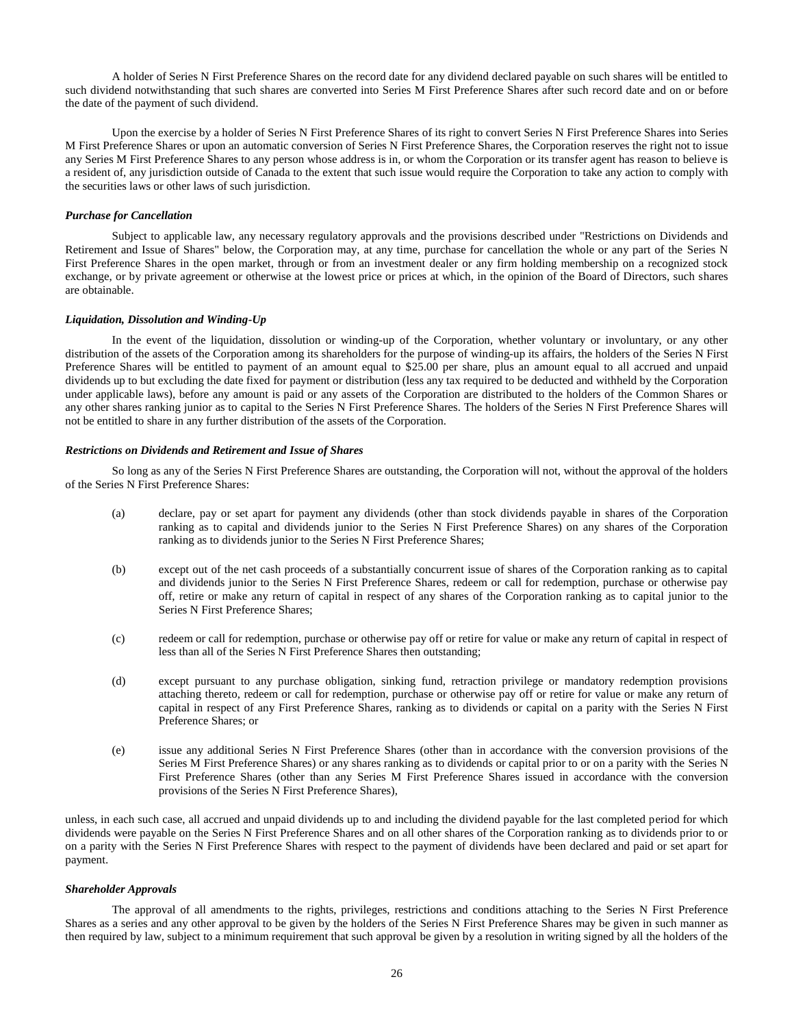A holder of Series N First Preference Shares on the record date for any dividend declared payable on such shares will be entitled to such dividend notwithstanding that such shares are converted into Series M First Preference Shares after such record date and on or before the date of the payment of such dividend.

Upon the exercise by a holder of Series N First Preference Shares of its right to convert Series N First Preference Shares into Series M First Preference Shares or upon an automatic conversion of Series N First Preference Shares, the Corporation reserves the right not to issue any Series M First Preference Shares to any person whose address is in, or whom the Corporation or its transfer agent has reason to believe is a resident of, any jurisdiction outside of Canada to the extent that such issue would require the Corporation to take any action to comply with the securities laws or other laws of such jurisdiction.

***Purchase for Cancellation***

Subject to applicable law, any necessary regulatory approvals and the provisions described under "Restrictions on Dividends and Retirement and Issue of Shares" below, the Corporation may, at any time, purchase for cancellation the whole or any part of the Series N First Preference Shares in the open market, through or from an investment dealer or any firm holding membership on a recognized stock exchange, or by private agreement or otherwise at the lowest price or prices at which, in the opinion of the Board of Directors, such shares are obtainable.

***Liquidation, Dissolution and Winding-Up***

In the event of the liquidation, dissolution or winding-up of the Corporation, whether voluntary or involuntary, or any other distribution of the assets of the Corporation among its shareholders for the purpose of winding-up its affairs, the holders of the Series N First Preference Shares will be entitled to payment of an amount equal to $25.00 per share, plus an amount equal to all accrued and unpaid dividends up to but excluding the date fixed for payment or distribution (less any tax required to be deducted and withheld by the Corporation under applicable laws), before any amount is paid or any assets of the Corporation are distributed to the holders of the Common Shares or any other shares ranking junior as to capital to the Series N First Preference Shares. The holders of the Series N First Preference Shares will not be entitled to share in any further distribution of the assets of the Corporation.

***Restrictions on Dividends and Retirement and Issue of Shares***

So long as any of the Series N First Preference Shares are outstanding, the Corporation will not, without the approval of the holders of the Series N First Preference Shares:

(a) declare, pay or set apart for payment any dividends (other than stock dividends payable in shares of the Corporation ranking as to capital and dividends junior to the Series N First Preference Shares) on any shares of the Corporation ranking as to dividends junior to the Series N First Preference Shares;

(b) except out of the net cash proceeds of a substantially concurrent issue of shares of the Corporation ranking as to capital and dividends junior to the Series N First Preference Shares, redeem or call for redemption, purchase or otherwise pay off, retire or make any return of capital in respect of any shares of the Corporation ranking as to capital junior to the Series N First Preference Shares;

(c) redeem or call for redemption, purchase or otherwise pay off or retire for value or make any return of capital in respect of less than all of the Series N First Preference Shares then outstanding;

(d) except pursuant to any purchase obligation, sinking fund, retraction privilege or mandatory redemption provisions attaching thereto, redeem or call for redemption, purchase or otherwise pay off or retire for value or make any return of capital in respect of any First Preference Shares, ranking as to dividends or capital on a parity with the Series N First Preference Shares; or

(e) issue any additional Series N First Preference Shares (other than in accordance with the conversion provisions of the Series M First Preference Shares) or any shares ranking as to dividends or capital prior to or on a parity with the Series N First Preference Shares (other than any Series M First Preference Shares issued in accordance with the conversion provisions of the Series N First Preference Shares),

unless, in each such case, all accrued and unpaid dividends up to and including the dividend payable for the last completed period for which dividends were payable on the Series N First Preference Shares and on all other shares of the Corporation ranking as to dividends prior to or on a parity with the Series N First Preference Shares with respect to the payment of dividends have been declared and paid or set apart for payment.

***Shareholder Approvals***

The approval of all amendments to the rights, privileges, restrictions and conditions attaching to the Series N First Preference Shares as a series and any other approval to be given by the holders of the Series N First Preference Shares may be given in such manner as then required by law, subject to a minimum requirement that such approval be given by a resolution in writing signed by all the holders of the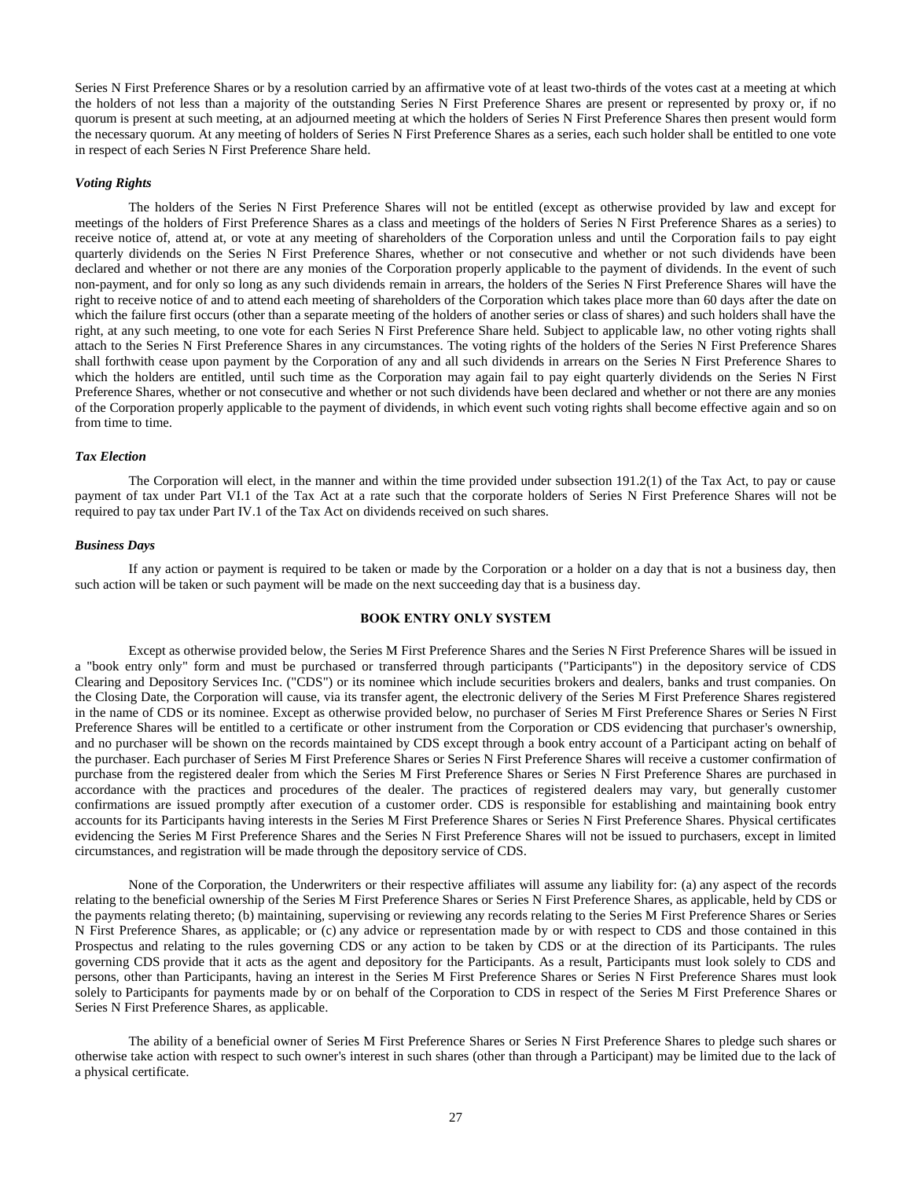Series N First Preference Shares or by a resolution carried by an affirmative vote of at least two-thirds of the votes cast at a meeting at which the holders of not less than a majority of the outstanding Series N First Preference Shares are present or represented by proxy or, if no quorum is present at such meeting, at an adjourned meeting at which the holders of Series N First Preference Shares then present would form the necessary quorum. At any meeting of holders of Series N First Preference Shares as a series, each such holder shall be entitled to one vote in respect of each Series N First Preference Share held.

***Voting Rights***

The holders of the Series N First Preference Shares will not be entitled (except as otherwise provided by law and except for meetings of the holders of First Preference Shares as a class and meetings of the holders of Series N First Preference Shares as a series) to receive notice of, attend at, or vote at any meeting of shareholders of the Corporation unless and until the Corporation fails to pay eight quarterly dividends on the Series N First Preference Shares, whether or not consecutive and whether or not such dividends have been declared and whether or not there are any monies of the Corporation properly applicable to the payment of dividends. In the event of such non-payment, and for only so long as any such dividends remain in arrears, the holders of the Series N First Preference Shares will have the right to receive notice of and to attend each meeting of shareholders of the Corporation which takes place more than 60 days after the date on which the failure first occurs (other than a separate meeting of the holders of another series or class of shares) and such holders shall have the right, at any such meeting, to one vote for each Series N First Preference Share held. Subject to applicable law, no other voting rights shall attach to the Series N First Preference Shares in any circumstances. The voting rights of the holders of the Series N First Preference Shares shall forthwith cease upon payment by the Corporation of any and all such dividends in arrears on the Series N First Preference Shares to which the holders are entitled, until such time as the Corporation may again fail to pay eight quarterly dividends on the Series N First Preference Shares, whether or not consecutive and whether or not such dividends have been declared and whether or not there are any monies of the Corporation properly applicable to the payment of dividends, in which event such voting rights shall become effective again and so on from time to time.

***Tax Election***

The Corporation will elect, in the manner and within the time provided under subsection 191.2(1) of the Tax Act, to pay or cause payment of tax under Part VI.1 of the Tax Act at a rate such that the corporate holders of Series N First Preference Shares will not be required to pay tax under Part IV.1 of the Tax Act on dividends received on such shares.

***Business Days***

If any action or payment is required to be taken or made by the Corporation or a holder on a day that is not a business day, then such action will be taken or such payment will be made on the next succeeding day that is a business day.

## BOOK ENTRY ONLY SYSTEM

Except as otherwise provided below, the Series M First Preference Shares and the Series N First Preference Shares will be issued in a "book entry only" form and must be purchased or transferred through participants ("Participants") in the depository service of CDS Clearing and Depository Services Inc. ("CDS") or its nominee which include securities brokers and dealers, banks and trust companies. On the Closing Date, the Corporation will cause, via its transfer agent, the electronic delivery of the Series M First Preference Shares registered in the name of CDS or its nominee. Except as otherwise provided below, no purchaser of Series M First Preference Shares or Series N First Preference Shares will be entitled to a certificate or other instrument from the Corporation or CDS evidencing that purchaser's ownership, and no purchaser will be shown on the records maintained by CDS except through a book entry account of a Participant acting on behalf of the purchaser. Each purchaser of Series M First Preference Shares or Series N First Preference Shares will receive a customer confirmation of purchase from the registered dealer from which the Series M First Preference Shares or Series N First Preference Shares are purchased in accordance with the practices and procedures of the dealer. The practices of registered dealers may vary, but generally customer confirmations are issued promptly after execution of a customer order. CDS is responsible for establishing and maintaining book entry accounts for its Participants having interests in the Series M First Preference Shares or Series N First Preference Shares. Physical certificates evidencing the Series M First Preference Shares and the Series N First Preference Shares will not be issued to purchasers, except in limited circumstances, and registration will be made through the depository service of CDS.

None of the Corporation, the Underwriters or their respective affiliates will assume any liability for: (a) any aspect of the records relating to the beneficial ownership of the Series M First Preference Shares or Series N First Preference Shares, as applicable, held by CDS or the payments relating thereto; (b) maintaining, supervising or reviewing any records relating to the Series M First Preference Shares or Series N First Preference Shares, as applicable; or (c) any advice or representation made by or with respect to CDS and those contained in this Prospectus and relating to the rules governing CDS or any action to be taken by CDS or at the direction of its Participants. The rules governing CDS provide that it acts as the agent and depository for the Participants. As a result, Participants must look solely to CDS and persons, other than Participants, having an interest in the Series M First Preference Shares or Series N First Preference Shares must look solely to Participants for payments made by or on behalf of the Corporation to CDS in respect of the Series M First Preference Shares or Series N First Preference Shares, as applicable.

The ability of a beneficial owner of Series M First Preference Shares or Series N First Preference Shares to pledge such shares or otherwise take action with respect to such owner's interest in such shares (other than through a Participant) may be limited due to the lack of a physical certificate.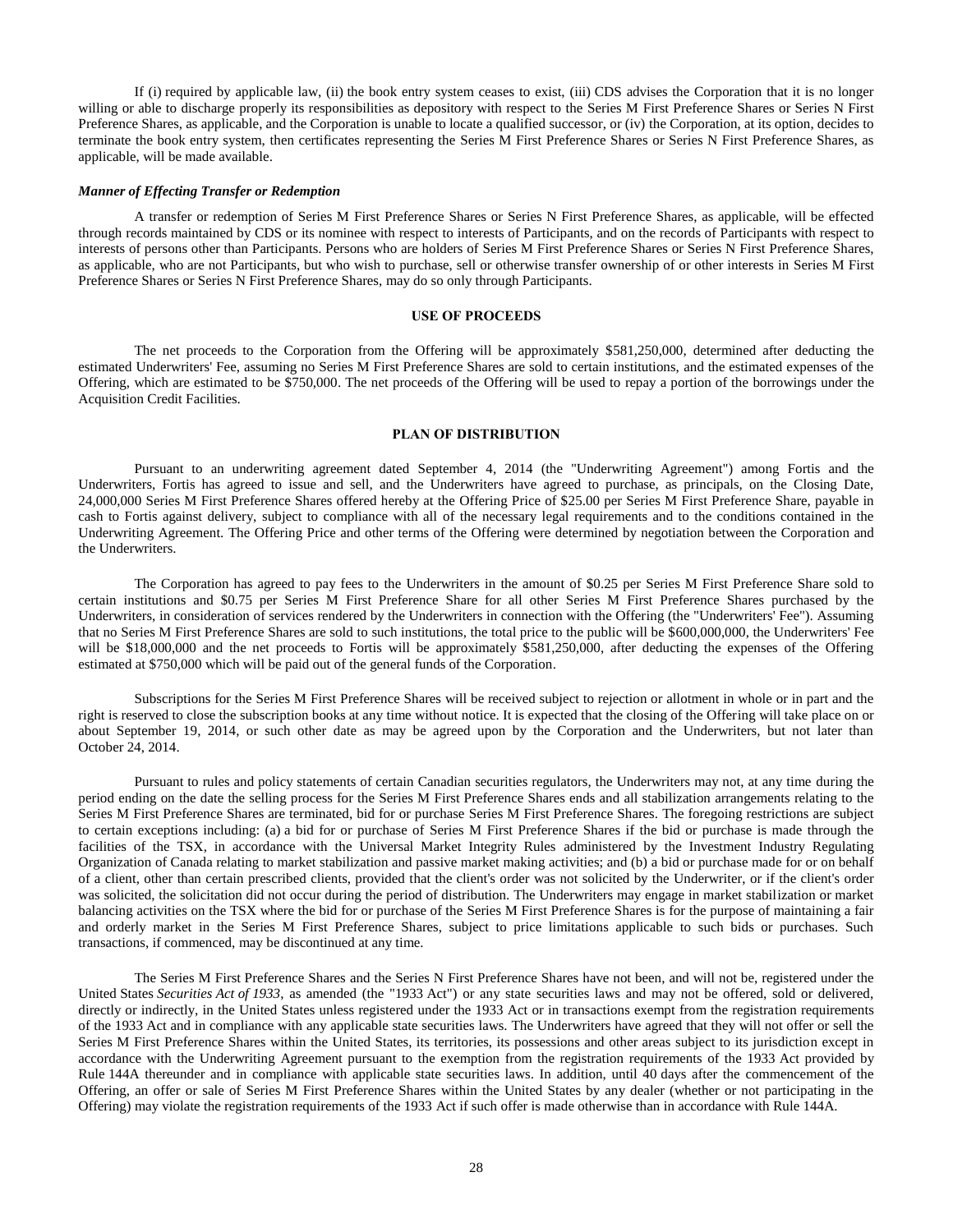If (i) required by applicable law, (ii) the book entry system ceases to exist, (iii) CDS advises the Corporation that it is no longer willing or able to discharge properly its responsibilities as depository with respect to the Series M First Preference Shares or Series N First Preference Shares, as applicable, and the Corporation is unable to locate a qualified successor, or (iv) the Corporation, at its option, decides to terminate the book entry system, then certificates representing the Series M First Preference Shares or Series N First Preference Shares, as applicable, will be made available.

***Manner of Effecting Transfer or Redemption***

A transfer or redemption of Series M First Preference Shares or Series N First Preference Shares, as applicable, will be effected through records maintained by CDS or its nominee with respect to interests of Participants, and on the records of Participants with respect to interests of persons other than Participants. Persons who are holders of Series M First Preference Shares or Series N First Preference Shares, as applicable, who are not Participants, but who wish to purchase, sell or otherwise transfer ownership of or other interests in Series M First Preference Shares or Series N First Preference Shares, may do so only through Participants.

## USE OF PROCEEDS

The net proceeds to the Corporation from the Offering will be approximately $581,250,000, determined after deducting the estimated Underwriters' Fee, assuming no Series M First Preference Shares are sold to certain institutions, and the estimated expenses of the Offering, which are estimated to be $750,000. The net proceeds of the Offering will be used to repay a portion of the borrowings under the Acquisition Credit Facilities.

## PLAN OF DISTRIBUTION

Pursuant to an underwriting agreement dated September 4, 2014 (the "Underwriting Agreement") among Fortis and the Underwriters, Fortis has agreed to issue and sell, and the Underwriters have agreed to purchase, as principals, on the Closing Date, 24,000,000 Series M First Preference Shares offered hereby at the Offering Price of $25.00 per Series M First Preference Share, payable in cash to Fortis against delivery, subject to compliance with all of the necessary legal requirements and to the conditions contained in the Underwriting Agreement. The Offering Price and other terms of the Offering were determined by negotiation between the Corporation and the Underwriters.

The Corporation has agreed to pay fees to the Underwriters in the amount of $0.25 per Series M First Preference Share sold to certain institutions and $0.75 per Series M First Preference Share for all other Series M First Preference Shares purchased by the Underwriters, in consideration of services rendered by the Underwriters in connection with the Offering (the "Underwriters' Fee"). Assuming that no Series M First Preference Shares are sold to such institutions, the total price to the public will be $600,000,000, the Underwriters' Fee will be $18,000,000 and the net proceeds to Fortis will be approximately $581,250,000, after deducting the expenses of the Offering estimated at $750,000 which will be paid out of the general funds of the Corporation.

Subscriptions for the Series M First Preference Shares will be received subject to rejection or allotment in whole or in part and the right is reserved to close the subscription books at any time without notice. It is expected that the closing of the Offering will take place on or about September 19, 2014, or such other date as may be agreed upon by the Corporation and the Underwriters, but not later than October 24, 2014.

Pursuant to rules and policy statements of certain Canadian securities regulators, the Underwriters may not, at any time during the period ending on the date the selling process for the Series M First Preference Shares ends and all stabilization arrangements relating to the Series M First Preference Shares are terminated, bid for or purchase Series M First Preference Shares. The foregoing restrictions are subject to certain exceptions including: (a) a bid for or purchase of Series M First Preference Shares if the bid or purchase is made through the facilities of the TSX, in accordance with the Universal Market Integrity Rules administered by the Investment Industry Regulating Organization of Canada relating to market stabilization and passive market making activities; and (b) a bid or purchase made for or on behalf of a client, other than certain prescribed clients, provided that the client's order was not solicited by the Underwriter, or if the client's order was solicited, the solicitation did not occur during the period of distribution. The Underwriters may engage in market stabilization or market balancing activities on the TSX where the bid for or purchase of the Series M First Preference Shares is for the purpose of maintaining a fair and orderly market in the Series M First Preference Shares, subject to price limitations applicable to such bids or purchases. Such transactions, if commenced, may be discontinued at any time.

The Series M First Preference Shares and the Series N First Preference Shares have not been, and will not be, registered under the United States *Securities Act of 1933*, as amended (the "1933 Act") or any state securities laws and may not be offered, sold or delivered, directly or indirectly, in the United States unless registered under the 1933 Act or in transactions exempt from the registration requirements of the 1933 Act and in compliance with any applicable state securities laws. The Underwriters have agreed that they will not offer or sell the Series M First Preference Shares within the United States, its territories, its possessions and other areas subject to its jurisdiction except in accordance with the Underwriting Agreement pursuant to the exemption from the registration requirements of the 1933 Act provided by Rule 144A thereunder and in compliance with applicable state securities laws. In addition, until 40 days after the commencement of the Offering, an offer or sale of Series M First Preference Shares within the United States by any dealer (whether or not participating in the Offering) may violate the registration requirements of the 1933 Act if such offer is made otherwise than in accordance with Rule 144A.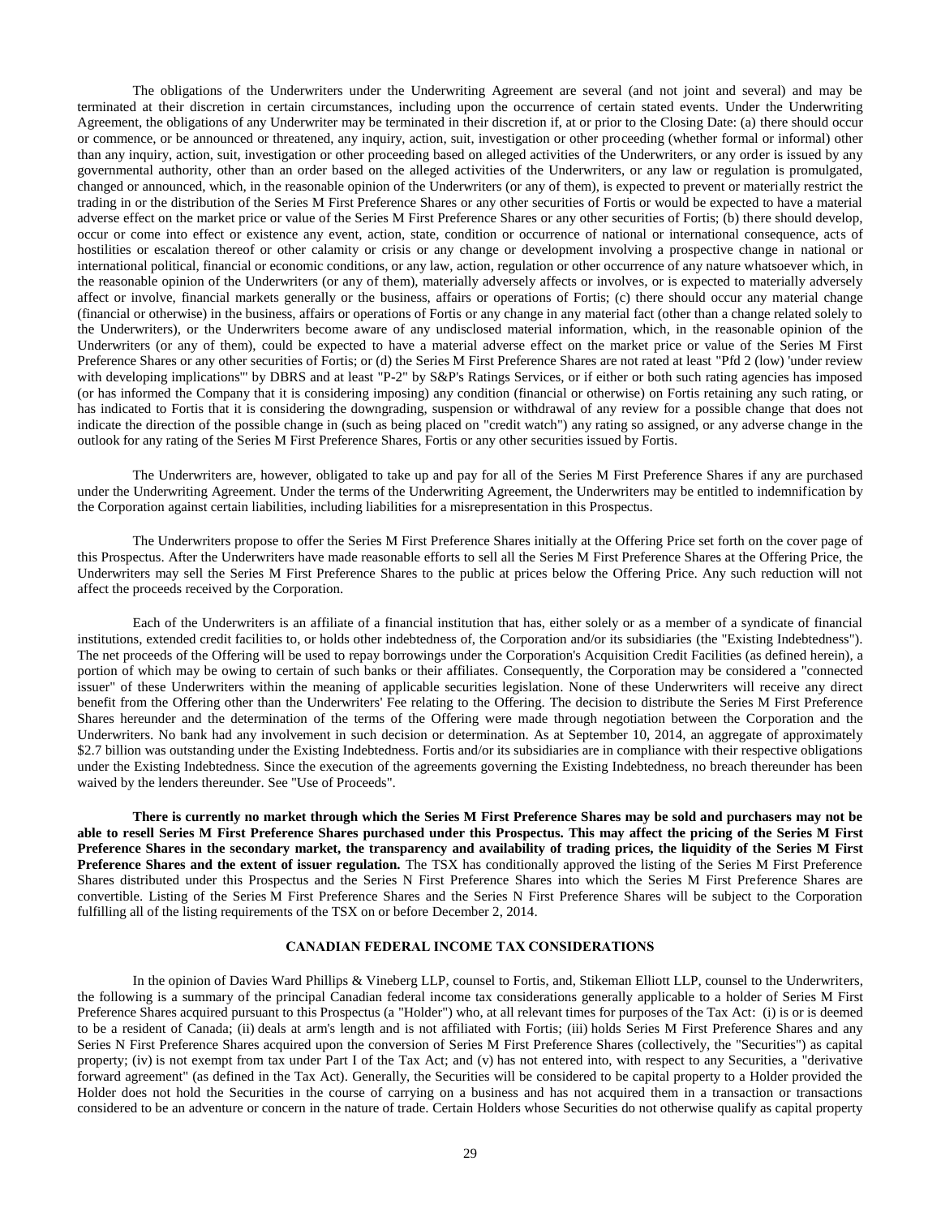The obligations of the Underwriters under the Underwriting Agreement are several (and not joint and several) and may be terminated at their discretion in certain circumstances, including upon the occurrence of certain stated events. Under the Underwriting Agreement, the obligations of any Underwriter may be terminated in their discretion if, at or prior to the Closing Date: (a) there should occur or commence, or be announced or threatened, any inquiry, action, suit, investigation or other proceeding (whether formal or informal) other than any inquiry, action, suit, investigation or other proceeding based on alleged activities of the Underwriters, or any order is issued by any governmental authority, other than an order based on the alleged activities of the Underwriters, or any law or regulation is promulgated, changed or announced, which, in the reasonable opinion of the Underwriters (or any of them), is expected to prevent or materially restrict the trading in or the distribution of the Series M First Preference Shares or any other securities of Fortis or would be expected to have a material adverse effect on the market price or value of the Series M First Preference Shares or any other securities of Fortis; (b) there should develop, occur or come into effect or existence any event, action, state, condition or occurrence of national or international consequence, acts of hostilities or escalation thereof or other calamity or crisis or any change or development involving a prospective change in national or international political, financial or economic conditions, or any law, action, regulation or other occurrence of any nature whatsoever which, in the reasonable opinion of the Underwriters (or any of them), materially adversely affects or involves, or is expected to materially adversely affect or involve, financial markets generally or the business, affairs or operations of Fortis; (c) there should occur any material change (financial or otherwise) in the business, affairs or operations of Fortis or any change in any material fact (other than a change related solely to the Underwriters), or the Underwriters become aware of any undisclosed material information, which, in the reasonable opinion of the Underwriters (or any of them), could be expected to have a material adverse effect on the market price or value of the Series M First Preference Shares or any other securities of Fortis; or (d) the Series M First Preference Shares are not rated at least "Pfd 2 (low) 'under review with developing implications'" by DBRS and at least "P-2" by S&P's Ratings Services, or if either or both such rating agencies has imposed (or has informed the Company that it is considering imposing) any condition (financial or otherwise) on Fortis retaining any such rating, or has indicated to Fortis that it is considering the downgrading, suspension or withdrawal of any review for a possible change that does not indicate the direction of the possible change in (such as being placed on "credit watch") any rating so assigned, or any adverse change in the outlook for any rating of the Series M First Preference Shares, Fortis or any other securities issued by Fortis.

The Underwriters are, however, obligated to take up and pay for all of the Series M First Preference Shares if any are purchased under the Underwriting Agreement. Under the terms of the Underwriting Agreement, the Underwriters may be entitled to indemnification by the Corporation against certain liabilities, including liabilities for a misrepresentation in this Prospectus.

The Underwriters propose to offer the Series M First Preference Shares initially at the Offering Price set forth on the cover page of this Prospectus. After the Underwriters have made reasonable efforts to sell all the Series M First Preference Shares at the Offering Price, the Underwriters may sell the Series M First Preference Shares to the public at prices below the Offering Price. Any such reduction will not affect the proceeds received by the Corporation.

Each of the Underwriters is an affiliate of a financial institution that has, either solely or as a member of a syndicate of financial institutions, extended credit facilities to, or holds other indebtedness of, the Corporation and/or its subsidiaries (the "Existing Indebtedness"). The net proceeds of the Offering will be used to repay borrowings under the Corporation's Acquisition Credit Facilities (as defined herein), a portion of which may be owing to certain of such banks or their affiliates. Consequently, the Corporation may be considered a "connected issuer" of these Underwriters within the meaning of applicable securities legislation. None of these Underwriters will receive any direct benefit from the Offering other than the Underwriters' Fee relating to the Offering. The decision to distribute the Series M First Preference Shares hereunder and the determination of the terms of the Offering were made through negotiation between the Corporation and the Underwriters. No bank had any involvement in such decision or determination. As at September 10, 2014, an aggregate of approximately $2.7 billion was outstanding under the Existing Indebtedness. Fortis and/or its subsidiaries are in compliance with their respective obligations under the Existing Indebtedness. Since the execution of the agreements governing the Existing Indebtedness, no breach thereunder has been waived by the lenders thereunder. See "Use of Proceeds".

**There is currently no market through which the Series M First Preference Shares may be sold and purchasers may not be able to resell Series M First Preference Shares purchased under this Prospectus. This may affect the pricing of the Series M First Preference Shares in the secondary market, the transparency and availability of trading prices, the liquidity of the Series M First Preference Shares and the extent of issuer regulation.** The TSX has conditionally approved the listing of the Series M First Preference Shares distributed under this Prospectus and the Series N First Preference Shares into which the Series M First Preference Shares are convertible. Listing of the Series M First Preference Shares and the Series N First Preference Shares will be subject to the Corporation fulfilling all of the listing requirements of the TSX on or before December 2, 2014.

## CANADIAN FEDERAL INCOME TAX CONSIDERATIONS

In the opinion of Davies Ward Phillips & Vineberg LLP, counsel to Fortis, and, Stikeman Elliott LLP, counsel to the Underwriters, the following is a summary of the principal Canadian federal income tax considerations generally applicable to a holder of Series M First Preference Shares acquired pursuant to this Prospectus (a "Holder") who, at all relevant times for purposes of the Tax Act: (i) is or is deemed to be a resident of Canada; (ii) deals at arm's length and is not affiliated with Fortis; (iii) holds Series M First Preference Shares and any Series N First Preference Shares acquired upon the conversion of Series M First Preference Shares (collectively, the "Securities") as capital property; (iv) is not exempt from tax under Part I of the Tax Act; and (v) has not entered into, with respect to any Securities, a "derivative forward agreement" (as defined in the Tax Act). Generally, the Securities will be considered to be capital property to a Holder provided the Holder does not hold the Securities in the course of carrying on a business and has not acquired them in a transaction or transactions considered to be an adventure or concern in the nature of trade. Certain Holders whose Securities do not otherwise qualify as capital property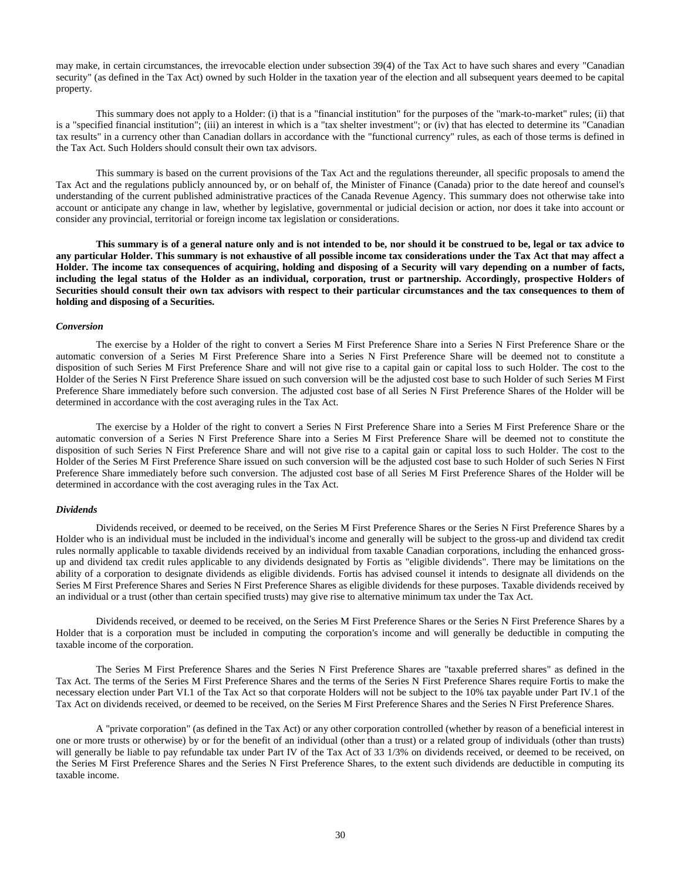may make, in certain circumstances, the irrevocable election under subsection 39(4) of the Tax Act to have such shares and every "Canadian security" (as defined in the Tax Act) owned by such Holder in the taxation year of the election and all subsequent years deemed to be capital property.

This summary does not apply to a Holder: (i) that is a "financial institution" for the purposes of the "mark-to-market" rules; (ii) that is a "specified financial institution"; (iii) an interest in which is a "tax shelter investment"; or (iv) that has elected to determine its "Canadian tax results" in a currency other than Canadian dollars in accordance with the "functional currency" rules, as each of those terms is defined in the Tax Act. Such Holders should consult their own tax advisors.

This summary is based on the current provisions of the Tax Act and the regulations thereunder, all specific proposals to amend the Tax Act and the regulations publicly announced by, or on behalf of, the Minister of Finance (Canada) prior to the date hereof and counsel's understanding of the current published administrative practices of the Canada Revenue Agency. This summary does not otherwise take into account or anticipate any change in law, whether by legislative, governmental or judicial decision or action, nor does it take into account or consider any provincial, territorial or foreign income tax legislation or considerations.

**This summary is of a general nature only and is not intended to be, nor should it be construed to be, legal or tax advice to any particular Holder. This summary is not exhaustive of all possible income tax considerations under the Tax Act that may affect a Holder. The income tax consequences of acquiring, holding and disposing of a Security will vary depending on a number of facts, including the legal status of the Holder as an individual, corporation, trust or partnership. Accordingly, prospective Holders of Securities should consult their own tax advisors with respect to their particular circumstances and the tax consequences to them of holding and disposing of a Securities.**

### *Conversion*

The exercise by a Holder of the right to convert a Series M First Preference Share into a Series N First Preference Share or the automatic conversion of a Series M First Preference Share into a Series N First Preference Share will be deemed not to constitute a disposition of such Series M First Preference Share and will not give rise to a capital gain or capital loss to such Holder. The cost to the Holder of the Series N First Preference Share issued on such conversion will be the adjusted cost base to such Holder of such Series M First Preference Share immediately before such conversion. The adjusted cost base of all Series N First Preference Shares of the Holder will be determined in accordance with the cost averaging rules in the Tax Act.

The exercise by a Holder of the right to convert a Series N First Preference Share into a Series M First Preference Share or the automatic conversion of a Series N First Preference Share into a Series M First Preference Share will be deemed not to constitute the disposition of such Series N First Preference Share and will not give rise to a capital gain or capital loss to such Holder. The cost to the Holder of the Series M First Preference Share issued on such conversion will be the adjusted cost base to such Holder of such Series N First Preference Share immediately before such conversion. The adjusted cost base of all Series M First Preference Shares of the Holder will be determined in accordance with the cost averaging rules in the Tax Act.

### *Dividends*

Dividends received, or deemed to be received, on the Series M First Preference Shares or the Series N First Preference Shares by a Holder who is an individual must be included in the individual's income and generally will be subject to the gross-up and dividend tax credit rules normally applicable to taxable dividends received by an individual from taxable Canadian corporations, including the enhanced gross-up and dividend tax credit rules applicable to any dividends designated by Fortis as "eligible dividends". There may be limitations on the ability of a corporation to designate dividends as eligible dividends. Fortis has advised counsel it intends to designate all dividends on the Series M First Preference Shares and Series N First Preference Shares as eligible dividends for these purposes. Taxable dividends received by an individual or a trust (other than certain specified trusts) may give rise to alternative minimum tax under the Tax Act.

Dividends received, or deemed to be received, on the Series M First Preference Shares or the Series N First Preference Shares by a Holder that is a corporation must be included in computing the corporation's income and will generally be deductible in computing the taxable income of the corporation.

The Series M First Preference Shares and the Series N First Preference Shares are "taxable preferred shares" as defined in the Tax Act. The terms of the Series M First Preference Shares and the terms of the Series N First Preference Shares require Fortis to make the necessary election under Part VI.1 of the Tax Act so that corporate Holders will not be subject to the 10% tax payable under Part IV.1 of the Tax Act on dividends received, or deemed to be received, on the Series M First Preference Shares and the Series N First Preference Shares.

A "private corporation" (as defined in the Tax Act) or any other corporation controlled (whether by reason of a beneficial interest in one or more trusts or otherwise) by or for the benefit of an individual (other than a trust) or a related group of individuals (other than trusts) will generally be liable to pay refundable tax under Part IV of the Tax Act of 33 1/3% on dividends received, or deemed to be received, on the Series M First Preference Shares and the Series N First Preference Shares, to the extent such dividends are deductible in computing its taxable income.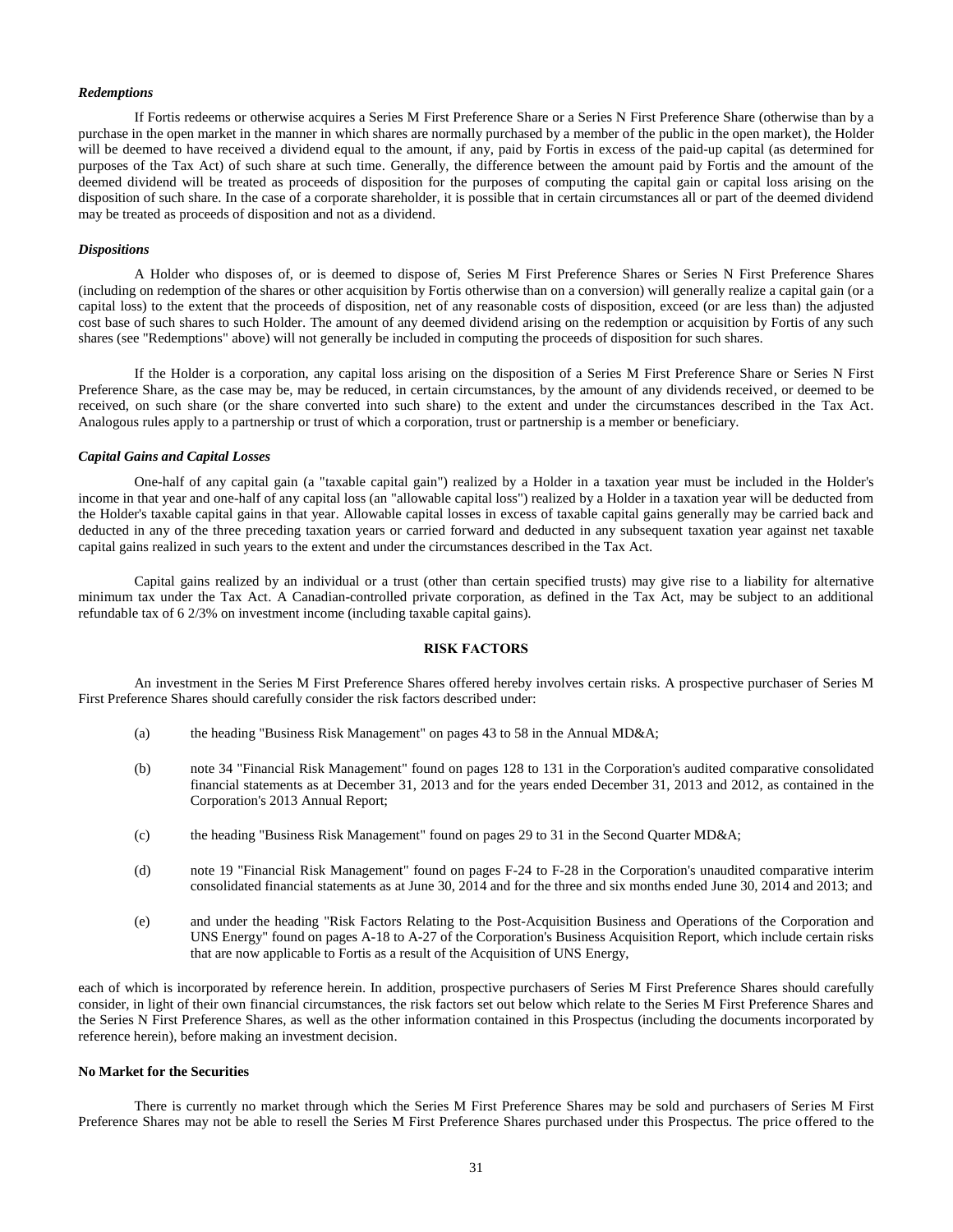***Redemptions***

If Fortis redeems or otherwise acquires a Series M First Preference Share or a Series N First Preference Share (otherwise than by a purchase in the open market in the manner in which shares are normally purchased by a member of the public in the open market), the Holder will be deemed to have received a dividend equal to the amount, if any, paid by Fortis in excess of the paid-up capital (as determined for purposes of the Tax Act) of such share at such time. Generally, the difference between the amount paid by Fortis and the amount of the deemed dividend will be treated as proceeds of disposition for the purposes of computing the capital gain or capital loss arising on the disposition of such share. In the case of a corporate shareholder, it is possible that in certain circumstances all or part of the deemed dividend may be treated as proceeds of disposition and not as a dividend.

***Dispositions***

A Holder who disposes of, or is deemed to dispose of, Series M First Preference Shares or Series N First Preference Shares (including on redemption of the shares or other acquisition by Fortis otherwise than on a conversion) will generally realize a capital gain (or a capital loss) to the extent that the proceeds of disposition, net of any reasonable costs of disposition, exceed (or are less than) the adjusted cost base of such shares to such Holder. The amount of any deemed dividend arising on the redemption or acquisition by Fortis of any such shares (see "Redemptions" above) will not generally be included in computing the proceeds of disposition for such shares.

If the Holder is a corporation, any capital loss arising on the disposition of a Series M First Preference Share or Series N First Preference Share, as the case may be, may be reduced, in certain circumstances, by the amount of any dividends received, or deemed to be received, on such share (or the share converted into such share) to the extent and under the circumstances described in the Tax Act. Analogous rules apply to a partnership or trust of which a corporation, trust or partnership is a member or beneficiary.

***Capital Gains and Capital Losses***

One-half of any capital gain (a "taxable capital gain") realized by a Holder in a taxation year must be included in the Holder's income in that year and one-half of any capital loss (an "allowable capital loss") realized by a Holder in a taxation year will be deducted from the Holder's taxable capital gains in that year. Allowable capital losses in excess of taxable capital gains generally may be carried back and deducted in any of the three preceding taxation years or carried forward and deducted in any subsequent taxation year against net taxable capital gains realized in such years to the extent and under the circumstances described in the Tax Act.

Capital gains realized by an individual or a trust (other than certain specified trusts) may give rise to a liability for alternative minimum tax under the Tax Act. A Canadian-controlled private corporation, as defined in the Tax Act, may be subject to an additional refundable tax of 6 2/3% on investment income (including taxable capital gains).

## RISK FACTORS

An investment in the Series M First Preference Shares offered hereby involves certain risks. A prospective purchaser of Series M First Preference Shares should carefully consider the risk factors described under:

(a) the heading "Business Risk Management" on pages 43 to 58 in the Annual MD&A;

(b) note 34 "Financial Risk Management" found on pages 128 to 131 in the Corporation's audited comparative consolidated financial statements as at December 31, 2013 and for the years ended December 31, 2013 and 2012, as contained in the Corporation's 2013 Annual Report;

(c) the heading "Business Risk Management" found on pages 29 to 31 in the Second Quarter MD&A;

(d) note 19 "Financial Risk Management" found on pages F-24 to F-28 in the Corporation's unaudited comparative interim consolidated financial statements as at June 30, 2014 and for the three and six months ended June 30, 2014 and 2013; and

(e) and under the heading "Risk Factors Relating to the Post-Acquisition Business and Operations of the Corporation and UNS Energy" found on pages A-18 to A-27 of the Corporation's Business Acquisition Report, which include certain risks that are now applicable to Fortis as a result of the Acquisition of UNS Energy,

each of which is incorporated by reference herein. In addition, prospective purchasers of Series M First Preference Shares should carefully consider, in light of their own financial circumstances, the risk factors set out below which relate to the Series M First Preference Shares and the Series N First Preference Shares, as well as the other information contained in this Prospectus (including the documents incorporated by reference herein), before making an investment decision.

**No Market for the Securities**

There is currently no market through which the Series M First Preference Shares may be sold and purchasers of Series M First Preference Shares may not be able to resell the Series M First Preference Shares purchased under this Prospectus. The price offered to the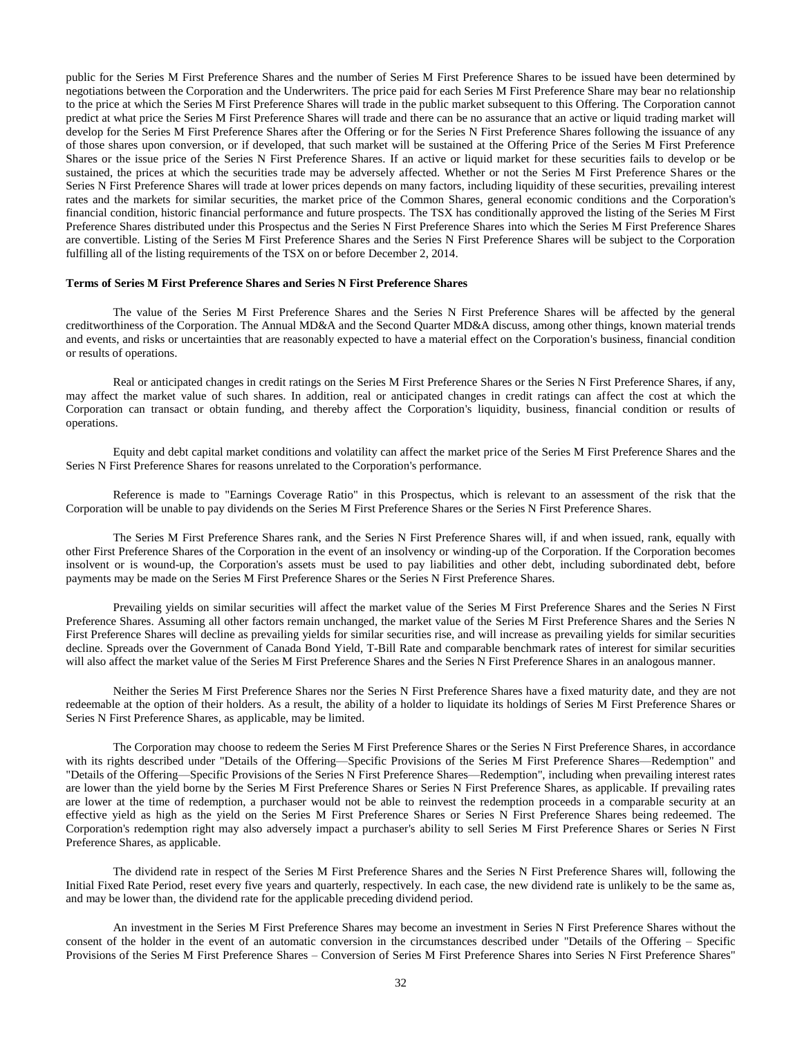public for the Series M First Preference Shares and the number of Series M First Preference Shares to be issued have been determined by negotiations between the Corporation and the Underwriters. The price paid for each Series M First Preference Share may bear no relationship to the price at which the Series M First Preference Shares will trade in the public market subsequent to this Offering. The Corporation cannot predict at what price the Series M First Preference Shares will trade and there can be no assurance that an active or liquid trading market will develop for the Series M First Preference Shares after the Offering or for the Series N First Preference Shares following the issuance of any of those shares upon conversion, or if developed, that such market will be sustained at the Offering Price of the Series M First Preference Shares or the issue price of the Series N First Preference Shares. If an active or liquid market for these securities fails to develop or be sustained, the prices at which the securities trade may be adversely affected. Whether or not the Series M First Preference Shares or the Series N First Preference Shares will trade at lower prices depends on many factors, including liquidity of these securities, prevailing interest rates and the markets for similar securities, the market price of the Common Shares, general economic conditions and the Corporation's financial condition, historic financial performance and future prospects. The TSX has conditionally approved the listing of the Series M First Preference Shares distributed under this Prospectus and the Series N First Preference Shares into which the Series M First Preference Shares are convertible. Listing of the Series M First Preference Shares and the Series N First Preference Shares will be subject to the Corporation fulfilling all of the listing requirements of the TSX on or before December 2, 2014.

**Terms of Series M First Preference Shares and Series N First Preference Shares**

The value of the Series M First Preference Shares and the Series N First Preference Shares will be affected by the general creditworthiness of the Corporation. The Annual MD&A and the Second Quarter MD&A discuss, among other things, known material trends and events, and risks or uncertainties that are reasonably expected to have a material effect on the Corporation's business, financial condition or results of operations.

Real or anticipated changes in credit ratings on the Series M First Preference Shares or the Series N First Preference Shares, if any, may affect the market value of such shares. In addition, real or anticipated changes in credit ratings can affect the cost at which the Corporation can transact or obtain funding, and thereby affect the Corporation's liquidity, business, financial condition or results of operations.

Equity and debt capital market conditions and volatility can affect the market price of the Series M First Preference Shares and the Series N First Preference Shares for reasons unrelated to the Corporation's performance.

Reference is made to "Earnings Coverage Ratio" in this Prospectus, which is relevant to an assessment of the risk that the Corporation will be unable to pay dividends on the Series M First Preference Shares or the Series N First Preference Shares.

The Series M First Preference Shares rank, and the Series N First Preference Shares will, if and when issued, rank, equally with other First Preference Shares of the Corporation in the event of an insolvency or winding-up of the Corporation. If the Corporation becomes insolvent or is wound-up, the Corporation's assets must be used to pay liabilities and other debt, including subordinated debt, before payments may be made on the Series M First Preference Shares or the Series N First Preference Shares.

Prevailing yields on similar securities will affect the market value of the Series M First Preference Shares and the Series N First Preference Shares. Assuming all other factors remain unchanged, the market value of the Series M First Preference Shares and the Series N First Preference Shares will decline as prevailing yields for similar securities rise, and will increase as prevailing yields for similar securities decline. Spreads over the Government of Canada Bond Yield, T-Bill Rate and comparable benchmark rates of interest for similar securities will also affect the market value of the Series M First Preference Shares and the Series N First Preference Shares in an analogous manner.

Neither the Series M First Preference Shares nor the Series N First Preference Shares have a fixed maturity date, and they are not redeemable at the option of their holders. As a result, the ability of a holder to liquidate its holdings of Series M First Preference Shares or Series N First Preference Shares, as applicable, may be limited.

The Corporation may choose to redeem the Series M First Preference Shares or the Series N First Preference Shares, in accordance with its rights described under "Details of the Offering—Specific Provisions of the Series M First Preference Shares—Redemption" and "Details of the Offering—Specific Provisions of the Series N First Preference Shares—Redemption", including when prevailing interest rates are lower than the yield borne by the Series M First Preference Shares or Series N First Preference Shares, as applicable. If prevailing rates are lower at the time of redemption, a purchaser would not be able to reinvest the redemption proceeds in a comparable security at an effective yield as high as the yield on the Series M First Preference Shares or Series N First Preference Shares being redeemed. The Corporation's redemption right may also adversely impact a purchaser's ability to sell Series M First Preference Shares or Series N First Preference Shares, as applicable.

The dividend rate in respect of the Series M First Preference Shares and the Series N First Preference Shares will, following the Initial Fixed Rate Period, reset every five years and quarterly, respectively. In each case, the new dividend rate is unlikely to be the same as, and may be lower than, the dividend rate for the applicable preceding dividend period.

An investment in the Series M First Preference Shares may become an investment in Series N First Preference Shares without the consent of the holder in the event of an automatic conversion in the circumstances described under "Details of the Offering – Specific Provisions of the Series M First Preference Shares – Conversion of Series M First Preference Shares into Series N First Preference Shares"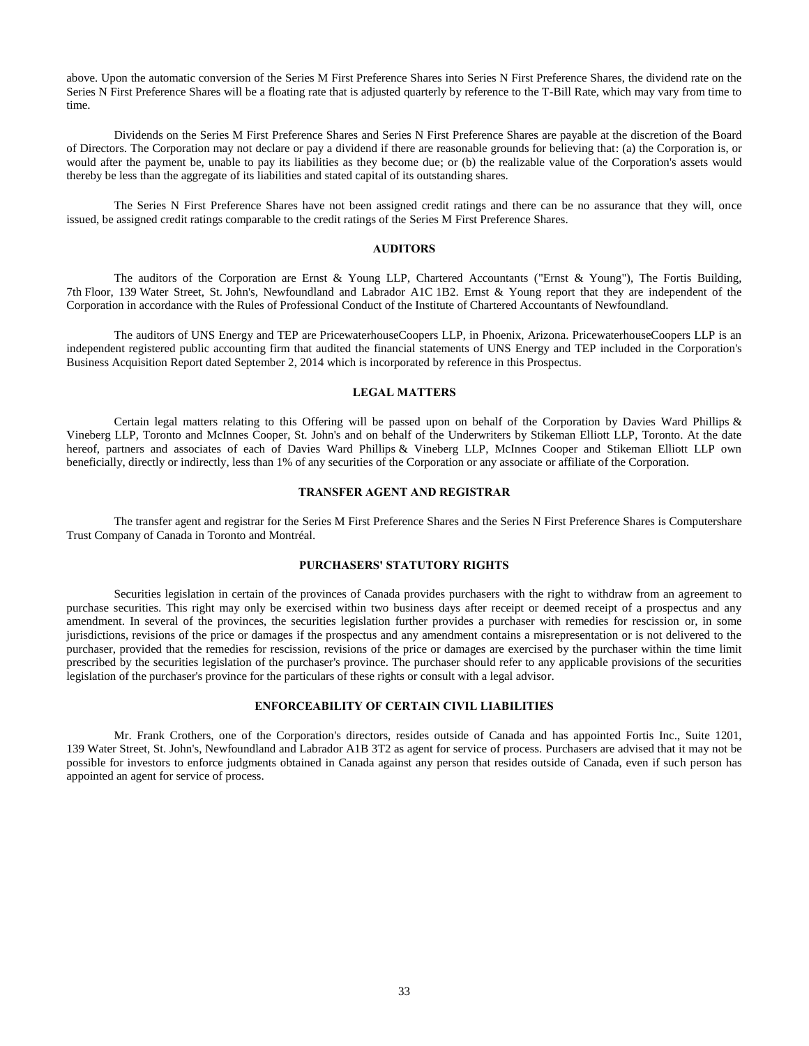above. Upon the automatic conversion of the Series M First Preference Shares into Series N First Preference Shares, the dividend rate on the Series N First Preference Shares will be a floating rate that is adjusted quarterly by reference to the T-Bill Rate, which may vary from time to time.

Dividends on the Series M First Preference Shares and Series N First Preference Shares are payable at the discretion of the Board of Directors. The Corporation may not declare or pay a dividend if there are reasonable grounds for believing that: (a) the Corporation is, or would after the payment be, unable to pay its liabilities as they become due; or (b) the realizable value of the Corporation's assets would thereby be less than the aggregate of its liabilities and stated capital of its outstanding shares.

The Series N First Preference Shares have not been assigned credit ratings and there can be no assurance that they will, once issued, be assigned credit ratings comparable to the credit ratings of the Series M First Preference Shares.

## AUDITORS

The auditors of the Corporation are Ernst & Young LLP, Chartered Accountants ("Ernst & Young"), The Fortis Building, 7th Floor, 139 Water Street, St. John's, Newfoundland and Labrador A1C 1B2. Ernst & Young report that they are independent of the Corporation in accordance with the Rules of Professional Conduct of the Institute of Chartered Accountants of Newfoundland.

The auditors of UNS Energy and TEP are PricewaterhouseCoopers LLP, in Phoenix, Arizona. PricewaterhouseCoopers LLP is an independent registered public accounting firm that audited the financial statements of UNS Energy and TEP included in the Corporation's Business Acquisition Report dated September 2, 2014 which is incorporated by reference in this Prospectus.

## LEGAL MATTERS

Certain legal matters relating to this Offering will be passed upon on behalf of the Corporation by Davies Ward Phillips & Vineberg LLP, Toronto and McInnes Cooper, St. John's and on behalf of the Underwriters by Stikeman Elliott LLP, Toronto. At the date hereof, partners and associates of each of Davies Ward Phillips & Vineberg LLP, McInnes Cooper and Stikeman Elliott LLP own beneficially, directly or indirectly, less than 1% of any securities of the Corporation or any associate or affiliate of the Corporation.

## TRANSFER AGENT AND REGISTRAR

The transfer agent and registrar for the Series M First Preference Shares and the Series N First Preference Shares is Computershare Trust Company of Canada in Toronto and Montréal.

## PURCHASERS' STATUTORY RIGHTS

Securities legislation in certain of the provinces of Canada provides purchasers with the right to withdraw from an agreement to purchase securities. This right may only be exercised within two business days after receipt or deemed receipt of a prospectus and any amendment. In several of the provinces, the securities legislation further provides a purchaser with remedies for rescission or, in some jurisdictions, revisions of the price or damages if the prospectus and any amendment contains a misrepresentation or is not delivered to the purchaser, provided that the remedies for rescission, revisions of the price or damages are exercised by the purchaser within the time limit prescribed by the securities legislation of the purchaser's province. The purchaser should refer to any applicable provisions of the securities legislation of the purchaser's province for the particulars of these rights or consult with a legal advisor.

## ENFORCEABILITY OF CERTAIN CIVIL LIABILITIES

Mr. Frank Crothers, one of the Corporation's directors, resides outside of Canada and has appointed Fortis Inc., Suite 1201, 139 Water Street, St. John's, Newfoundland and Labrador A1B 3T2 as agent for service of process. Purchasers are advised that it may not be possible for investors to enforce judgments obtained in Canada against any person that resides outside of Canada, even if such person has appointed an agent for service of process.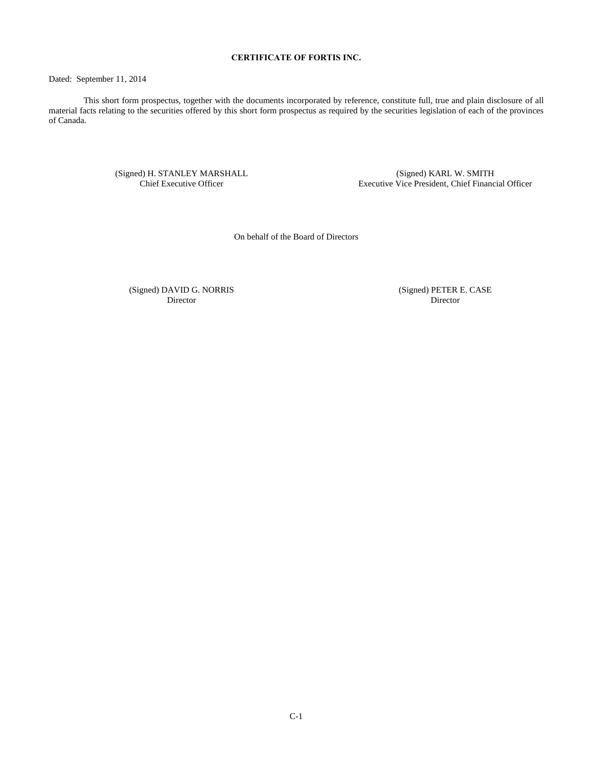## CERTIFICATE OF FORTIS INC.

Dated: September 11, 2014

This short form prospectus, together with the documents incorporated by reference, constitute full, true and plain disclosure of all material facts relating to the securities offered by this short form prospectus as required by the securities legislation of each of the provinces of Canada.

(Signed) H. STANLEY MARSHALL
Chief Executive Officer

(Signed) KARL W. SMITH
Executive Vice President, Chief Financial Officer

On behalf of the Board of Directors

(Signed) DAVID G. NORRIS
Director

(Signed) PETER E. CASE
Director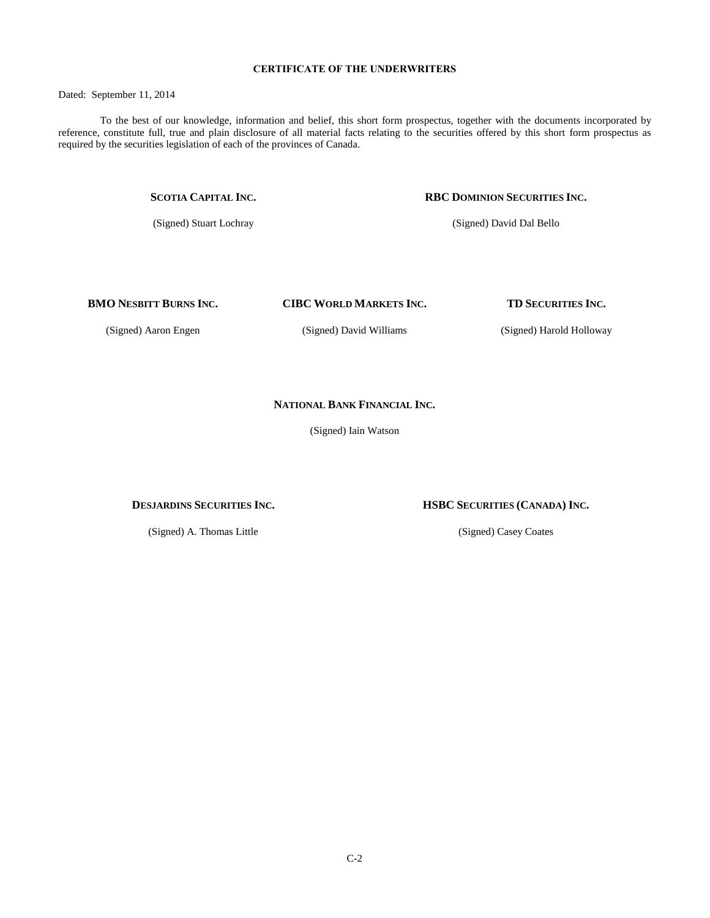## CERTIFICATE OF THE UNDERWRITERS

Dated: September 11, 2014

To the best of our knowledge, information and belief, this short form prospectus, together with the documents incorporated by reference, constitute full, true and plain disclosure of all material facts relating to the securities offered by this short form prospectus as required by the securities legislation of each of the provinces of Canada.

**SCOTIA CAPITAL INC.**

(Signed) Stuart Lochray

**RBC DOMINION SECURITIES INC.**

(Signed) David Dal Bello

**BMO NESBITT BURNS INC.**

(Signed) Aaron Engen

**CIBC WORLD MARKETS INC.**

(Signed) David Williams

**TD SECURITIES INC.**

(Signed) Harold Holloway

**NATIONAL BANK FINANCIAL INC.**

(Signed) Iain Watson

**DESJARDINS SECURITIES INC.**

(Signed) A. Thomas Little

**HSBC SECURITIES (CANADA) INC.**

(Signed) Casey Coates